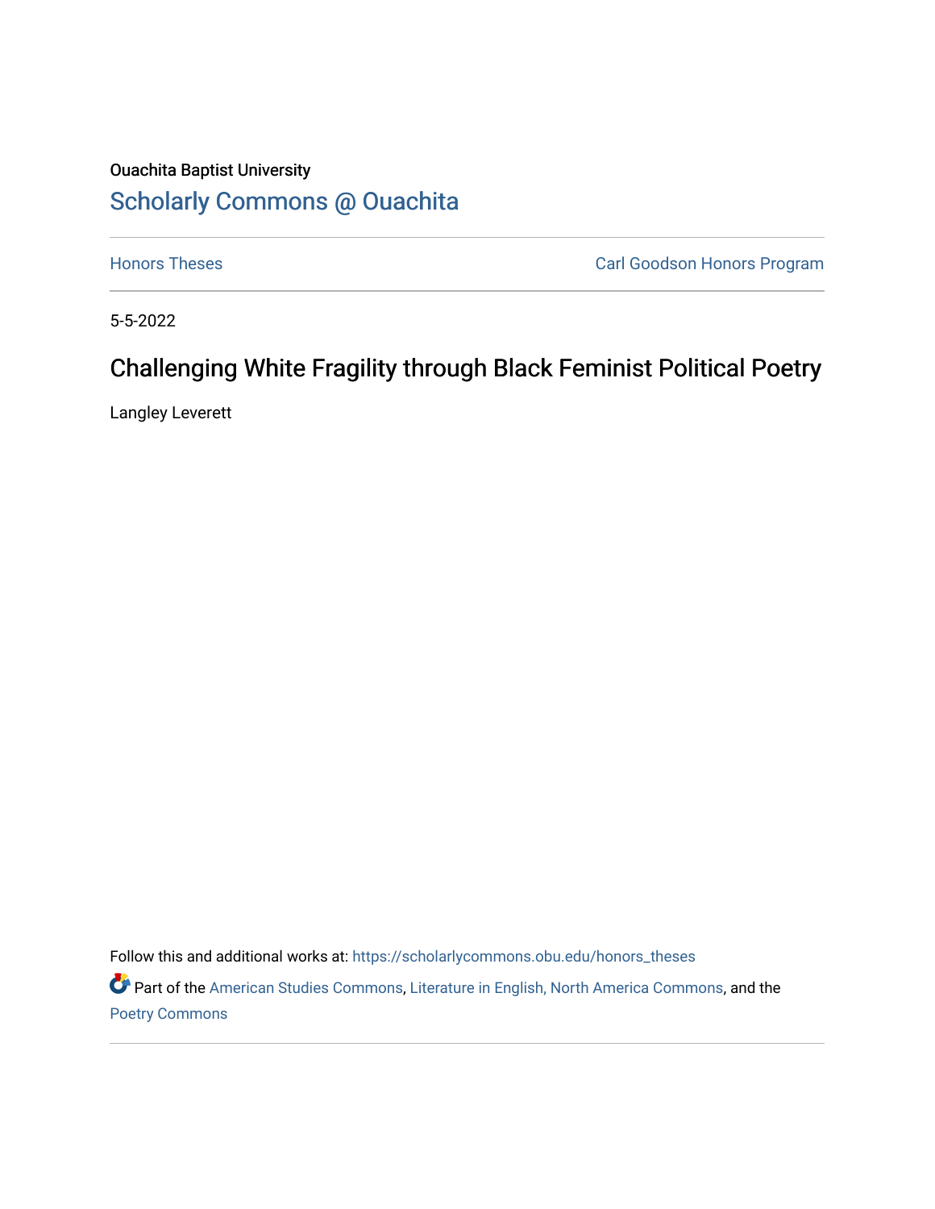Ouachita Baptist University

# Scholarly Commons @ Ouachita

Honors Theses | Carl Goodson Honors Program

5-5-2022

## Challenging White Fragility through Black Feminist Political Poetry

Langley Leverett

Follow this and additional works at: https://scholarlycommons.obu.edu/honors_theses

Part of the American Studies Commons, Literature in English, North America Commons, and the Poetry Commons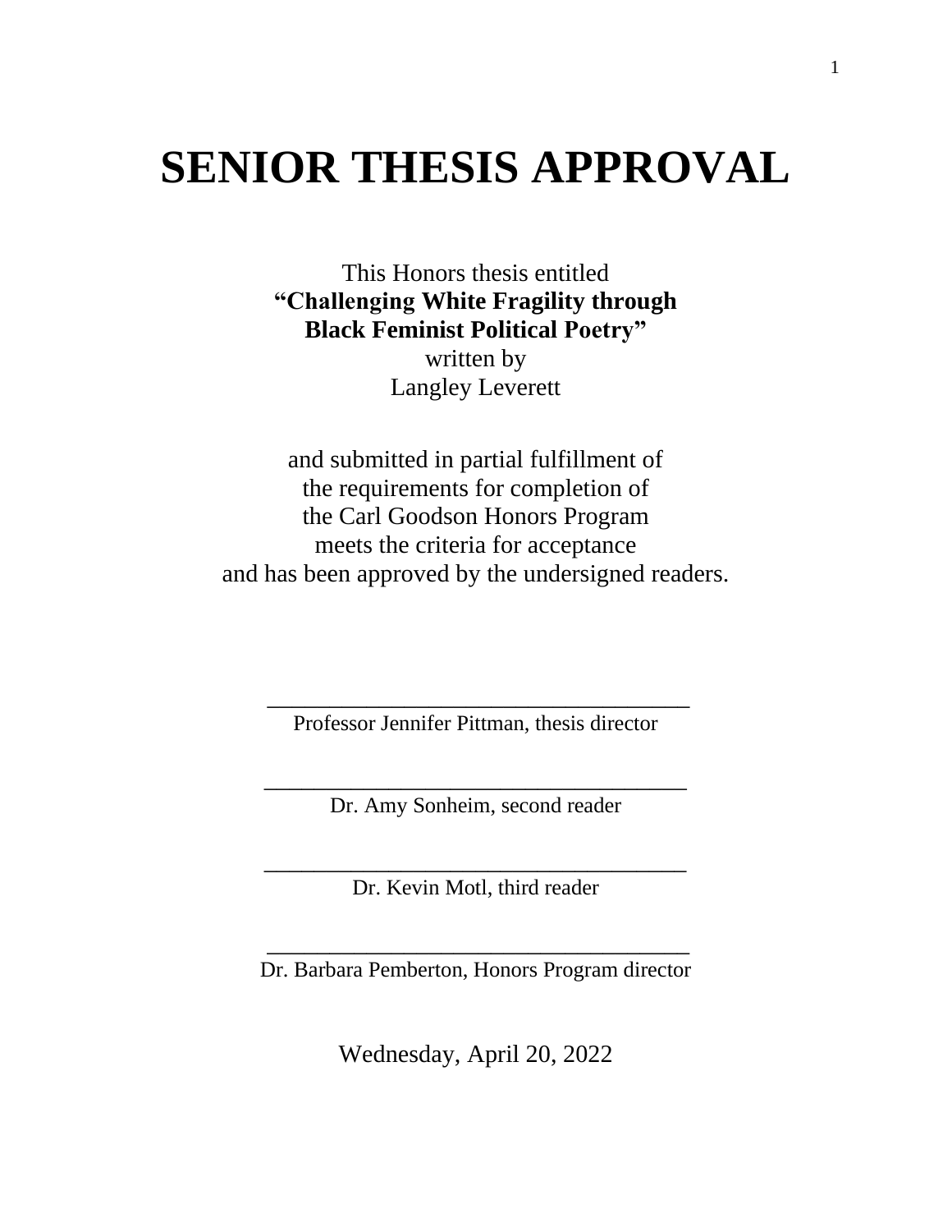# SENIOR THESIS APPROVAL

This Honors thesis entitled
**"Challenging White Fragility through Black Feminist Political Poetry"**
written by
Langley Leverett

and submitted in partial fulfillment of
the requirements for completion of
the Carl Goodson Honors Program
meets the criteria for acceptance
and has been approved by the undersigned readers.

\_\_\_\_\_\_\_\_\_\_\_\_\_\_\_\_\_\_\_\_\_\_\_\_\_\_\_\_\_\_\_\_\_\_\_\_
Professor Jennifer Pittman, thesis director

\_\_\_\_\_\_\_\_\_\_\_\_\_\_\_\_\_\_\_\_\_\_\_\_\_\_\_\_\_\_\_\_\_\_\_\_
Dr. Amy Sonheim, second reader

\_\_\_\_\_\_\_\_\_\_\_\_\_\_\_\_\_\_\_\_\_\_\_\_\_\_\_\_\_\_\_\_\_\_\_\_
Dr. Kevin Motl, third reader

\_\_\_\_\_\_\_\_\_\_\_\_\_\_\_\_\_\_\_\_\_\_\_\_\_\_\_\_\_\_\_\_\_\_\_\_
Dr. Barbara Pemberton, Honors Program director

Wednesday, April 20, 2022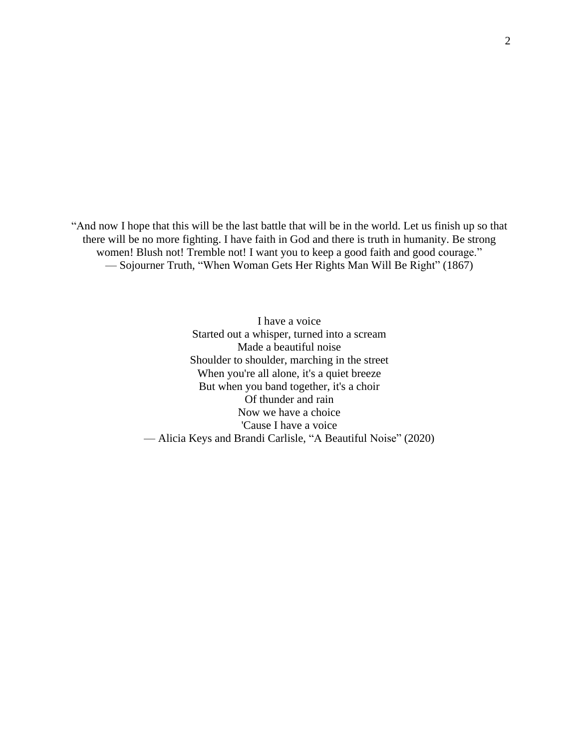"And now I hope that this will be the last battle that will be in the world. Let us finish up so that there will be no more fighting. I have faith in God and there is truth in humanity. Be strong women! Blush not! Tremble not! I want you to keep a good faith and good courage."
— Sojourner Truth, "When Woman Gets Her Rights Man Will Be Right" (1867)

I have a voice
Started out a whisper, turned into a scream
Made a beautiful noise
Shoulder to shoulder, marching in the street
When you're all alone, it's a quiet breeze
But when you band together, it's a choir
Of thunder and rain
Now we have a choice
'Cause I have a voice
— Alicia Keys and Brandi Carlisle, "A Beautiful Noise" (2020)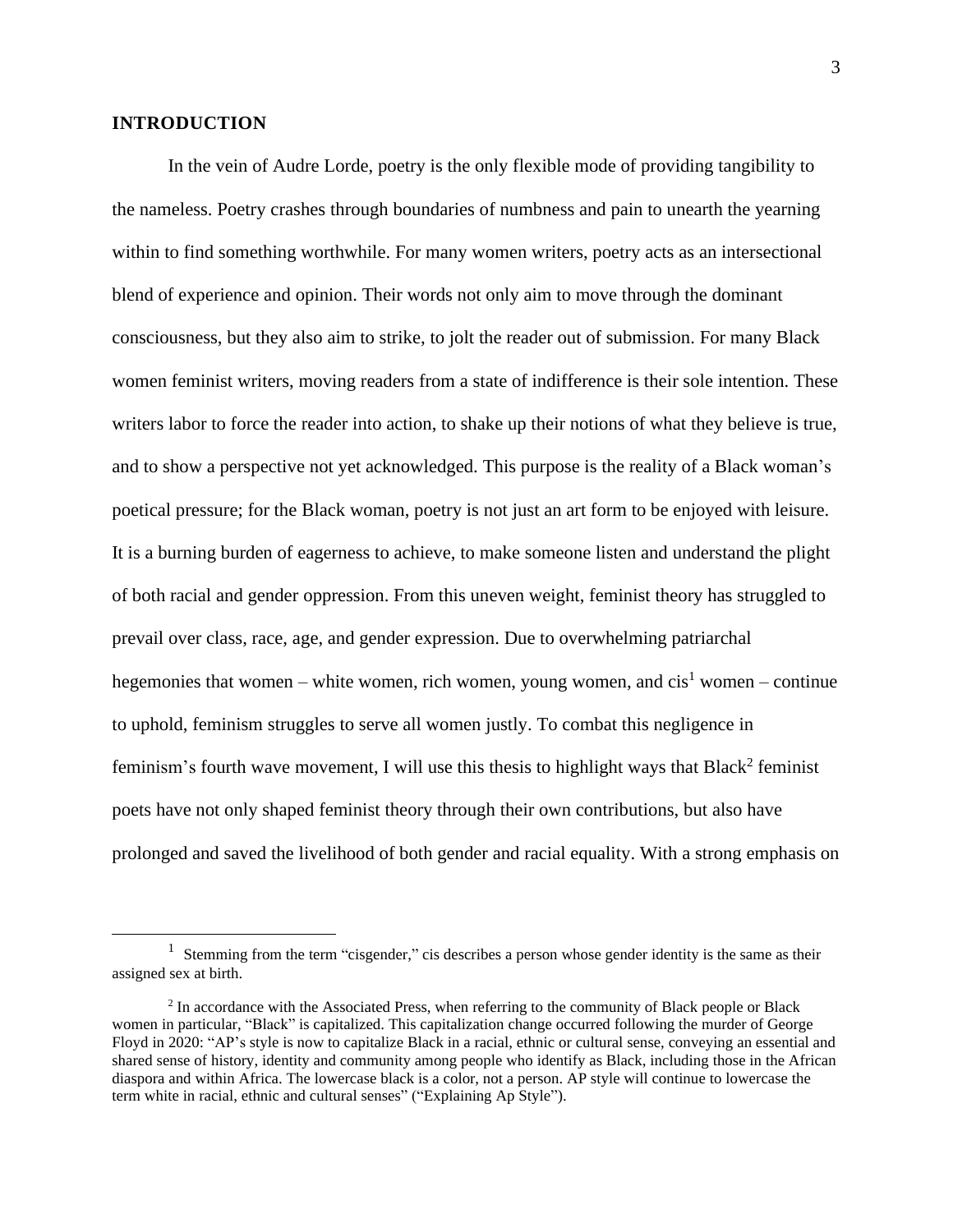## INTRODUCTION

In the vein of Audre Lorde, poetry is the only flexible mode of providing tangibility to the nameless. Poetry crashes through boundaries of numbness and pain to unearth the yearning within to find something worthwhile. For many women writers, poetry acts as an intersectional blend of experience and opinion. Their words not only aim to move through the dominant consciousness, but they also aim to strike, to jolt the reader out of submission. For many Black women feminist writers, moving readers from a state of indifference is their sole intention. These writers labor to force the reader into action, to shake up their notions of what they believe is true, and to show a perspective not yet acknowledged. This purpose is the reality of a Black woman's poetical pressure; for the Black woman, poetry is not just an art form to be enjoyed with leisure. It is a burning burden of eagerness to achieve, to make someone listen and understand the plight of both racial and gender oppression. From this uneven weight, feminist theory has struggled to prevail over class, race, age, and gender expression. Due to overwhelming patriarchal hegemonies that women – white women, rich women, young women, and cis[1] women – continue to uphold, feminism struggles to serve all women justly. To combat this negligence in feminism's fourth wave movement, I will use this thesis to highlight ways that Black[2] feminist poets have not only shaped feminist theory through their own contributions, but also have prolonged and saved the livelihood of both gender and racial equality. With a strong emphasis on

---

[1] Stemming from the term "cisgender," cis describes a person whose gender identity is the same as their assigned sex at birth.

[2] In accordance with the Associated Press, when referring to the community of Black people or Black women in particular, "Black" is capitalized. This capitalization change occurred following the murder of George Floyd in 2020: "AP's style is now to capitalize Black in a racial, ethnic or cultural sense, conveying an essential and shared sense of history, identity and community among people who identify as Black, including those in the African diaspora and within Africa. The lowercase black is a color, not a person. AP style will continue to lowercase the term white in racial, ethnic and cultural senses" ("Explaining Ap Style").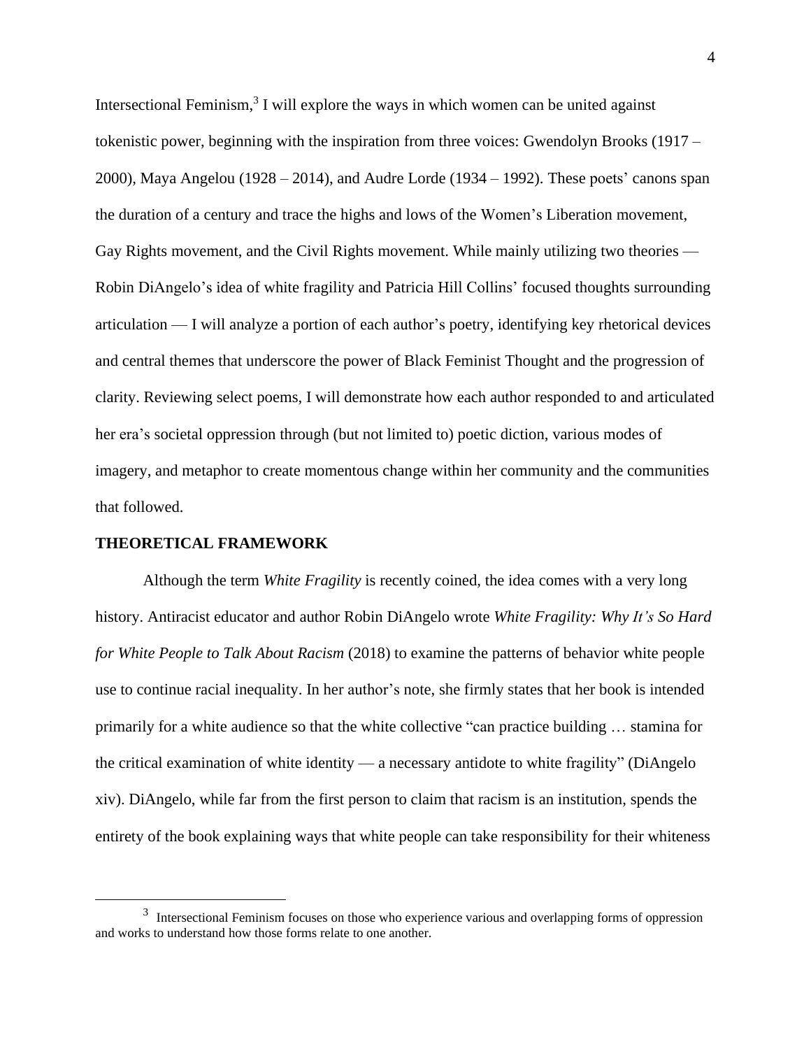Intersectional Feminism,[3] I will explore the ways in which women can be united against tokenistic power, beginning with the inspiration from three voices: Gwendolyn Brooks (1917 – 2000), Maya Angelou (1928 – 2014), and Audre Lorde (1934 – 1992). These poets' canons span the duration of a century and trace the highs and lows of the Women's Liberation movement, Gay Rights movement, and the Civil Rights movement. While mainly utilizing two theories — Robin DiAngelo's idea of white fragility and Patricia Hill Collins' focused thoughts surrounding articulation — I will analyze a portion of each author's poetry, identifying key rhetorical devices and central themes that underscore the power of Black Feminist Thought and the progression of clarity. Reviewing select poems, I will demonstrate how each author responded to and articulated her era's societal oppression through (but not limited to) poetic diction, various modes of imagery, and metaphor to create momentous change within her community and the communities that followed.

## THEORETICAL FRAMEWORK

Although the term *White Fragility* is recently coined, the idea comes with a very long history. Antiracist educator and author Robin DiAngelo wrote *White Fragility: Why It's So Hard for White People to Talk About Racism* (2018) to examine the patterns of behavior white people use to continue racial inequality. In her author's note, she firmly states that her book is intended primarily for a white audience so that the white collective "can practice building … stamina for the critical examination of white identity — a necessary antidote to white fragility" (DiAngelo xiv). DiAngelo, while far from the first person to claim that racism is an institution, spends the entirety of the book explaining ways that white people can take responsibility for their whiteness

[3] Intersectional Feminism focuses on those who experience various and overlapping forms of oppression and works to understand how those forms relate to one another.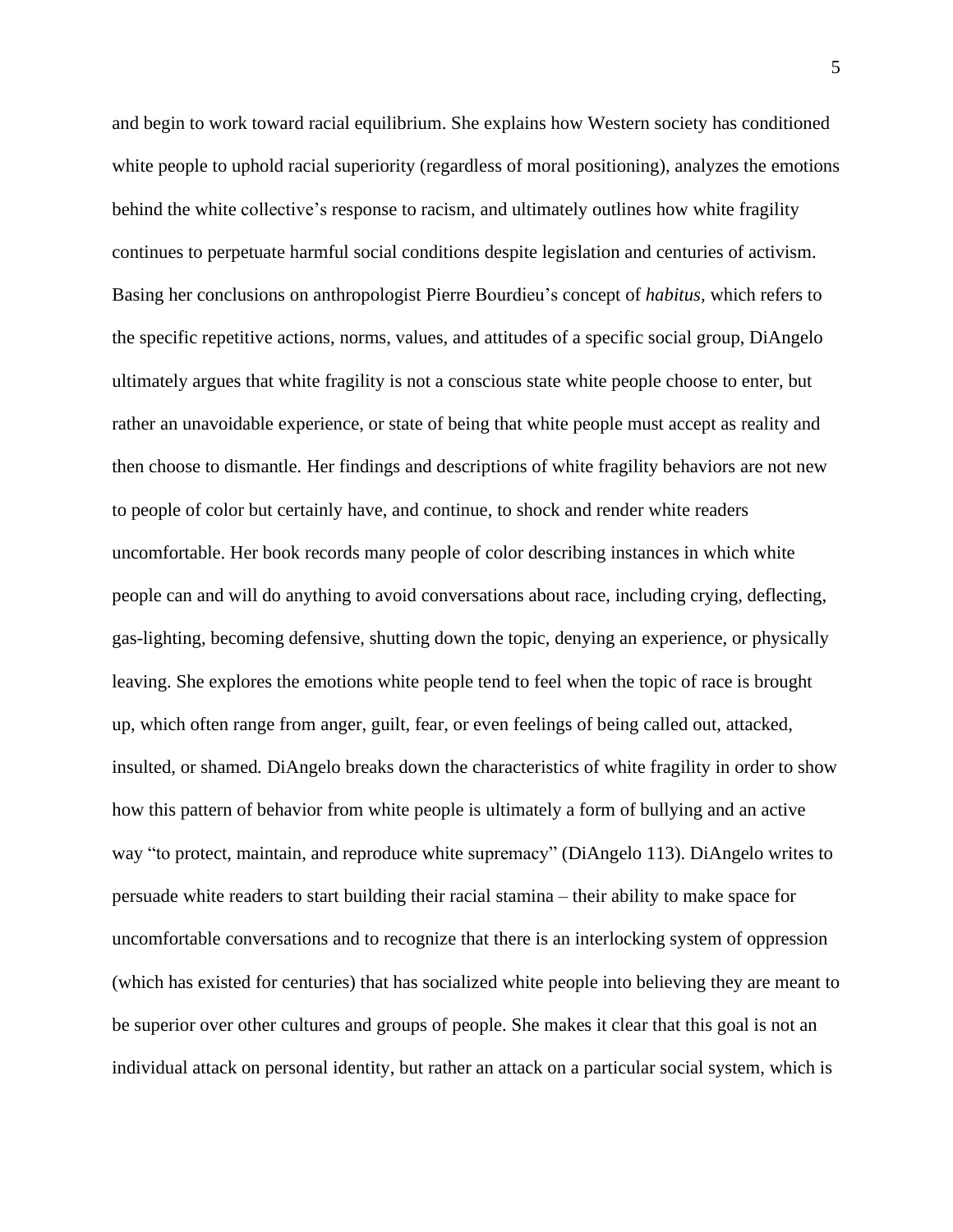and begin to work toward racial equilibrium. She explains how Western society has conditioned white people to uphold racial superiority (regardless of moral positioning), analyzes the emotions behind the white collective's response to racism, and ultimately outlines how white fragility continues to perpetuate harmful social conditions despite legislation and centuries of activism. Basing her conclusions on anthropologist Pierre Bourdieu's concept of *habitus,* which refers to the specific repetitive actions, norms, values, and attitudes of a specific social group, DiAngelo ultimately argues that white fragility is not a conscious state white people choose to enter, but rather an unavoidable experience, or state of being that white people must accept as reality and then choose to dismantle. Her findings and descriptions of white fragility behaviors are not new to people of color but certainly have, and continue, to shock and render white readers uncomfortable. Her book records many people of color describing instances in which white people can and will do anything to avoid conversations about race, including crying, deflecting, gas-lighting, becoming defensive, shutting down the topic, denying an experience, or physically leaving. She explores the emotions white people tend to feel when the topic of race is brought up, which often range from anger, guilt, fear, or even feelings of being called out, attacked, insulted, or shamed. DiAngelo breaks down the characteristics of white fragility in order to show how this pattern of behavior from white people is ultimately a form of bullying and an active way "to protect, maintain, and reproduce white supremacy" (DiAngelo 113). DiAngelo writes to persuade white readers to start building their racial stamina – their ability to make space for uncomfortable conversations and to recognize that there is an interlocking system of oppression (which has existed for centuries) that has socialized white people into believing they are meant to be superior over other cultures and groups of people. She makes it clear that this goal is not an individual attack on personal identity, but rather an attack on a particular social system, which is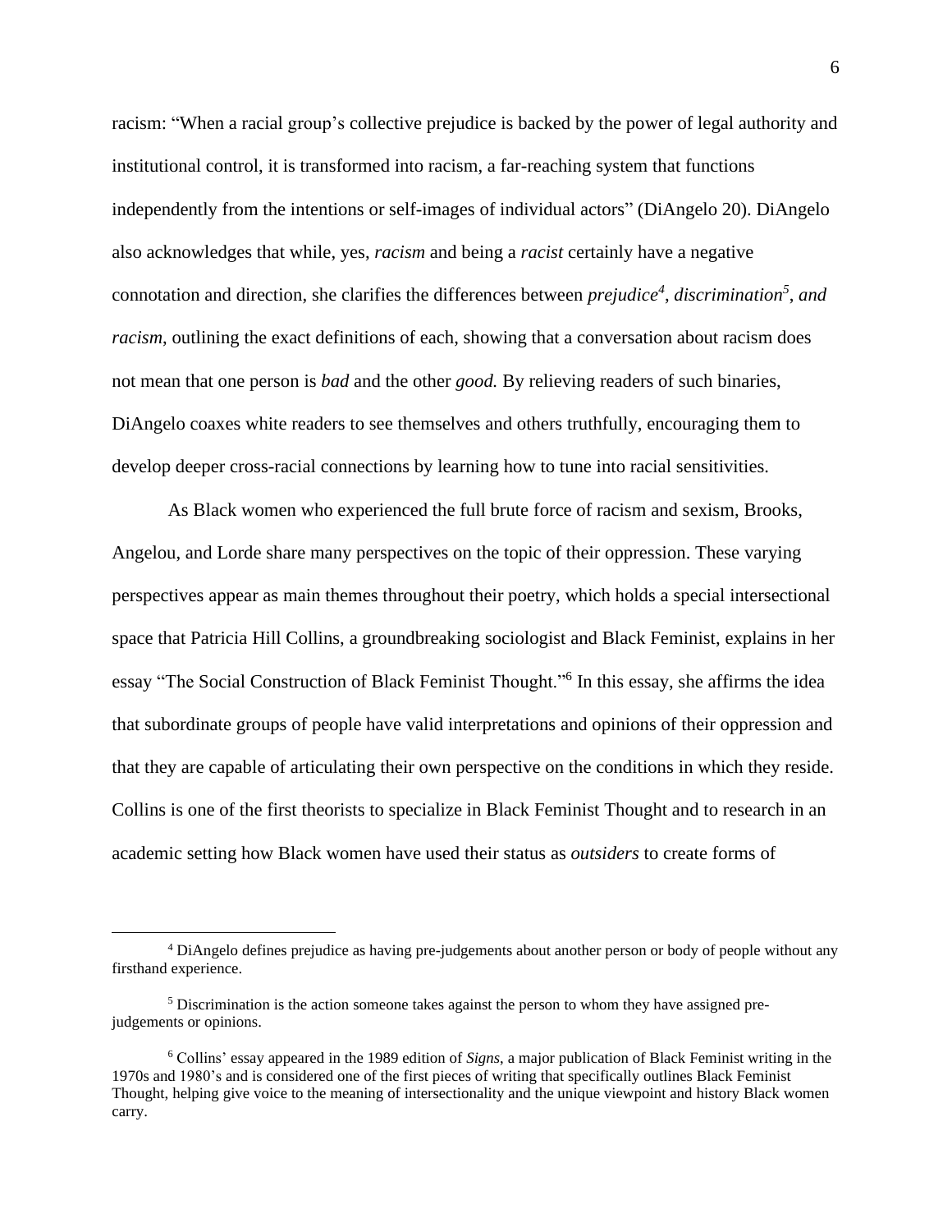racism: "When a racial group's collective prejudice is backed by the power of legal authority and institutional control, it is transformed into racism, a far-reaching system that functions independently from the intentions or self-images of individual actors" (DiAngelo 20). DiAngelo also acknowledges that while, yes, *racism* and being a *racist* certainly have a negative connotation and direction, she clarifies the differences between *prejudice*[4], *discrimination*[5], *and racism*, outlining the exact definitions of each, showing that a conversation about racism does not mean that one person is *bad* and the other *good.* By relieving readers of such binaries, DiAngelo coaxes white readers to see themselves and others truthfully, encouraging them to develop deeper cross-racial connections by learning how to tune into racial sensitivities.

As Black women who experienced the full brute force of racism and sexism, Brooks, Angelou, and Lorde share many perspectives on the topic of their oppression. These varying perspectives appear as main themes throughout their poetry, which holds a special intersectional space that Patricia Hill Collins, a groundbreaking sociologist and Black Feminist, explains in her essay "The Social Construction of Black Feminist Thought."[6] In this essay, she affirms the idea that subordinate groups of people have valid interpretations and opinions of their oppression and that they are capable of articulating their own perspective on the conditions in which they reside. Collins is one of the first theorists to specialize in Black Feminist Thought and to research in an academic setting how Black women have used their status as *outsiders* to create forms of

---

[4] DiAngelo defines prejudice as having pre-judgements about another person or body of people without any firsthand experience.

[5] Discrimination is the action someone takes against the person to whom they have assigned pre-judgements or opinions.

[6] Collins' essay appeared in the 1989 edition of *Signs*, a major publication of Black Feminist writing in the 1970s and 1980's and is considered one of the first pieces of writing that specifically outlines Black Feminist Thought, helping give voice to the meaning of intersectionality and the unique viewpoint and history Black women carry.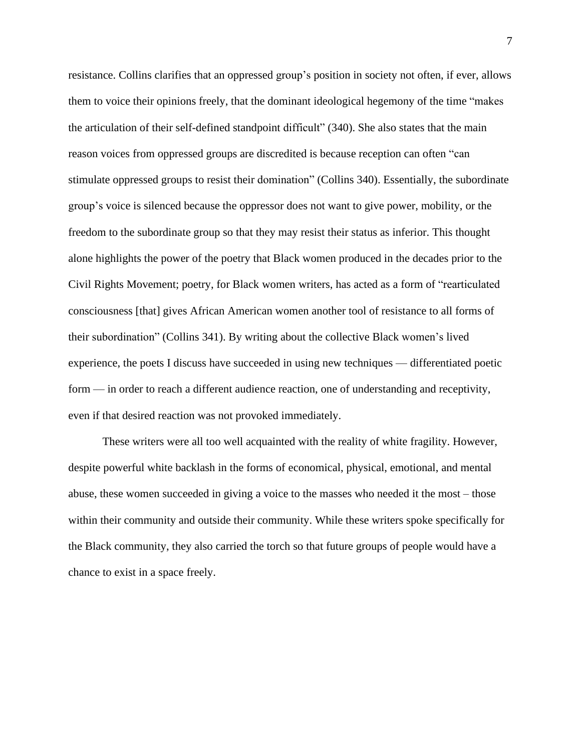resistance. Collins clarifies that an oppressed group's position in society not often, if ever, allows them to voice their opinions freely, that the dominant ideological hegemony of the time "makes the articulation of their self-defined standpoint difficult" (340). She also states that the main reason voices from oppressed groups are discredited is because reception can often "can stimulate oppressed groups to resist their domination" (Collins 340). Essentially, the subordinate group's voice is silenced because the oppressor does not want to give power, mobility, or the freedom to the subordinate group so that they may resist their status as inferior. This thought alone highlights the power of the poetry that Black women produced in the decades prior to the Civil Rights Movement; poetry, for Black women writers, has acted as a form of "rearticulated consciousness [that] gives African American women another tool of resistance to all forms of their subordination" (Collins 341). By writing about the collective Black women's lived experience, the poets I discuss have succeeded in using new techniques — differentiated poetic form — in order to reach a different audience reaction, one of understanding and receptivity, even if that desired reaction was not provoked immediately.

These writers were all too well acquainted with the reality of white fragility. However, despite powerful white backlash in the forms of economical, physical, emotional, and mental abuse, these women succeeded in giving a voice to the masses who needed it the most – those within their community and outside their community. While these writers spoke specifically for the Black community, they also carried the torch so that future groups of people would have a chance to exist in a space freely.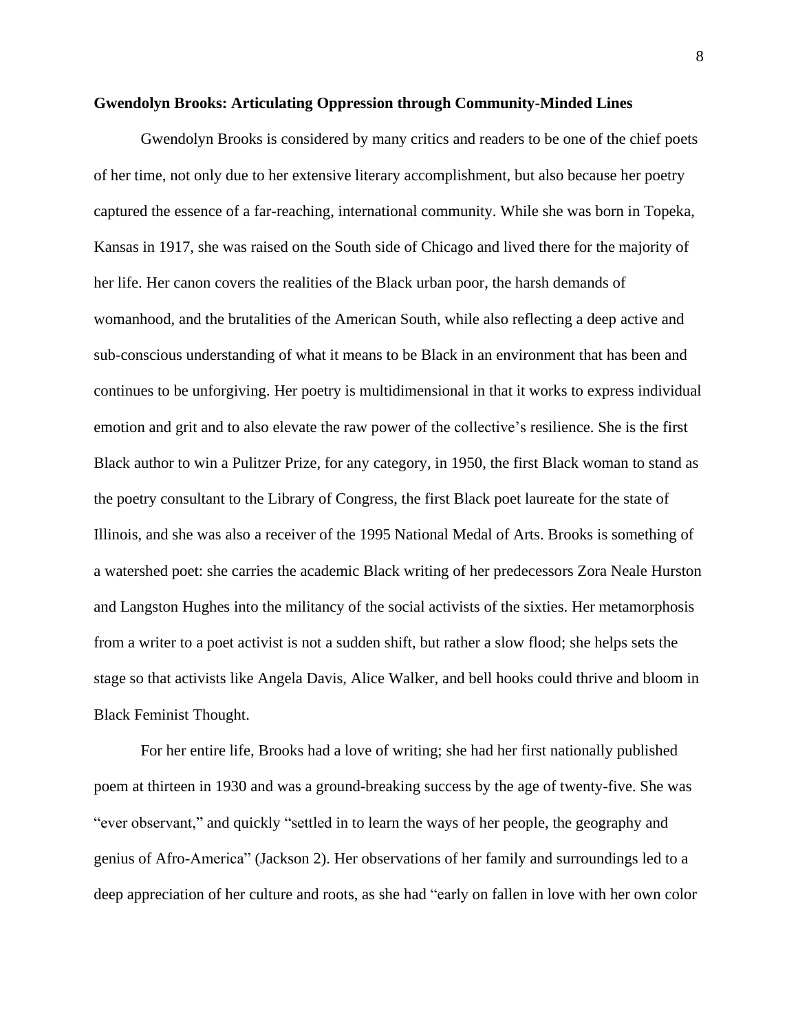**Gwendolyn Brooks: Articulating Oppression through Community-Minded Lines**

Gwendolyn Brooks is considered by many critics and readers to be one of the chief poets of her time, not only due to her extensive literary accomplishment, but also because her poetry captured the essence of a far-reaching, international community. While she was born in Topeka, Kansas in 1917, she was raised on the South side of Chicago and lived there for the majority of her life. Her canon covers the realities of the Black urban poor, the harsh demands of womanhood, and the brutalities of the American South, while also reflecting a deep active and sub-conscious understanding of what it means to be Black in an environment that has been and continues to be unforgiving. Her poetry is multidimensional in that it works to express individual emotion and grit and to also elevate the raw power of the collective's resilience. She is the first Black author to win a Pulitzer Prize, for any category, in 1950, the first Black woman to stand as the poetry consultant to the Library of Congress, the first Black poet laureate for the state of Illinois, and she was also a receiver of the 1995 National Medal of Arts. Brooks is something of a watershed poet: she carries the academic Black writing of her predecessors Zora Neale Hurston and Langston Hughes into the militancy of the social activists of the sixties. Her metamorphosis from a writer to a poet activist is not a sudden shift, but rather a slow flood; she helps sets the stage so that activists like Angela Davis, Alice Walker, and bell hooks could thrive and bloom in Black Feminist Thought.

For her entire life, Brooks had a love of writing; she had her first nationally published poem at thirteen in 1930 and was a ground-breaking success by the age of twenty-five. She was "ever observant," and quickly "settled in to learn the ways of her people, the geography and genius of Afro-America" (Jackson 2). Her observations of her family and surroundings led to a deep appreciation of her culture and roots, as she had "early on fallen in love with her own color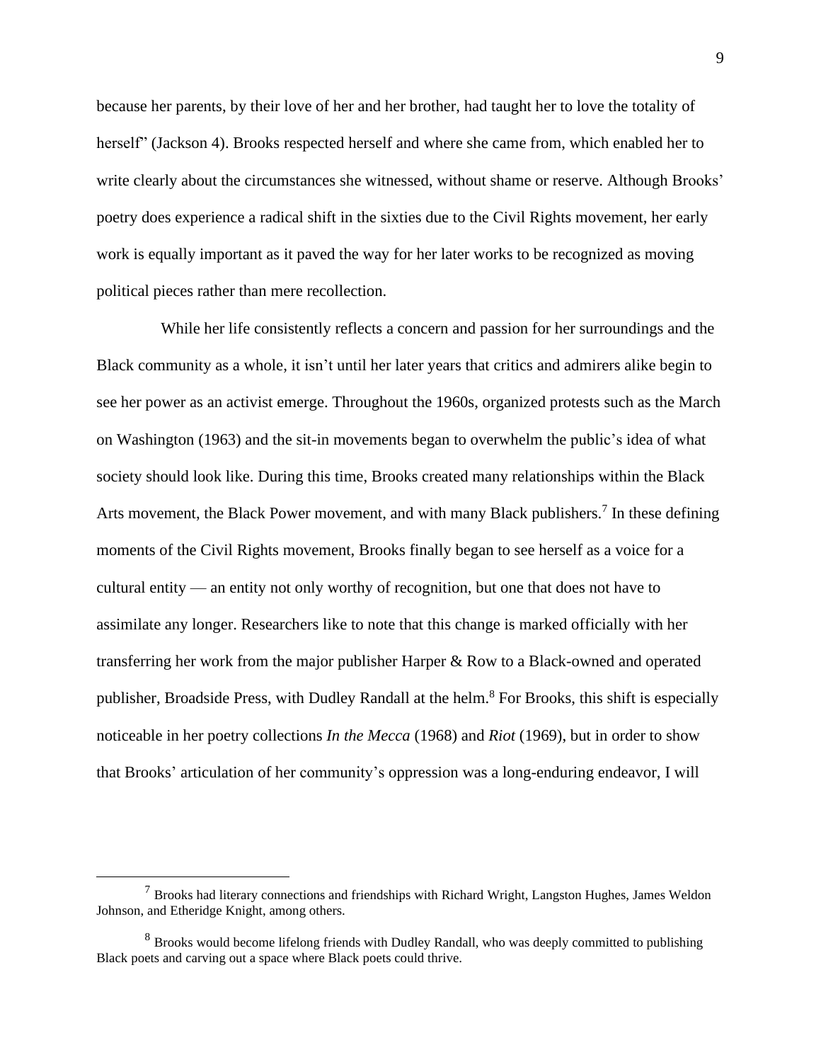because her parents, by their love of her and her brother, had taught her to love the totality of herself" (Jackson 4). Brooks respected herself and where she came from, which enabled her to write clearly about the circumstances she witnessed, without shame or reserve. Although Brooks' poetry does experience a radical shift in the sixties due to the Civil Rights movement, her early work is equally important as it paved the way for her later works to be recognized as moving political pieces rather than mere recollection.

While her life consistently reflects a concern and passion for her surroundings and the Black community as a whole, it isn't until her later years that critics and admirers alike begin to see her power as an activist emerge. Throughout the 1960s, organized protests such as the March on Washington (1963) and the sit-in movements began to overwhelm the public's idea of what society should look like. During this time, Brooks created many relationships within the Black Arts movement, the Black Power movement, and with many Black publishers.[7] In these defining moments of the Civil Rights movement, Brooks finally began to see herself as a voice for a cultural entity — an entity not only worthy of recognition, but one that does not have to assimilate any longer. Researchers like to note that this change is marked officially with her transferring her work from the major publisher Harper & Row to a Black-owned and operated publisher, Broadside Press, with Dudley Randall at the helm.[8] For Brooks, this shift is especially noticeable in her poetry collections *In the Mecca* (1968) and *Riot* (1969), but in order to show that Brooks' articulation of her community's oppression was a long-enduring endeavor, I will

---

[7] Brooks had literary connections and friendships with Richard Wright, Langston Hughes, James Weldon Johnson, and Etheridge Knight, among others.

[8] Brooks would become lifelong friends with Dudley Randall, who was deeply committed to publishing Black poets and carving out a space where Black poets could thrive.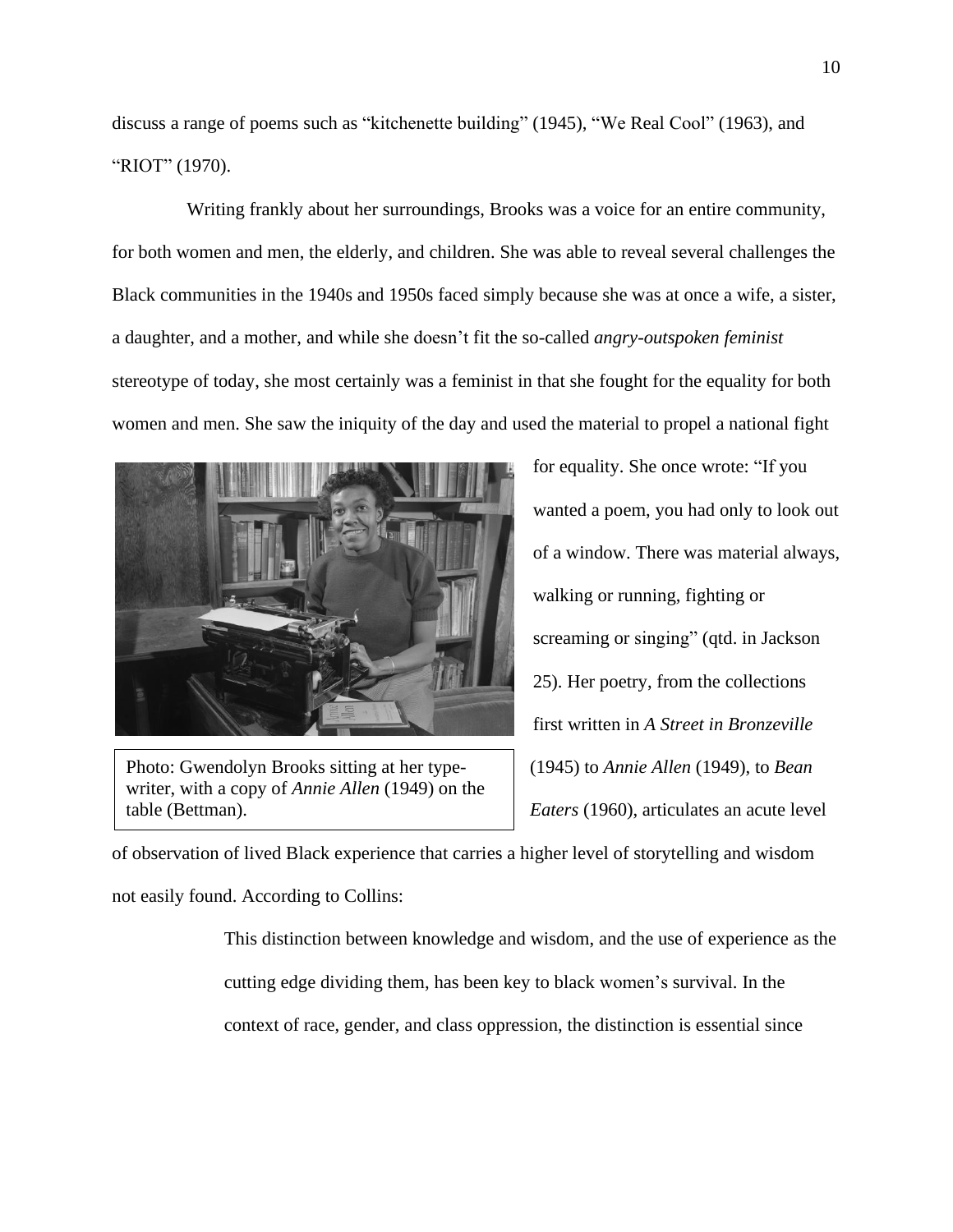discuss a range of poems such as "kitchenette building" (1945), "We Real Cool" (1963), and "RIOT" (1970).

Writing frankly about her surroundings, Brooks was a voice for an entire community, for both women and men, the elderly, and children. She was able to reveal several challenges the Black communities in the 1940s and 1950s faced simply because she was at once a wife, a sister, a daughter, and a mother, and while she doesn't fit the so-called *angry-outspoken feminist* stereotype of today, she most certainly was a feminist in that she fought for the equality for both women and men. She saw the iniquity of the day and used the material to propel a national fight for equality. She once wrote: "If you wanted a poem, you had only to look out of a window. There was material always, walking or running, fighting or screaming or singing" (qtd. in Jackson 25). Her poetry, from the collections first written in *A Street in Bronzeville* (1945) to *Annie Allen* (1949), to *Bean Eaters* (1960), articulates an acute level of observation of lived Black experience that carries a higher level of storytelling and wisdom not easily found. According to Collins:

Photo: Gwendolyn Brooks sitting at her type-writer, with a copy of *Annie Allen* (1949) on the table (Bettman).

> This distinction between knowledge and wisdom, and the use of experience as the cutting edge dividing them, has been key to black women's survival. In the context of race, gender, and class oppression, the distinction is essential since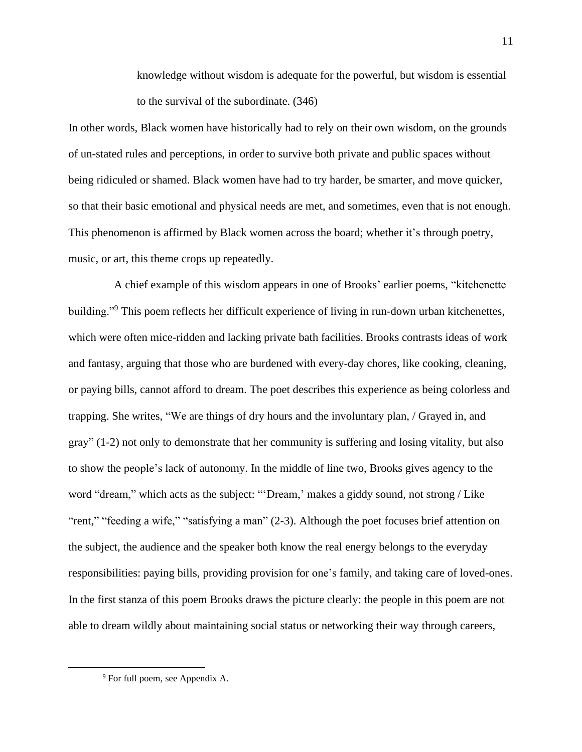> knowledge without wisdom is adequate for the powerful, but wisdom is essential to the survival of the subordinate. (346)

In other words, Black women have historically had to rely on their own wisdom, on the grounds of un-stated rules and perceptions, in order to survive both private and public spaces without being ridiculed or shamed. Black women have had to try harder, be smarter, and move quicker, so that their basic emotional and physical needs are met, and sometimes, even that is not enough. This phenomenon is affirmed by Black women across the board; whether it's through poetry, music, or art, this theme crops up repeatedly.

A chief example of this wisdom appears in one of Brooks' earlier poems, "kitchenette building."[9] This poem reflects her difficult experience of living in run-down urban kitchenettes, which were often mice-ridden and lacking private bath facilities. Brooks contrasts ideas of work and fantasy, arguing that those who are burdened with every-day chores, like cooking, cleaning, or paying bills, cannot afford to dream. The poet describes this experience as being colorless and trapping. She writes, "We are things of dry hours and the involuntary plan, / Grayed in, and gray" (1-2) not only to demonstrate that her community is suffering and losing vitality, but also to show the people's lack of autonomy. In the middle of line two, Brooks gives agency to the word "dream," which acts as the subject: "'Dream,' makes a giddy sound, not strong / Like "rent," "feeding a wife," "satisfying a man" (2-3). Although the poet focuses brief attention on the subject, the audience and the speaker both know the real energy belongs to the everyday responsibilities: paying bills, providing provision for one's family, and taking care of loved-ones. In the first stanza of this poem Brooks draws the picture clearly: the people in this poem are not able to dream wildly about maintaining social status or networking their way through careers,

[9] For full poem, see Appendix A.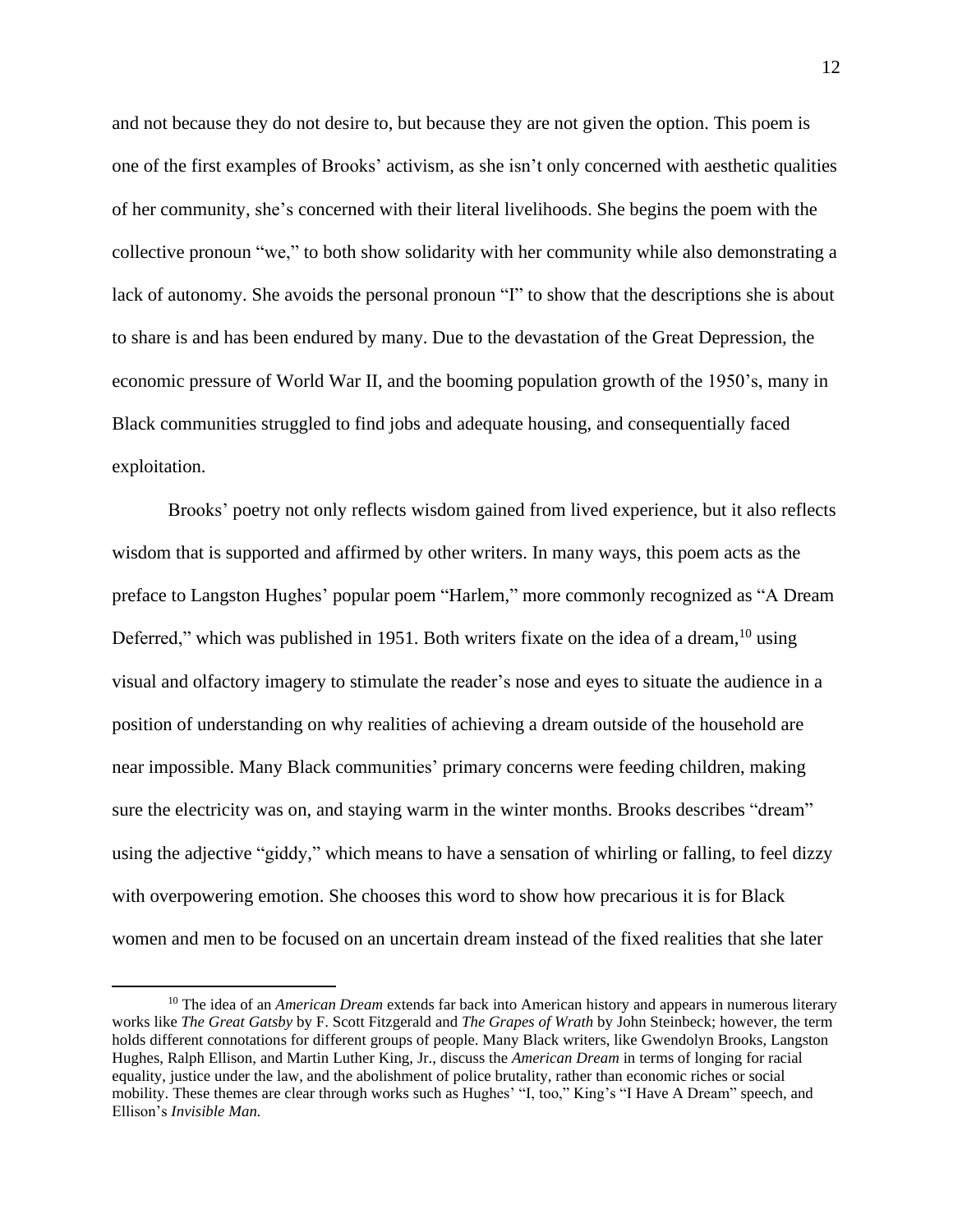and not because they do not desire to, but because they are not given the option. This poem is one of the first examples of Brooks' activism, as she isn't only concerned with aesthetic qualities of her community, she's concerned with their literal livelihoods. She begins the poem with the collective pronoun "we," to both show solidarity with her community while also demonstrating a lack of autonomy. She avoids the personal pronoun "I" to show that the descriptions she is about to share is and has been endured by many. Due to the devastation of the Great Depression, the economic pressure of World War II, and the booming population growth of the 1950's, many in Black communities struggled to find jobs and adequate housing, and consequentially faced exploitation.

Brooks' poetry not only reflects wisdom gained from lived experience, but it also reflects wisdom that is supported and affirmed by other writers. In many ways, this poem acts as the preface to Langston Hughes' popular poem "Harlem," more commonly recognized as "A Dream Deferred," which was published in 1951. Both writers fixate on the idea of a dream,[10] using visual and olfactory imagery to stimulate the reader's nose and eyes to situate the audience in a position of understanding on why realities of achieving a dream outside of the household are near impossible. Many Black communities' primary concerns were feeding children, making sure the electricity was on, and staying warm in the winter months. Brooks describes "dream" using the adjective "giddy," which means to have a sensation of whirling or falling, to feel dizzy with overpowering emotion. She chooses this word to show how precarious it is for Black women and men to be focused on an uncertain dream instead of the fixed realities that she later

[10] The idea of an *American Dream* extends far back into American history and appears in numerous literary works like *The Great Gatsby* by F. Scott Fitzgerald and *The Grapes of Wrath* by John Steinbeck; however, the term holds different connotations for different groups of people. Many Black writers, like Gwendolyn Brooks, Langston Hughes, Ralph Ellison, and Martin Luther King, Jr., discuss the *American Dream* in terms of longing for racial equality, justice under the law, and the abolishment of police brutality, rather than economic riches or social mobility. These themes are clear through works such as Hughes' "I, too," King's "I Have A Dream" speech, and Ellison's *Invisible Man.*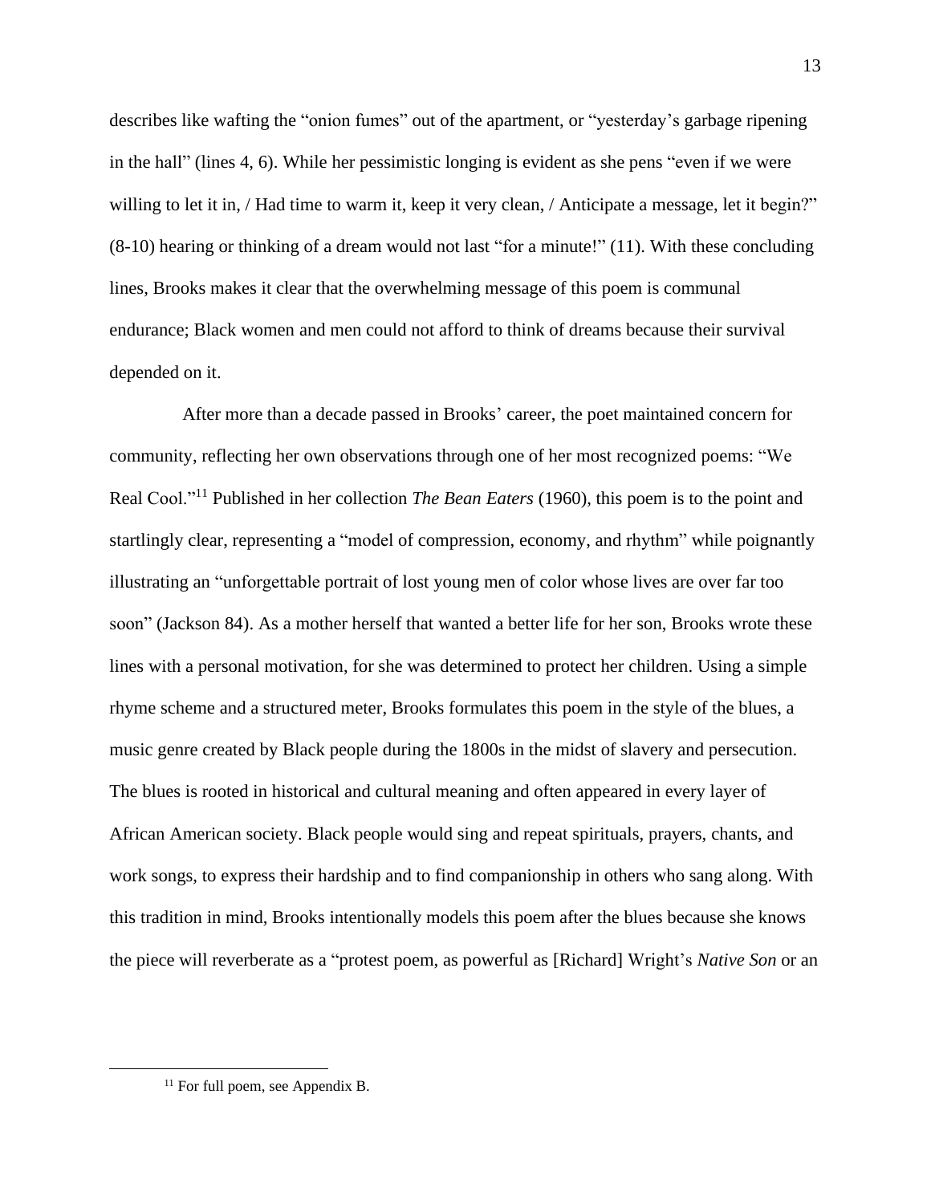describes like wafting the "onion fumes" out of the apartment, or "yesterday's garbage ripening in the hall" (lines 4, 6). While her pessimistic longing is evident as she pens "even if we were willing to let it in, / Had time to warm it, keep it very clean, / Anticipate a message, let it begin?" (8-10) hearing or thinking of a dream would not last "for a minute!" (11). With these concluding lines, Brooks makes it clear that the overwhelming message of this poem is communal endurance; Black women and men could not afford to think of dreams because their survival depended on it.

After more than a decade passed in Brooks' career, the poet maintained concern for community, reflecting her own observations through one of her most recognized poems: "We Real Cool."[11] Published in her collection *The Bean Eaters* (1960), this poem is to the point and startlingly clear, representing a "model of compression, economy, and rhythm" while poignantly illustrating an "unforgettable portrait of lost young men of color whose lives are over far too soon" (Jackson 84). As a mother herself that wanted a better life for her son, Brooks wrote these lines with a personal motivation, for she was determined to protect her children. Using a simple rhyme scheme and a structured meter, Brooks formulates this poem in the style of the blues, a music genre created by Black people during the 1800s in the midst of slavery and persecution. The blues is rooted in historical and cultural meaning and often appeared in every layer of African American society. Black people would sing and repeat spirituals, prayers, chants, and work songs, to express their hardship and to find companionship in others who sang along. With this tradition in mind, Brooks intentionally models this poem after the blues because she knows the piece will reverberate as a "protest poem, as powerful as [Richard] Wright's *Native Son* or an

[11] For full poem, see Appendix B.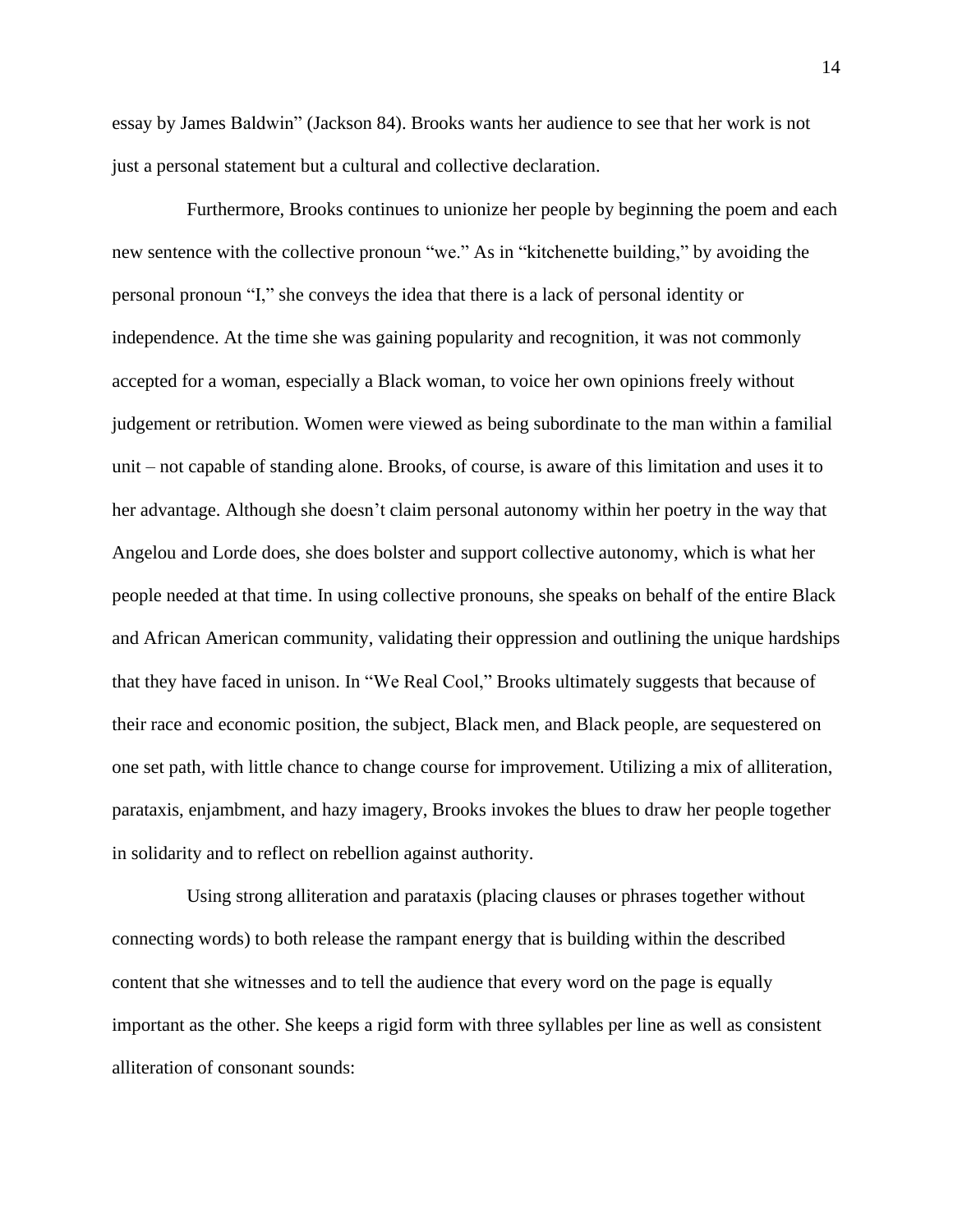essay by James Baldwin" (Jackson 84). Brooks wants her audience to see that her work is not just a personal statement but a cultural and collective declaration.

Furthermore, Brooks continues to unionize her people by beginning the poem and each new sentence with the collective pronoun "we." As in "kitchenette building," by avoiding the personal pronoun "I," she conveys the idea that there is a lack of personal identity or independence. At the time she was gaining popularity and recognition, it was not commonly accepted for a woman, especially a Black woman, to voice her own opinions freely without judgement or retribution. Women were viewed as being subordinate to the man within a familial unit – not capable of standing alone. Brooks, of course, is aware of this limitation and uses it to her advantage. Although she doesn't claim personal autonomy within her poetry in the way that Angelou and Lorde does, she does bolster and support collective autonomy, which is what her people needed at that time. In using collective pronouns, she speaks on behalf of the entire Black and African American community, validating their oppression and outlining the unique hardships that they have faced in unison. In "We Real Cool," Brooks ultimately suggests that because of their race and economic position, the subject, Black men, and Black people, are sequestered on one set path, with little chance to change course for improvement. Utilizing a mix of alliteration, parataxis, enjambment, and hazy imagery, Brooks invokes the blues to draw her people together in solidarity and to reflect on rebellion against authority.

Using strong alliteration and parataxis (placing clauses or phrases together without connecting words) to both release the rampant energy that is building within the described content that she witnesses and to tell the audience that every word on the page is equally important as the other. She keeps a rigid form with three syllables per line as well as consistent alliteration of consonant sounds: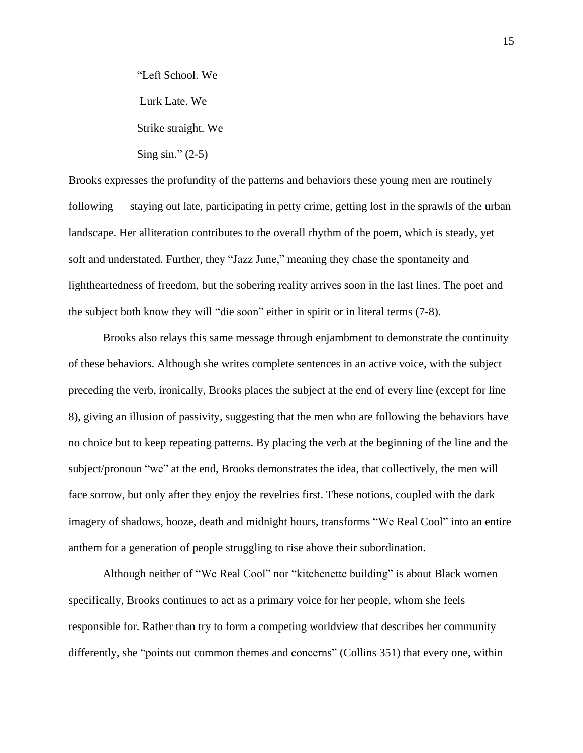> "Left School. We
> 
> Lurk Late. We
> 
> Strike straight. We
> 
> Sing sin." (2-5)

Brooks expresses the profundity of the patterns and behaviors these young men are routinely following — staying out late, participating in petty crime, getting lost in the sprawls of the urban landscape. Her alliteration contributes to the overall rhythm of the poem, which is steady, yet soft and understated. Further, they "Jazz June," meaning they chase the spontaneity and lightheartedness of freedom, but the sobering reality arrives soon in the last lines. The poet and the subject both know they will "die soon" either in spirit or in literal terms (7-8).

Brooks also relays this same message through enjambment to demonstrate the continuity of these behaviors. Although she writes complete sentences in an active voice, with the subject preceding the verb, ironically, Brooks places the subject at the end of every line (except for line 8), giving an illusion of passivity, suggesting that the men who are following the behaviors have no choice but to keep repeating patterns. By placing the verb at the beginning of the line and the subject/pronoun "we" at the end, Brooks demonstrates the idea, that collectively, the men will face sorrow, but only after they enjoy the revelries first. These notions, coupled with the dark imagery of shadows, booze, death and midnight hours, transforms "We Real Cool" into an entire anthem for a generation of people struggling to rise above their subordination.

Although neither of "We Real Cool" nor "kitchenette building" is about Black women specifically, Brooks continues to act as a primary voice for her people, whom she feels responsible for. Rather than try to form a competing worldview that describes her community differently, she "points out common themes and concerns" (Collins 351) that every one, within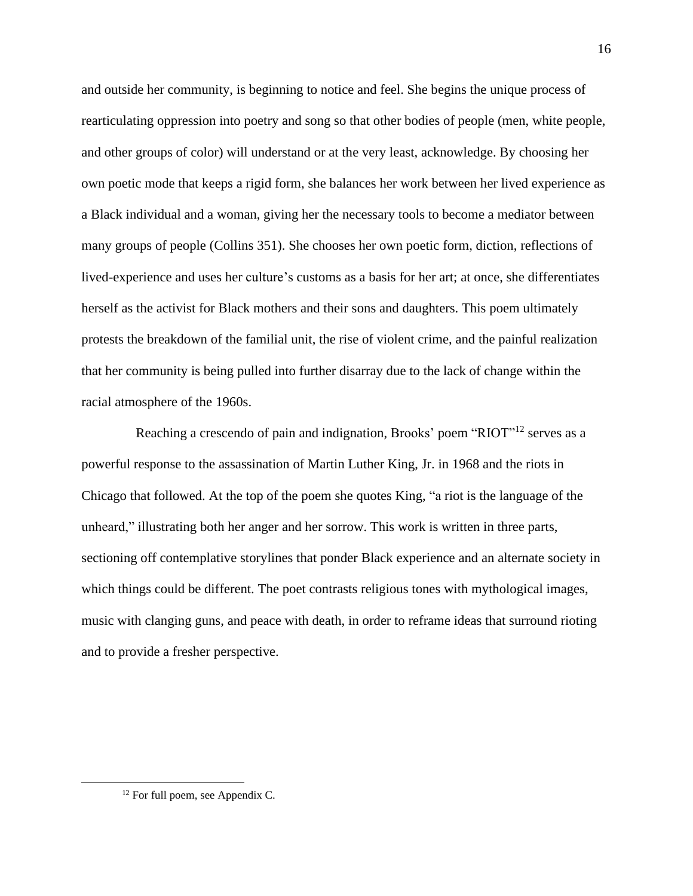and outside her community, is beginning to notice and feel. She begins the unique process of rearticulating oppression into poetry and song so that other bodies of people (men, white people, and other groups of color) will understand or at the very least, acknowledge. By choosing her own poetic mode that keeps a rigid form, she balances her work between her lived experience as a Black individual and a woman, giving her the necessary tools to become a mediator between many groups of people (Collins 351). She chooses her own poetic form, diction, reflections of lived-experience and uses her culture's customs as a basis for her art; at once, she differentiates herself as the activist for Black mothers and their sons and daughters. This poem ultimately protests the breakdown of the familial unit, the rise of violent crime, and the painful realization that her community is being pulled into further disarray due to the lack of change within the racial atmosphere of the 1960s.

Reaching a crescendo of pain and indignation, Brooks' poem "RIOT"[12] serves as a powerful response to the assassination of Martin Luther King, Jr. in 1968 and the riots in Chicago that followed. At the top of the poem she quotes King, "a riot is the language of the unheard," illustrating both her anger and her sorrow. This work is written in three parts, sectioning off contemplative storylines that ponder Black experience and an alternate society in which things could be different. The poet contrasts religious tones with mythological images, music with clanging guns, and peace with death, in order to reframe ideas that surround rioting and to provide a fresher perspective.

[12] For full poem, see Appendix C.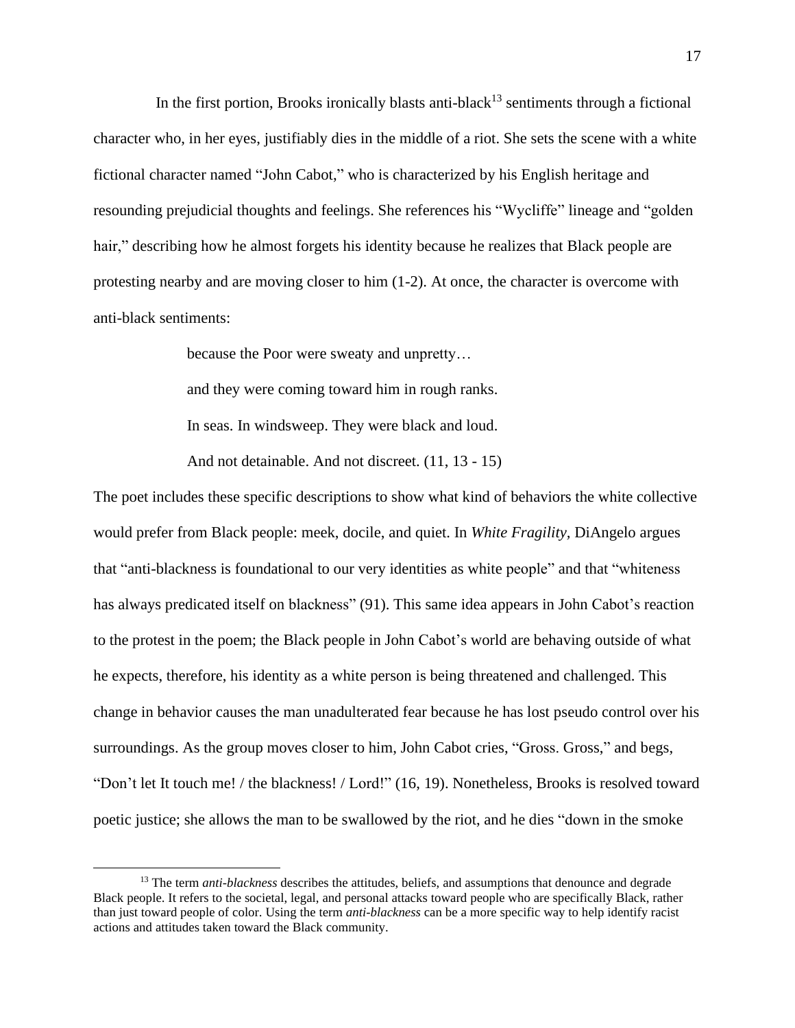In the first portion, Brooks ironically blasts anti-black[13] sentiments through a fictional character who, in her eyes, justifiably dies in the middle of a riot. She sets the scene with a white fictional character named "John Cabot," who is characterized by his English heritage and resounding prejudicial thoughts and feelings. She references his "Wycliffe" lineage and "golden hair," describing how he almost forgets his identity because he realizes that Black people are protesting nearby and are moving closer to him (1-2). At once, the character is overcome with anti-black sentiments:

> because the Poor were sweaty and unpretty…
>
> and they were coming toward him in rough ranks.
>
> In seas. In windsweep. They were black and loud.
>
> And not detainable. And not discreet. (11, 13 - 15)

The poet includes these specific descriptions to show what kind of behaviors the white collective would prefer from Black people: meek, docile, and quiet. In *White Fragility*, DiAngelo argues that "anti-blackness is foundational to our very identities as white people" and that "whiteness has always predicated itself on blackness" (91). This same idea appears in John Cabot's reaction to the protest in the poem; the Black people in John Cabot's world are behaving outside of what he expects, therefore, his identity as a white person is being threatened and challenged. This change in behavior causes the man unadulterated fear because he has lost pseudo control over his surroundings. As the group moves closer to him, John Cabot cries, "Gross. Gross," and begs, "Don't let It touch me! / the blackness! / Lord!" (16, 19). Nonetheless, Brooks is resolved toward poetic justice; she allows the man to be swallowed by the riot, and he dies "down in the smoke

[13] The term *anti-blackness* describes the attitudes, beliefs, and assumptions that denounce and degrade Black people. It refers to the societal, legal, and personal attacks toward people who are specifically Black, rather than just toward people of color. Using the term *anti-blackness* can be a more specific way to help identify racist actions and attitudes taken toward the Black community.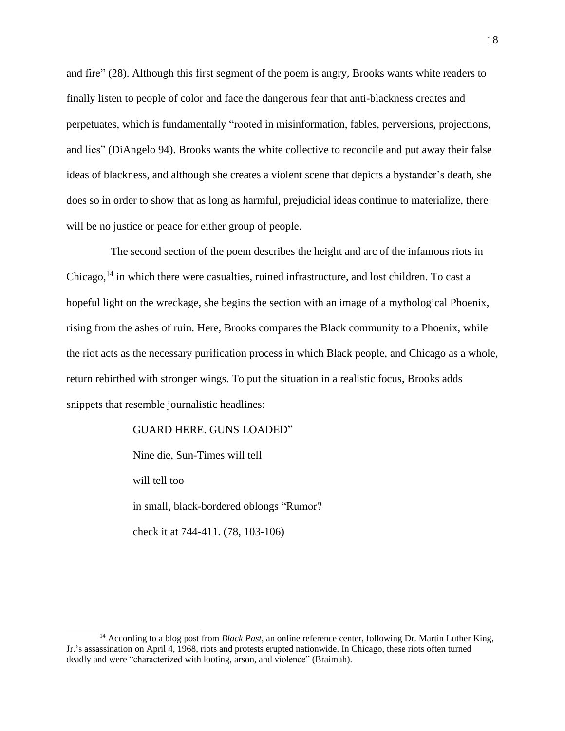and fire" (28). Although this first segment of the poem is angry, Brooks wants white readers to finally listen to people of color and face the dangerous fear that anti-blackness creates and perpetuates, which is fundamentally "rooted in misinformation, fables, perversions, projections, and lies" (DiAngelo 94). Brooks wants the white collective to reconcile and put away their false ideas of blackness, and although she creates a violent scene that depicts a bystander's death, she does so in order to show that as long as harmful, prejudicial ideas continue to materialize, there will be no justice or peace for either group of people.

The second section of the poem describes the height and arc of the infamous riots in Chicago,[14] in which there were casualties, ruined infrastructure, and lost children. To cast a hopeful light on the wreckage, she begins the section with an image of a mythological Phoenix, rising from the ashes of ruin. Here, Brooks compares the Black community to a Phoenix, while the riot acts as the necessary purification process in which Black people, and Chicago as a whole, return rebirthed with stronger wings. To put the situation in a realistic focus, Brooks adds snippets that resemble journalistic headlines:

> GUARD HERE. GUNS LOADED"
>
> Nine die, Sun-Times will tell
>
> will tell too
>
> in small, black-bordered oblongs "Rumor?
>
> check it at 744-411. (78, 103-106)

[14] According to a blog post from *Black Past*, an online reference center, following Dr. Martin Luther King, Jr.'s assassination on April 4, 1968, riots and protests erupted nationwide. In Chicago, these riots often turned deadly and were "characterized with looting, arson, and violence" (Braimah).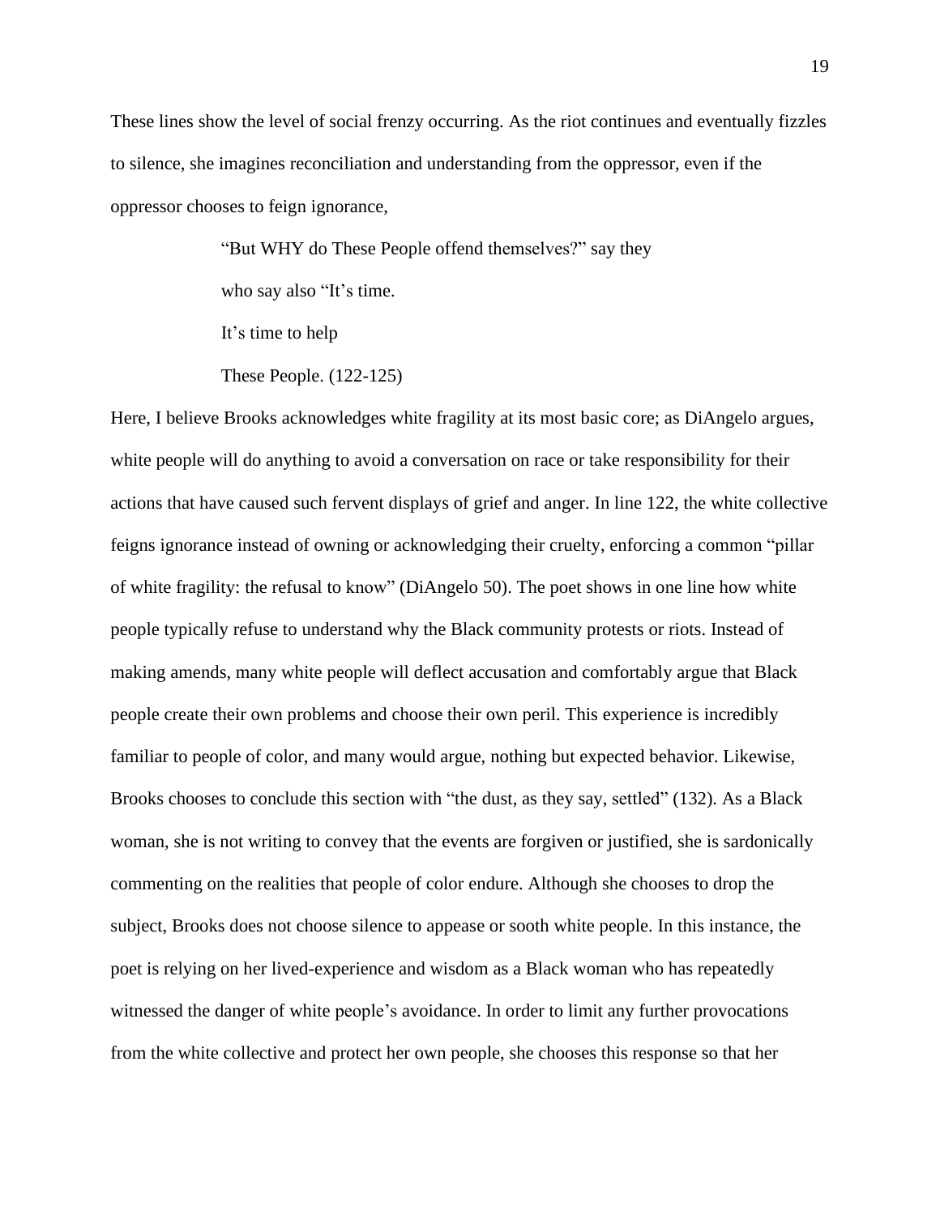These lines show the level of social frenzy occurring. As the riot continues and eventually fizzles to silence, she imagines reconciliation and understanding from the oppressor, even if the oppressor chooses to feign ignorance,

> "But WHY do These People offend themselves?" say they
>
> who say also "It's time.
>
> It's time to help
>
> These People. (122-125)

Here, I believe Brooks acknowledges white fragility at its most basic core; as DiAngelo argues, white people will do anything to avoid a conversation on race or take responsibility for their actions that have caused such fervent displays of grief and anger. In line 122, the white collective feigns ignorance instead of owning or acknowledging their cruelty, enforcing a common "pillar of white fragility: the refusal to know" (DiAngelo 50). The poet shows in one line how white people typically refuse to understand why the Black community protests or riots. Instead of making amends, many white people will deflect accusation and comfortably argue that Black people create their own problems and choose their own peril. This experience is incredibly familiar to people of color, and many would argue, nothing but expected behavior. Likewise, Brooks chooses to conclude this section with "the dust, as they say, settled" (132). As a Black woman, she is not writing to convey that the events are forgiven or justified, she is sardonically commenting on the realities that people of color endure. Although she chooses to drop the subject, Brooks does not choose silence to appease or sooth white people. In this instance, the poet is relying on her lived-experience and wisdom as a Black woman who has repeatedly witnessed the danger of white people's avoidance. In order to limit any further provocations from the white collective and protect her own people, she chooses this response so that her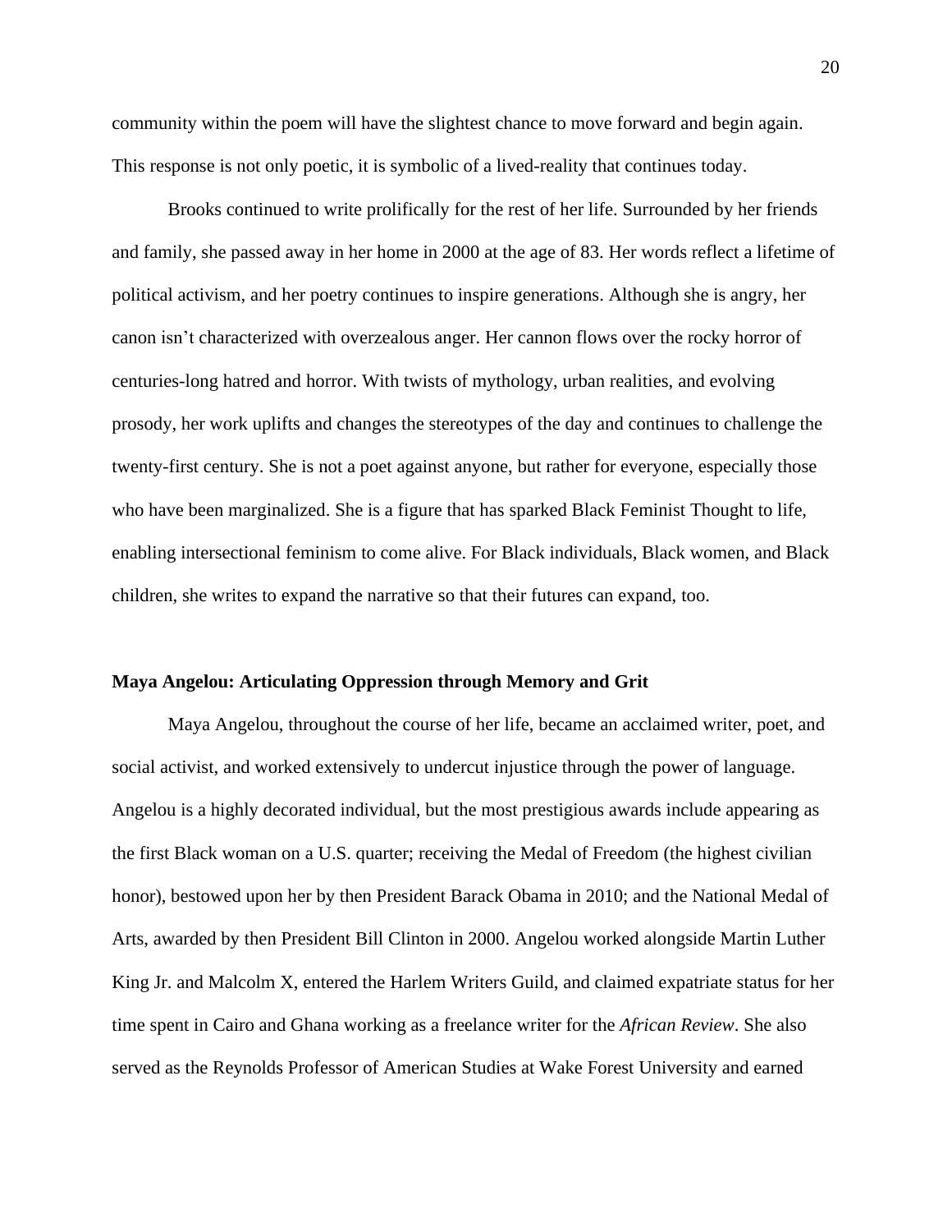community within the poem will have the slightest chance to move forward and begin again. This response is not only poetic, it is symbolic of a lived-reality that continues today.

Brooks continued to write prolifically for the rest of her life. Surrounded by her friends and family, she passed away in her home in 2000 at the age of 83. Her words reflect a lifetime of political activism, and her poetry continues to inspire generations. Although she is angry, her canon isn't characterized with overzealous anger. Her cannon flows over the rocky horror of centuries-long hatred and horror. With twists of mythology, urban realities, and evolving prosody, her work uplifts and changes the stereotypes of the day and continues to challenge the twenty-first century. She is not a poet against anyone, but rather for everyone, especially those who have been marginalized. She is a figure that has sparked Black Feminist Thought to life, enabling intersectional feminism to come alive. For Black individuals, Black women, and Black children, she writes to expand the narrative so that their futures can expand, too.

### Maya Angelou: Articulating Oppression through Memory and Grit

Maya Angelou, throughout the course of her life, became an acclaimed writer, poet, and social activist, and worked extensively to undercut injustice through the power of language. Angelou is a highly decorated individual, but the most prestigious awards include appearing as the first Black woman on a U.S. quarter; receiving the Medal of Freedom (the highest civilian honor), bestowed upon her by then President Barack Obama in 2010; and the National Medal of Arts, awarded by then President Bill Clinton in 2000. Angelou worked alongside Martin Luther King Jr. and Malcolm X, entered the Harlem Writers Guild, and claimed expatriate status for her time spent in Cairo and Ghana working as a freelance writer for the *African Review*. She also served as the Reynolds Professor of American Studies at Wake Forest University and earned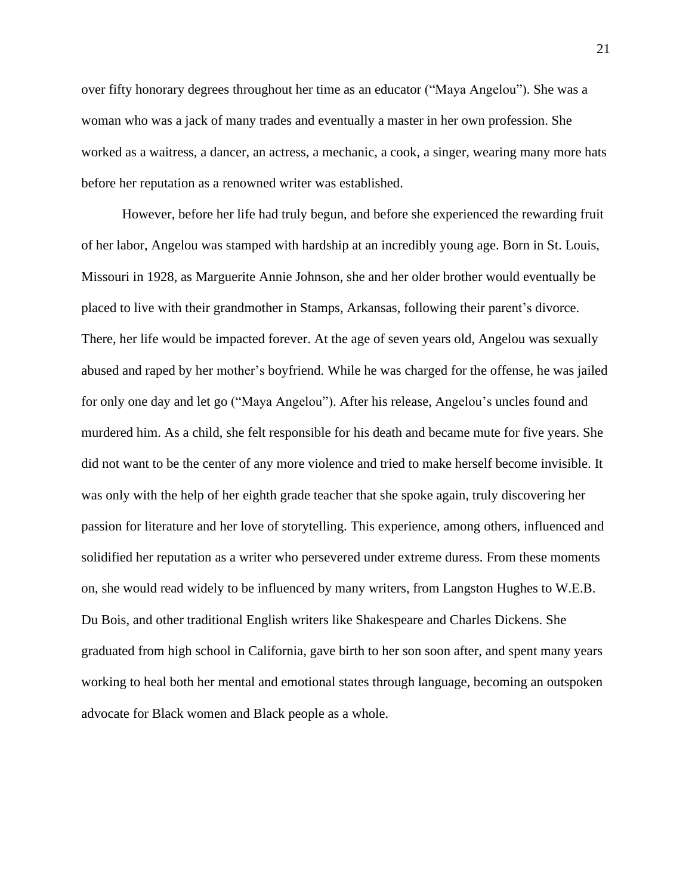over fifty honorary degrees throughout her time as an educator ("Maya Angelou"). She was a woman who was a jack of many trades and eventually a master in her own profession. She worked as a waitress, a dancer, an actress, a mechanic, a cook, a singer, wearing many more hats before her reputation as a renowned writer was established.

However, before her life had truly begun, and before she experienced the rewarding fruit of her labor, Angelou was stamped with hardship at an incredibly young age. Born in St. Louis, Missouri in 1928, as Marguerite Annie Johnson, she and her older brother would eventually be placed to live with their grandmother in Stamps, Arkansas, following their parent's divorce. There, her life would be impacted forever. At the age of seven years old, Angelou was sexually abused and raped by her mother's boyfriend. While he was charged for the offense, he was jailed for only one day and let go ("Maya Angelou"). After his release, Angelou's uncles found and murdered him. As a child, she felt responsible for his death and became mute for five years. She did not want to be the center of any more violence and tried to make herself become invisible. It was only with the help of her eighth grade teacher that she spoke again, truly discovering her passion for literature and her love of storytelling. This experience, among others, influenced and solidified her reputation as a writer who persevered under extreme duress. From these moments on, she would read widely to be influenced by many writers, from Langston Hughes to W.E.B. Du Bois, and other traditional English writers like Shakespeare and Charles Dickens. She graduated from high school in California, gave birth to her son soon after, and spent many years working to heal both her mental and emotional states through language, becoming an outspoken advocate for Black women and Black people as a whole.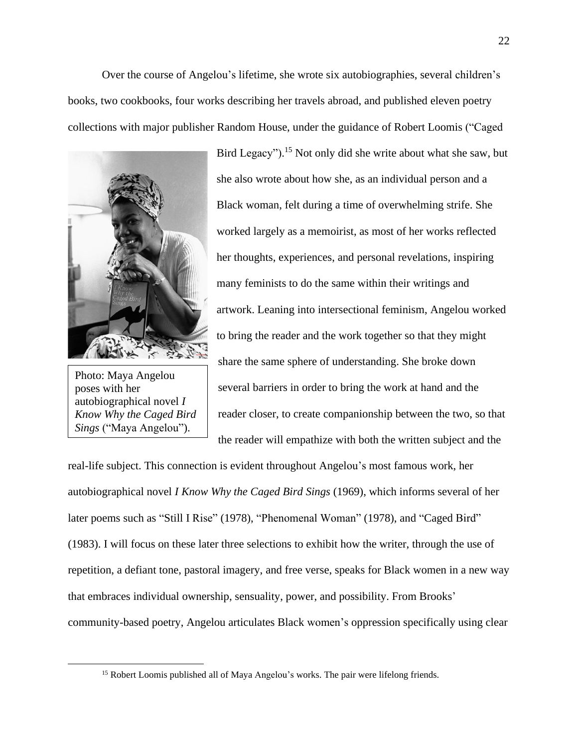Over the course of Angelou's lifetime, she wrote six autobiographies, several children's books, two cookbooks, four works describing her travels abroad, and published eleven poetry collections with major publisher Random House, under the guidance of Robert Loomis ("Caged Bird Legacy").[15] Not only did she write about what she saw, but she also wrote about how she, as an individual person and a Black woman, felt during a time of overwhelming strife. She worked largely as a memoirist, as most of her works reflected her thoughts, experiences, and personal revelations, inspiring many feminists to do the same within their writings and artwork. Leaning into intersectional feminism, Angelou worked to bring the reader and the work together so that they might share the same sphere of understanding. She broke down several barriers in order to bring the work at hand and the reader closer, to create companionship between the two, so that the reader will empathize with both the written subject and the real-life subject. This connection is evident throughout Angelou's most famous work, her autobiographical novel *I Know Why the Caged Bird Sings* (1969), which informs several of her later poems such as "Still I Rise" (1978), "Phenomenal Woman" (1978), and "Caged Bird" (1983). I will focus on these later three selections to exhibit how the writer, through the use of repetition, a defiant tone, pastoral imagery, and free verse, speaks for Black women in a new way that embraces individual ownership, sensuality, power, and possibility. From Brooks' community-based poetry, Angelou articulates Black women's oppression specifically using clear

Photo: Maya Angelou poses with her autobiographical novel *I Know Why the Caged Bird Sings* ("Maya Angelou").

[15] Robert Loomis published all of Maya Angelou's works. The pair were lifelong friends.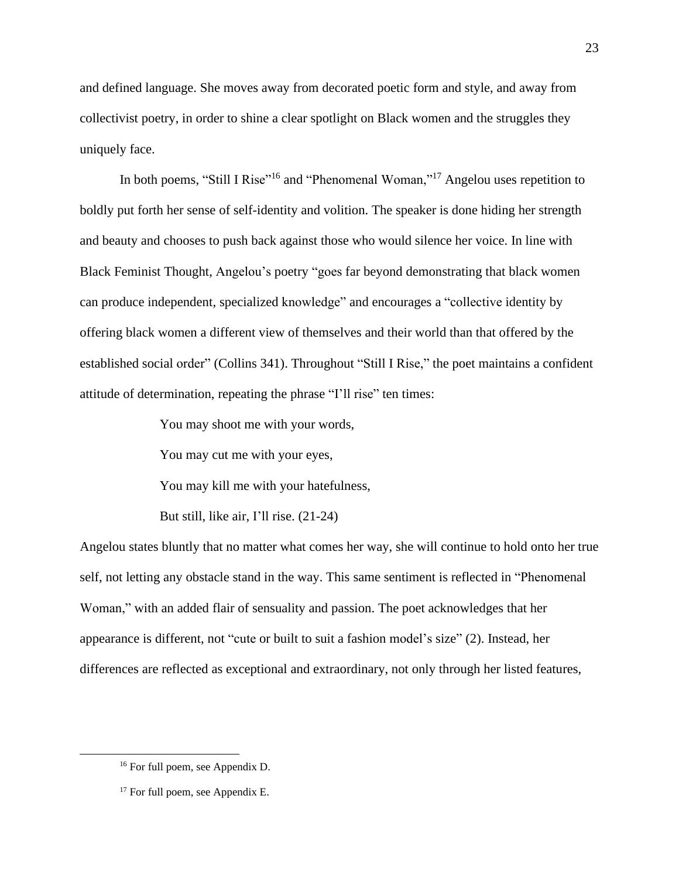and defined language. She moves away from decorated poetic form and style, and away from collectivist poetry, in order to shine a clear spotlight on Black women and the struggles they uniquely face.

In both poems, "Still I Rise"[16] and "Phenomenal Woman,"[17] Angelou uses repetition to boldly put forth her sense of self-identity and volition. The speaker is done hiding her strength and beauty and chooses to push back against those who would silence her voice. In line with Black Feminist Thought, Angelou's poetry "goes far beyond demonstrating that black women can produce independent, specialized knowledge" and encourages a "collective identity by offering black women a different view of themselves and their world than that offered by the established social order" (Collins 341). Throughout "Still I Rise," the poet maintains a confident attitude of determination, repeating the phrase "I'll rise" ten times:

> You may shoot me with your words,
>
> You may cut me with your eyes,
>
> You may kill me with your hatefulness,
>
> But still, like air, I'll rise. (21-24)

Angelou states bluntly that no matter what comes her way, she will continue to hold onto her true self, not letting any obstacle stand in the way. This same sentiment is reflected in "Phenomenal Woman," with an added flair of sensuality and passion. The poet acknowledges that her appearance is different, not "cute or built to suit a fashion model's size" (2). Instead, her differences are reflected as exceptional and extraordinary, not only through her listed features,

---

[16] For full poem, see Appendix D.

[17] For full poem, see Appendix E.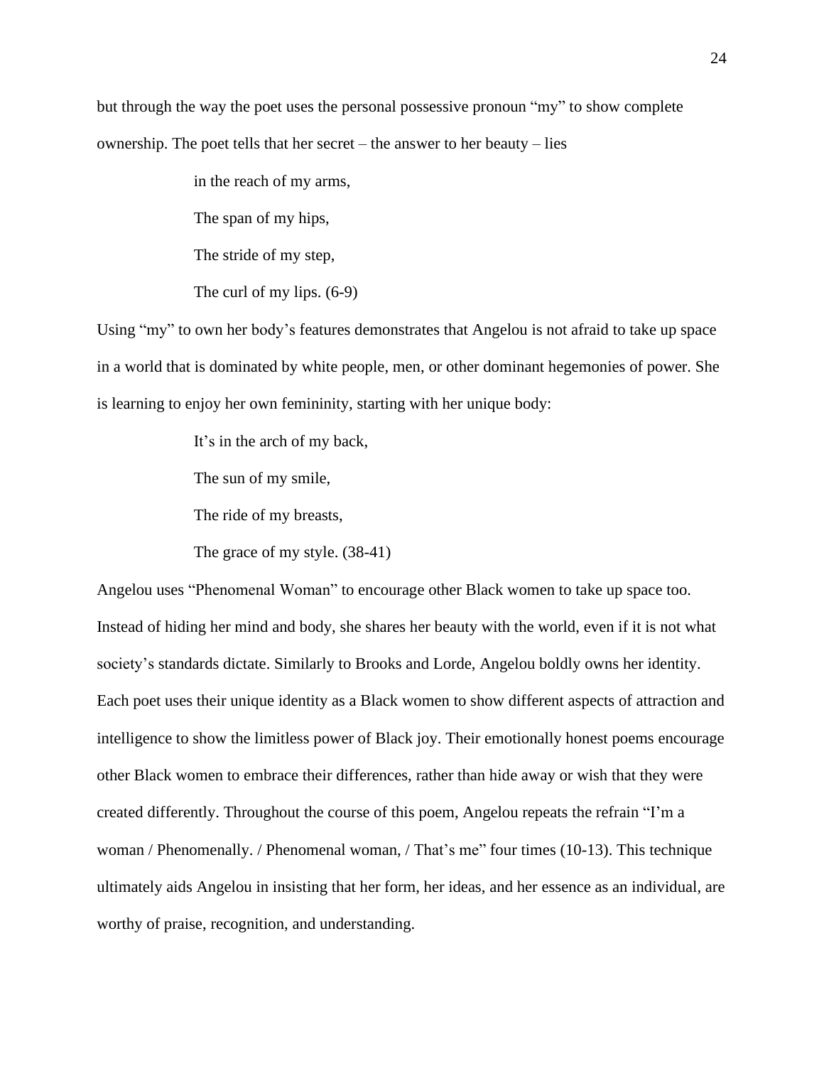but through the way the poet uses the personal possessive pronoun "my" to show complete ownership. The poet tells that her secret – the answer to her beauty – lies

> in the reach of my arms,
>
> The span of my hips,
>
> The stride of my step,
>
> The curl of my lips. (6-9)

Using "my" to own her body's features demonstrates that Angelou is not afraid to take up space in a world that is dominated by white people, men, or other dominant hegemonies of power. She is learning to enjoy her own femininity, starting with her unique body:

> It's in the arch of my back,
>
> The sun of my smile,
>
> The ride of my breasts,
>
> The grace of my style. (38-41)

Angelou uses "Phenomenal Woman" to encourage other Black women to take up space too. Instead of hiding her mind and body, she shares her beauty with the world, even if it is not what society's standards dictate. Similarly to Brooks and Lorde, Angelou boldly owns her identity. Each poet uses their unique identity as a Black women to show different aspects of attraction and intelligence to show the limitless power of Black joy. Their emotionally honest poems encourage other Black women to embrace their differences, rather than hide away or wish that they were created differently. Throughout the course of this poem, Angelou repeats the refrain "I'm a woman / Phenomenally. / Phenomenal woman, / That's me" four times (10-13). This technique ultimately aids Angelou in insisting that her form, her ideas, and her essence as an individual, are worthy of praise, recognition, and understanding.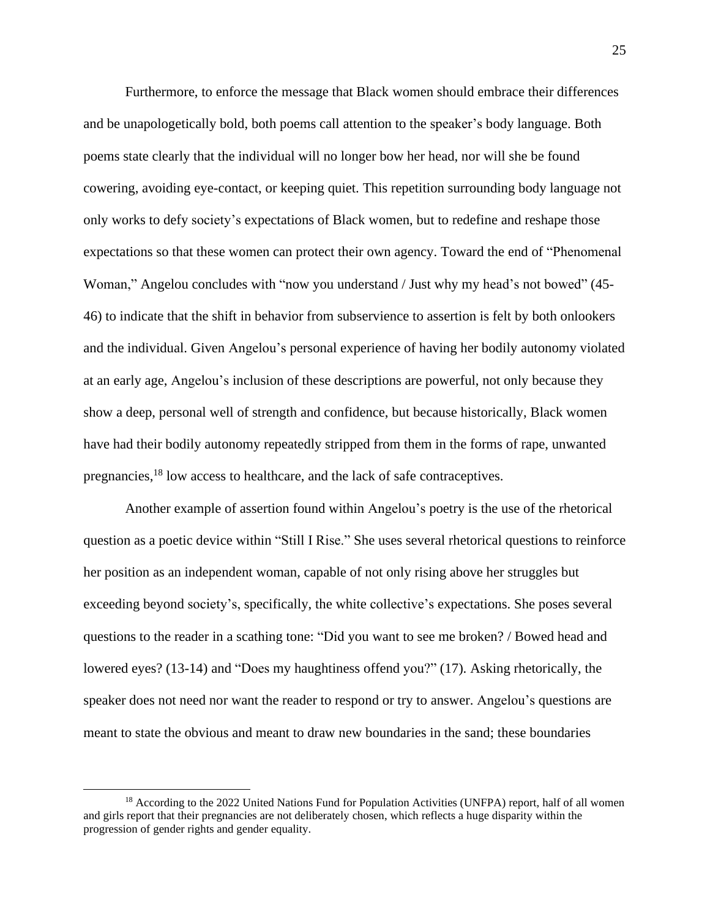Furthermore, to enforce the message that Black women should embrace their differences and be unapologetically bold, both poems call attention to the speaker's body language. Both poems state clearly that the individual will no longer bow her head, nor will she be found cowering, avoiding eye-contact, or keeping quiet. This repetition surrounding body language not only works to defy society's expectations of Black women, but to redefine and reshape those expectations so that these women can protect their own agency. Toward the end of "Phenomenal Woman," Angelou concludes with "now you understand / Just why my head's not bowed" (45-46) to indicate that the shift in behavior from subservience to assertion is felt by both onlookers and the individual. Given Angelou's personal experience of having her bodily autonomy violated at an early age, Angelou's inclusion of these descriptions are powerful, not only because they show a deep, personal well of strength and confidence, but because historically, Black women have had their bodily autonomy repeatedly stripped from them in the forms of rape, unwanted pregnancies,[18] low access to healthcare, and the lack of safe contraceptives.

Another example of assertion found within Angelou's poetry is the use of the rhetorical question as a poetic device within "Still I Rise." She uses several rhetorical questions to reinforce her position as an independent woman, capable of not only rising above her struggles but exceeding beyond society's, specifically, the white collective's expectations. She poses several questions to the reader in a scathing tone: "Did you want to see me broken? / Bowed head and lowered eyes? (13-14) and "Does my haughtiness offend you?" (17). Asking rhetorically, the speaker does not need nor want the reader to respond or try to answer. Angelou's questions are meant to state the obvious and meant to draw new boundaries in the sand; these boundaries

[18] According to the 2022 United Nations Fund for Population Activities (UNFPA) report, half of all women and girls report that their pregnancies are not deliberately chosen, which reflects a huge disparity within the progression of gender rights and gender equality.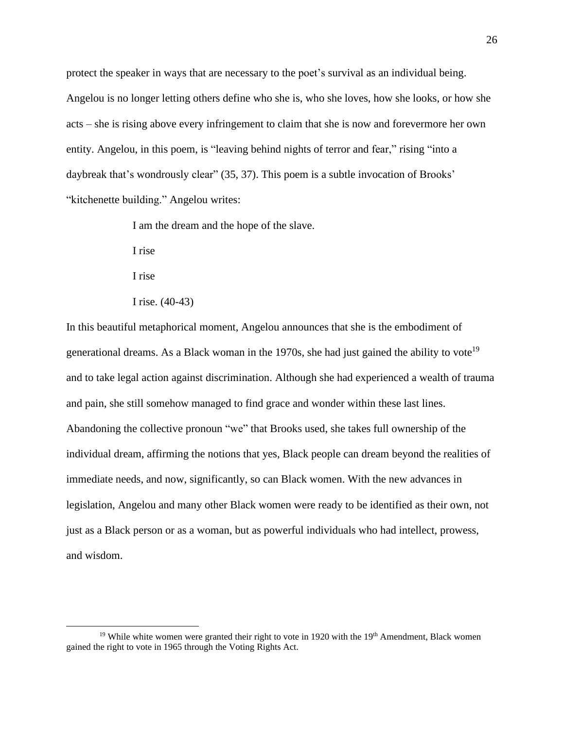protect the speaker in ways that are necessary to the poet's survival as an individual being. Angelou is no longer letting others define who she is, who she loves, how she looks, or how she acts – she is rising above every infringement to claim that she is now and forevermore her own entity. Angelou, in this poem, is "leaving behind nights of terror and fear," rising "into a daybreak that's wondrously clear" (35, 37). This poem is a subtle invocation of Brooks' "kitchenette building." Angelou writes:

> I am the dream and the hope of the slave.
>
> I rise
>
> I rise
>
> I rise. (40-43)

In this beautiful metaphorical moment, Angelou announces that she is the embodiment of generational dreams. As a Black woman in the 1970s, she had just gained the ability to vote[19] and to take legal action against discrimination. Although she had experienced a wealth of trauma and pain, she still somehow managed to find grace and wonder within these last lines. Abandoning the collective pronoun "we" that Brooks used, she takes full ownership of the individual dream, affirming the notions that yes, Black people can dream beyond the realities of immediate needs, and now, significantly, so can Black women. With the new advances in legislation, Angelou and many other Black women were ready to be identified as their own, not just as a Black person or as a woman, but as powerful individuals who had intellect, prowess, and wisdom.

[19] While white women were granted their right to vote in 1920 with the 19th Amendment, Black women gained the right to vote in 1965 through the Voting Rights Act.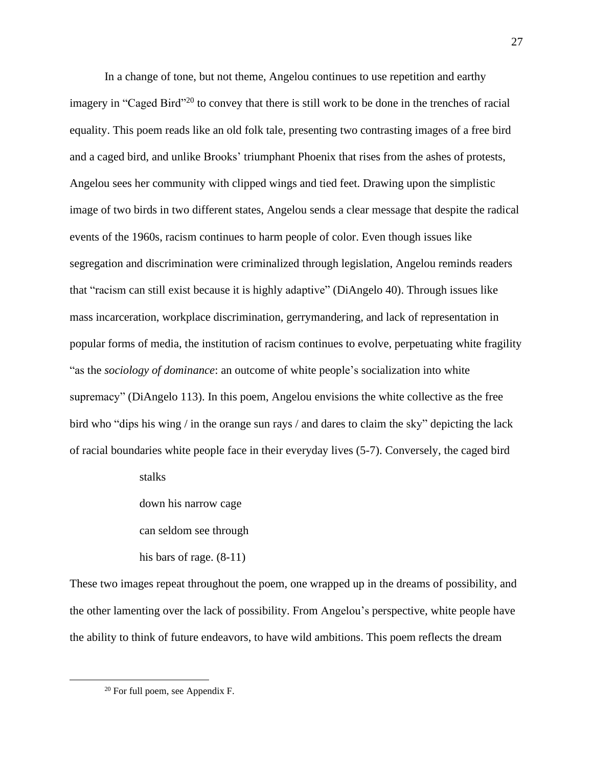In a change of tone, but not theme, Angelou continues to use repetition and earthy imagery in "Caged Bird"[20] to convey that there is still work to be done in the trenches of racial equality. This poem reads like an old folk tale, presenting two contrasting images of a free bird and a caged bird, and unlike Brooks' triumphant Phoenix that rises from the ashes of protests, Angelou sees her community with clipped wings and tied feet. Drawing upon the simplistic image of two birds in two different states, Angelou sends a clear message that despite the radical events of the 1960s, racism continues to harm people of color. Even though issues like segregation and discrimination were criminalized through legislation, Angelou reminds readers that "racism can still exist because it is highly adaptive" (DiAngelo 40). Through issues like mass incarceration, workplace discrimination, gerrymandering, and lack of representation in popular forms of media, the institution of racism continues to evolve, perpetuating white fragility "as the *sociology of dominance*: an outcome of white people's socialization into white supremacy" (DiAngelo 113). In this poem, Angelou envisions the white collective as the free bird who "dips his wing / in the orange sun rays / and dares to claim the sky" depicting the lack of racial boundaries white people face in their everyday lives (5-7). Conversely, the caged bird

> stalks
>
> down his narrow cage
>
> can seldom see through
>
> his bars of rage. (8-11)

These two images repeat throughout the poem, one wrapped up in the dreams of possibility, and the other lamenting over the lack of possibility. From Angelou's perspective, white people have the ability to think of future endeavors, to have wild ambitions. This poem reflects the dream

---

[20] For full poem, see Appendix F.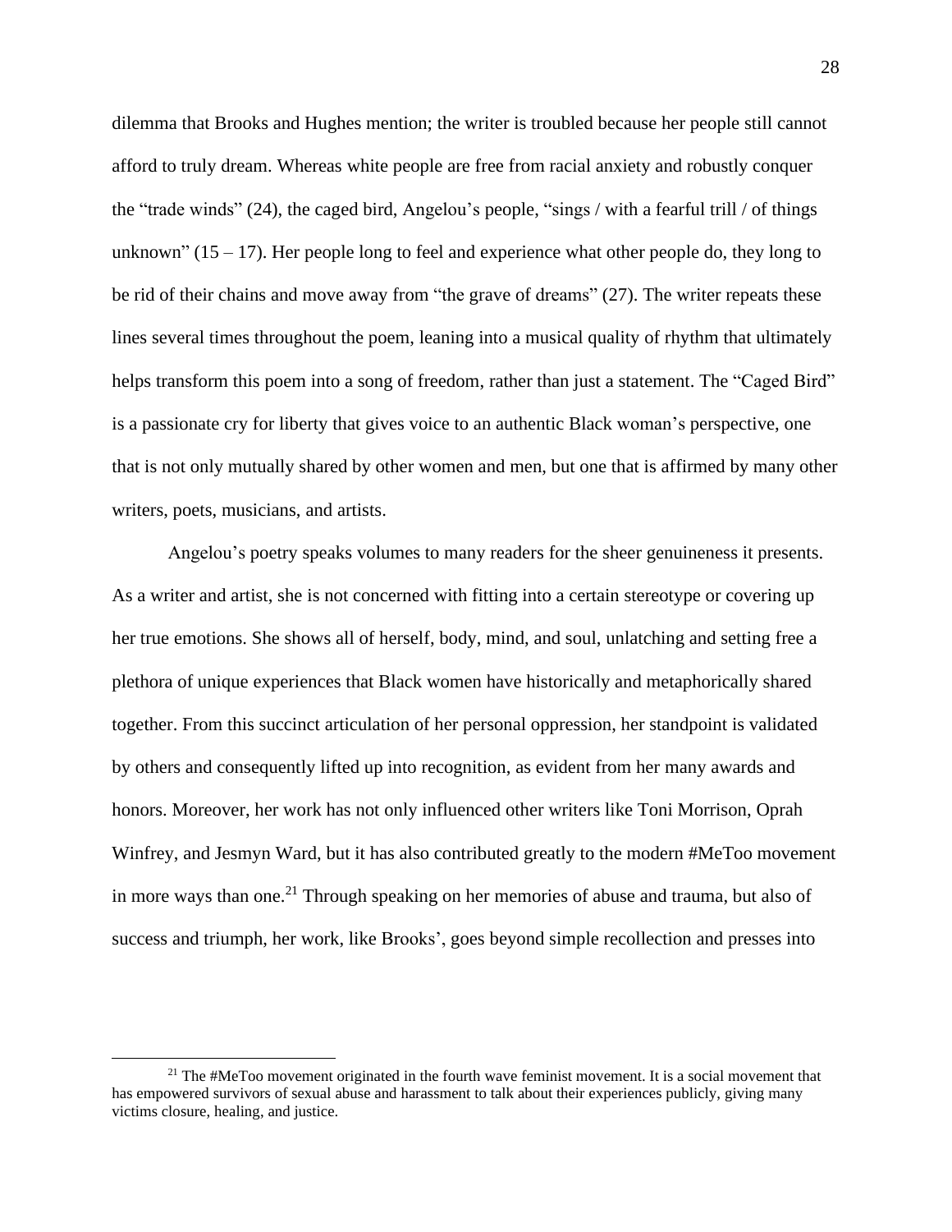dilemma that Brooks and Hughes mention; the writer is troubled because her people still cannot afford to truly dream. Whereas white people are free from racial anxiety and robustly conquer the "trade winds" (24), the caged bird, Angelou's people, "sings / with a fearful trill / of things unknown" (15 – 17). Her people long to feel and experience what other people do, they long to be rid of their chains and move away from "the grave of dreams" (27). The writer repeats these lines several times throughout the poem, leaning into a musical quality of rhythm that ultimately helps transform this poem into a song of freedom, rather than just a statement. The "Caged Bird" is a passionate cry for liberty that gives voice to an authentic Black woman's perspective, one that is not only mutually shared by other women and men, but one that is affirmed by many other writers, poets, musicians, and artists.

Angelou's poetry speaks volumes to many readers for the sheer genuineness it presents. As a writer and artist, she is not concerned with fitting into a certain stereotype or covering up her true emotions. She shows all of herself, body, mind, and soul, unlatching and setting free a plethora of unique experiences that Black women have historically and metaphorically shared together. From this succinct articulation of her personal oppression, her standpoint is validated by others and consequently lifted up into recognition, as evident from her many awards and honors. Moreover, her work has not only influenced other writers like Toni Morrison, Oprah Winfrey, and Jesmyn Ward, but it has also contributed greatly to the modern #MeToo movement in more ways than one.[21] Through speaking on her memories of abuse and trauma, but also of success and triumph, her work, like Brooks', goes beyond simple recollection and presses into

---

[21] The #MeToo movement originated in the fourth wave feminist movement. It is a social movement that has empowered survivors of sexual abuse and harassment to talk about their experiences publicly, giving many victims closure, healing, and justice.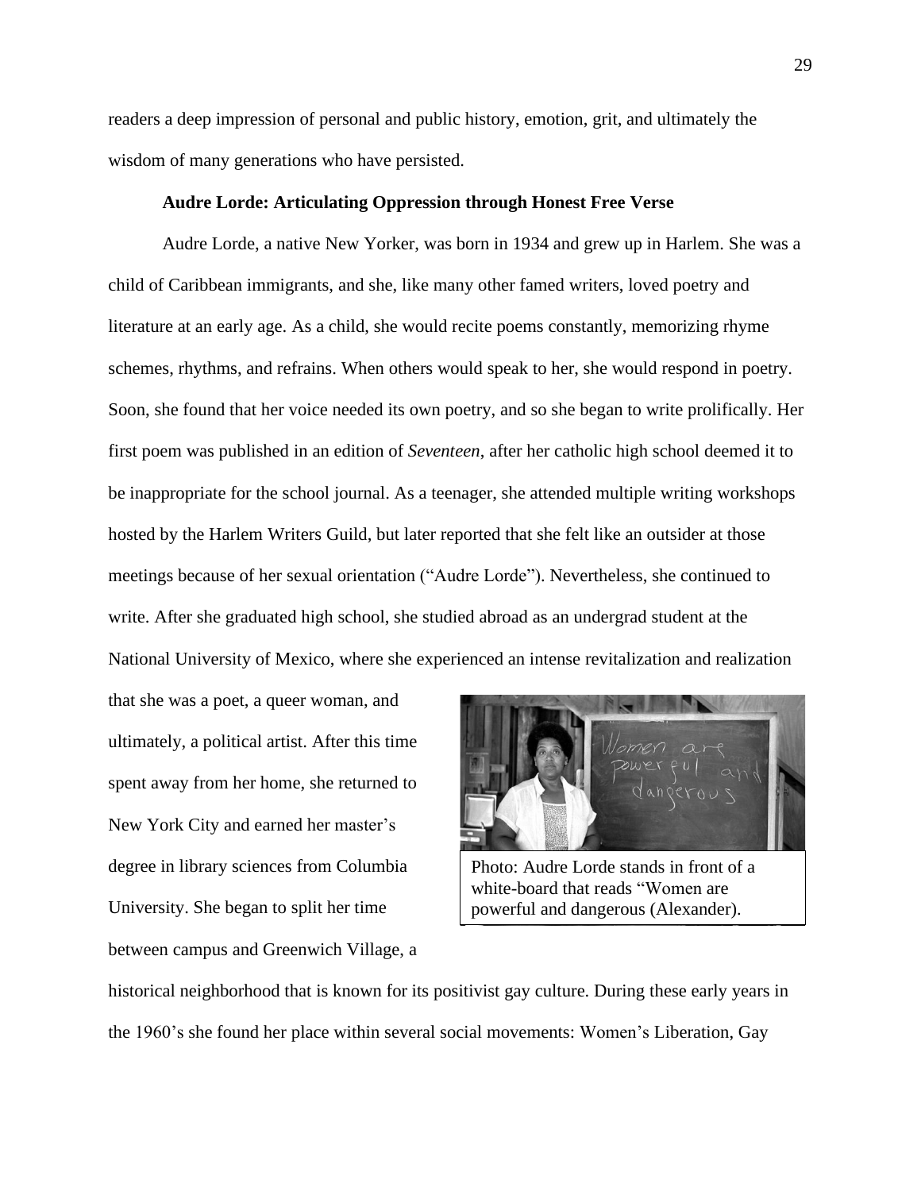readers a deep impression of personal and public history, emotion, grit, and ultimately the wisdom of many generations who have persisted.

**Audre Lorde: Articulating Oppression through Honest Free Verse**

Audre Lorde, a native New Yorker, was born in 1934 and grew up in Harlem. She was a child of Caribbean immigrants, and she, like many other famed writers, loved poetry and literature at an early age. As a child, she would recite poems constantly, memorizing rhyme schemes, rhythms, and refrains. When others would speak to her, she would respond in poetry. Soon, she found that her voice needed its own poetry, and so she began to write prolifically. Her first poem was published in an edition of *Seventeen*, after her catholic high school deemed it to be inappropriate for the school journal. As a teenager, she attended multiple writing workshops hosted by the Harlem Writers Guild, but later reported that she felt like an outsider at those meetings because of her sexual orientation ("Audre Lorde"). Nevertheless, she continued to write. After she graduated high school, she studied abroad as an undergrad student at the National University of Mexico, where she experienced an intense revitalization and realization that she was a poet, a queer woman, and ultimately, a political artist. After this time spent away from her home, she returned to New York City and earned her master's degree in library sciences from Columbia University. She began to split her time between campus and Greenwich Village, a historical neighborhood that is known for its positivist gay culture. During these early years in the 1960's she found her place within several social movements: Women's Liberation, Gay

Photo: Audre Lorde stands in front of a white-board that reads "Women are powerful and dangerous (Alexander).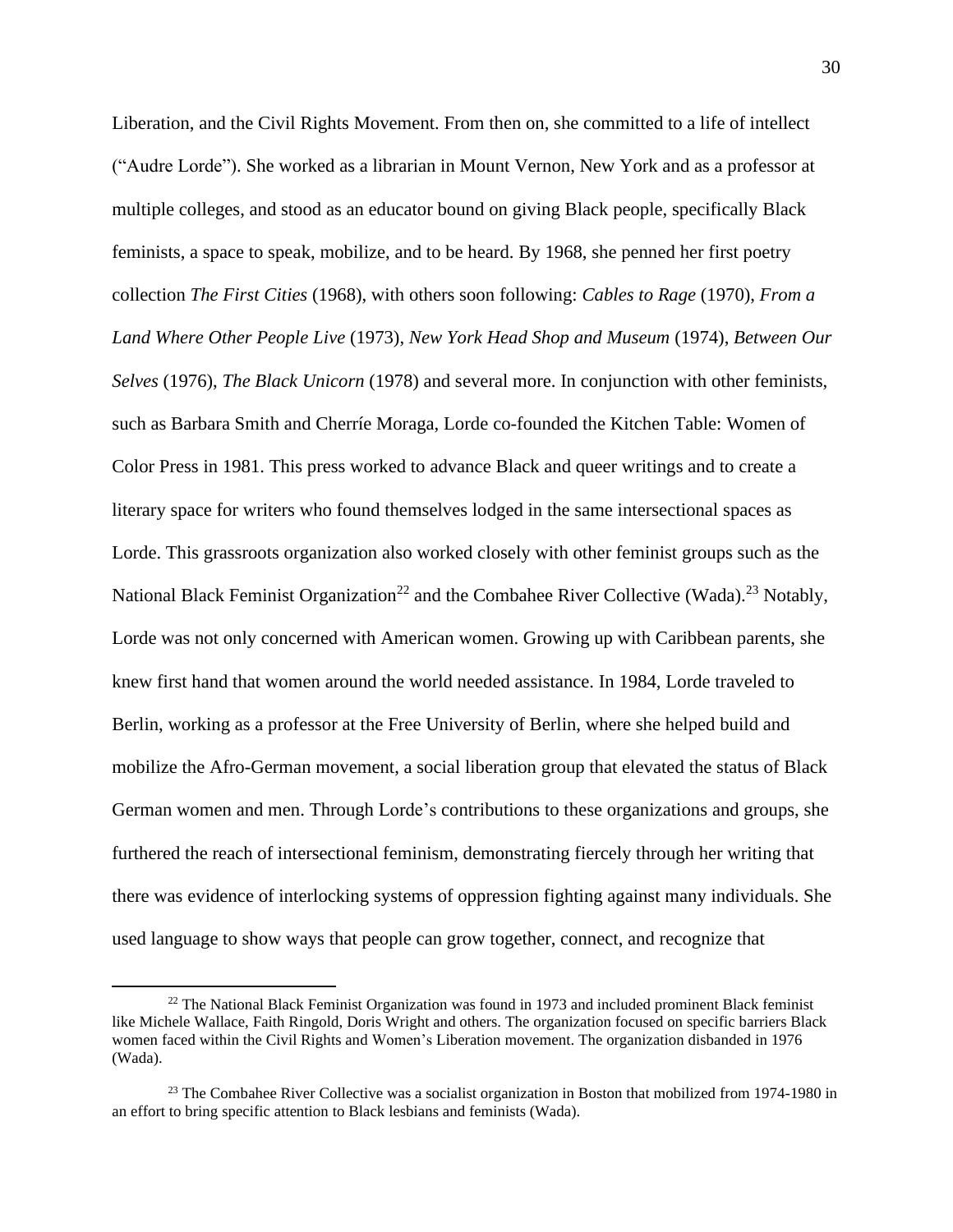Liberation, and the Civil Rights Movement. From then on, she committed to a life of intellect ("Audre Lorde"). She worked as a librarian in Mount Vernon, New York and as a professor at multiple colleges, and stood as an educator bound on giving Black people, specifically Black feminists, a space to speak, mobilize, and to be heard. By 1968, she penned her first poetry collection *The First Cities* (1968), with others soon following: *Cables to Rage* (1970), *From a Land Where Other People Live* (1973), *New York Head Shop and Museum* (1974), *Between Our Selves* (1976), *The Black Unicorn* (1978) and several more. In conjunction with other feminists, such as Barbara Smith and Cherríe Moraga, Lorde co-founded the Kitchen Table: Women of Color Press in 1981. This press worked to advance Black and queer writings and to create a literary space for writers who found themselves lodged in the same intersectional spaces as Lorde. This grassroots organization also worked closely with other feminist groups such as the National Black Feminist Organization[22] and the Combahee River Collective (Wada).[23] Notably, Lorde was not only concerned with American women. Growing up with Caribbean parents, she knew first hand that women around the world needed assistance. In 1984, Lorde traveled to Berlin, working as a professor at the Free University of Berlin, where she helped build and mobilize the Afro-German movement, a social liberation group that elevated the status of Black German women and men. Through Lorde's contributions to these organizations and groups, she furthered the reach of intersectional feminism, demonstrating fiercely through her writing that there was evidence of interlocking systems of oppression fighting against many individuals. She used language to show ways that people can grow together, connect, and recognize that

---

[22] The National Black Feminist Organization was found in 1973 and included prominent Black feminist like Michele Wallace, Faith Ringold, Doris Wright and others. The organization focused on specific barriers Black women faced within the Civil Rights and Women's Liberation movement. The organization disbanded in 1976 (Wada).

[23] The Combahee River Collective was a socialist organization in Boston that mobilized from 1974-1980 in an effort to bring specific attention to Black lesbians and feminists (Wada).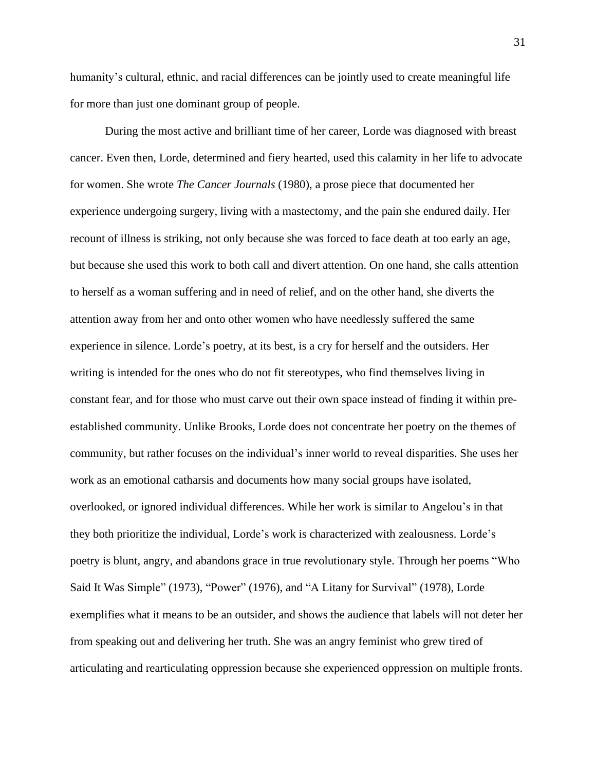humanity's cultural, ethnic, and racial differences can be jointly used to create meaningful life for more than just one dominant group of people.

During the most active and brilliant time of her career, Lorde was diagnosed with breast cancer. Even then, Lorde, determined and fiery hearted, used this calamity in her life to advocate for women. She wrote *The Cancer Journals* (1980), a prose piece that documented her experience undergoing surgery, living with a mastectomy, and the pain she endured daily. Her recount of illness is striking, not only because she was forced to face death at too early an age, but because she used this work to both call and divert attention. On one hand, she calls attention to herself as a woman suffering and in need of relief, and on the other hand, she diverts the attention away from her and onto other women who have needlessly suffered the same experience in silence. Lorde's poetry, at its best, is a cry for herself and the outsiders. Her writing is intended for the ones who do not fit stereotypes, who find themselves living in constant fear, and for those who must carve out their own space instead of finding it within pre-established community. Unlike Brooks, Lorde does not concentrate her poetry on the themes of community, but rather focuses on the individual's inner world to reveal disparities. She uses her work as an emotional catharsis and documents how many social groups have isolated, overlooked, or ignored individual differences. While her work is similar to Angelou's in that they both prioritize the individual, Lorde's work is characterized with zealousness. Lorde's poetry is blunt, angry, and abandons grace in true revolutionary style. Through her poems "Who Said It Was Simple" (1973), "Power" (1976), and "A Litany for Survival" (1978), Lorde exemplifies what it means to be an outsider, and shows the audience that labels will not deter her from speaking out and delivering her truth. She was an angry feminist who grew tired of articulating and rearticulating oppression because she experienced oppression on multiple fronts.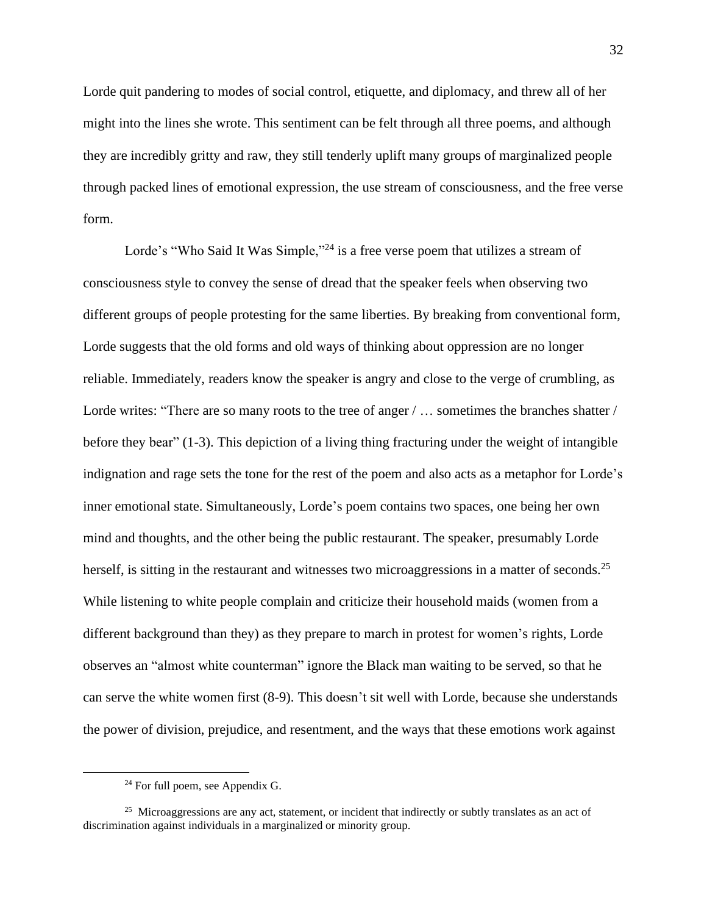Lorde quit pandering to modes of social control, etiquette, and diplomacy, and threw all of her might into the lines she wrote. This sentiment can be felt through all three poems, and although they are incredibly gritty and raw, they still tenderly uplift many groups of marginalized people through packed lines of emotional expression, the use stream of consciousness, and the free verse form.

Lorde's "Who Said It Was Simple,"[24] is a free verse poem that utilizes a stream of consciousness style to convey the sense of dread that the speaker feels when observing two different groups of people protesting for the same liberties. By breaking from conventional form, Lorde suggests that the old forms and old ways of thinking about oppression are no longer reliable. Immediately, readers know the speaker is angry and close to the verge of crumbling, as Lorde writes: "There are so many roots to the tree of anger / … sometimes the branches shatter / before they bear" (1-3). This depiction of a living thing fracturing under the weight of intangible indignation and rage sets the tone for the rest of the poem and also acts as a metaphor for Lorde's inner emotional state. Simultaneously, Lorde's poem contains two spaces, one being her own mind and thoughts, and the other being the public restaurant. The speaker, presumably Lorde herself, is sitting in the restaurant and witnesses two microaggressions in a matter of seconds.[25] While listening to white people complain and criticize their household maids (women from a different background than they) as they prepare to march in protest for women's rights, Lorde observes an "almost white counterman" ignore the Black man waiting to be served, so that he can serve the white women first (8-9). This doesn't sit well with Lorde, because she understands the power of division, prejudice, and resentment, and the ways that these emotions work against

---

[24] For full poem, see Appendix G.

[25] Microaggressions are any act, statement, or incident that indirectly or subtly translates as an act of discrimination against individuals in a marginalized or minority group.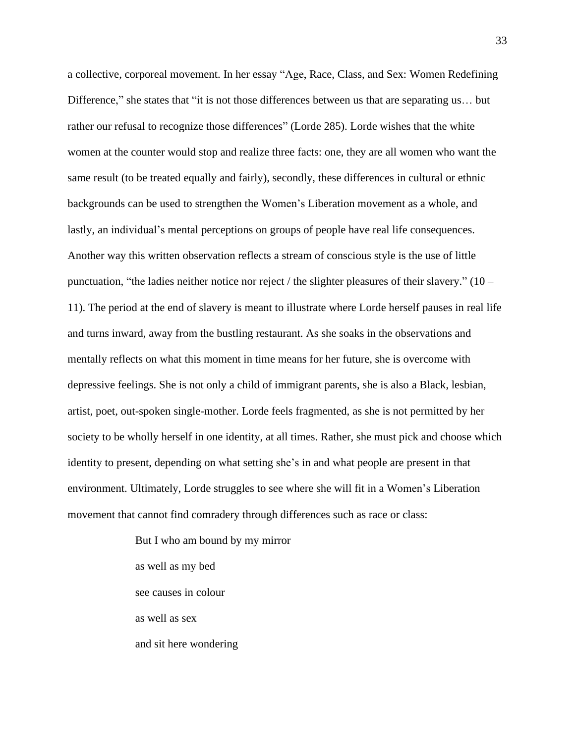a collective, corporeal movement. In her essay "Age, Race, Class, and Sex: Women Redefining Difference," she states that "it is not those differences between us that are separating us… but rather our refusal to recognize those differences" (Lorde 285). Lorde wishes that the white women at the counter would stop and realize three facts: one, they are all women who want the same result (to be treated equally and fairly), secondly, these differences in cultural or ethnic backgrounds can be used to strengthen the Women's Liberation movement as a whole, and lastly, an individual's mental perceptions on groups of people have real life consequences. Another way this written observation reflects a stream of conscious style is the use of little punctuation, "the ladies neither notice nor reject / the slighter pleasures of their slavery." (10 – 11). The period at the end of slavery is meant to illustrate where Lorde herself pauses in real life and turns inward, away from the bustling restaurant. As she soaks in the observations and mentally reflects on what this moment in time means for her future, she is overcome with depressive feelings. She is not only a child of immigrant parents, she is also a Black, lesbian, artist, poet, out-spoken single-mother. Lorde feels fragmented, as she is not permitted by her society to be wholly herself in one identity, at all times. Rather, she must pick and choose which identity to present, depending on what setting she's in and what people are present in that environment. Ultimately, Lorde struggles to see where she will fit in a Women's Liberation movement that cannot find comradery through differences such as race or class:

> But I who am bound by my mirror
>
> as well as my bed
>
> see causes in colour
>
> as well as sex
>
> and sit here wondering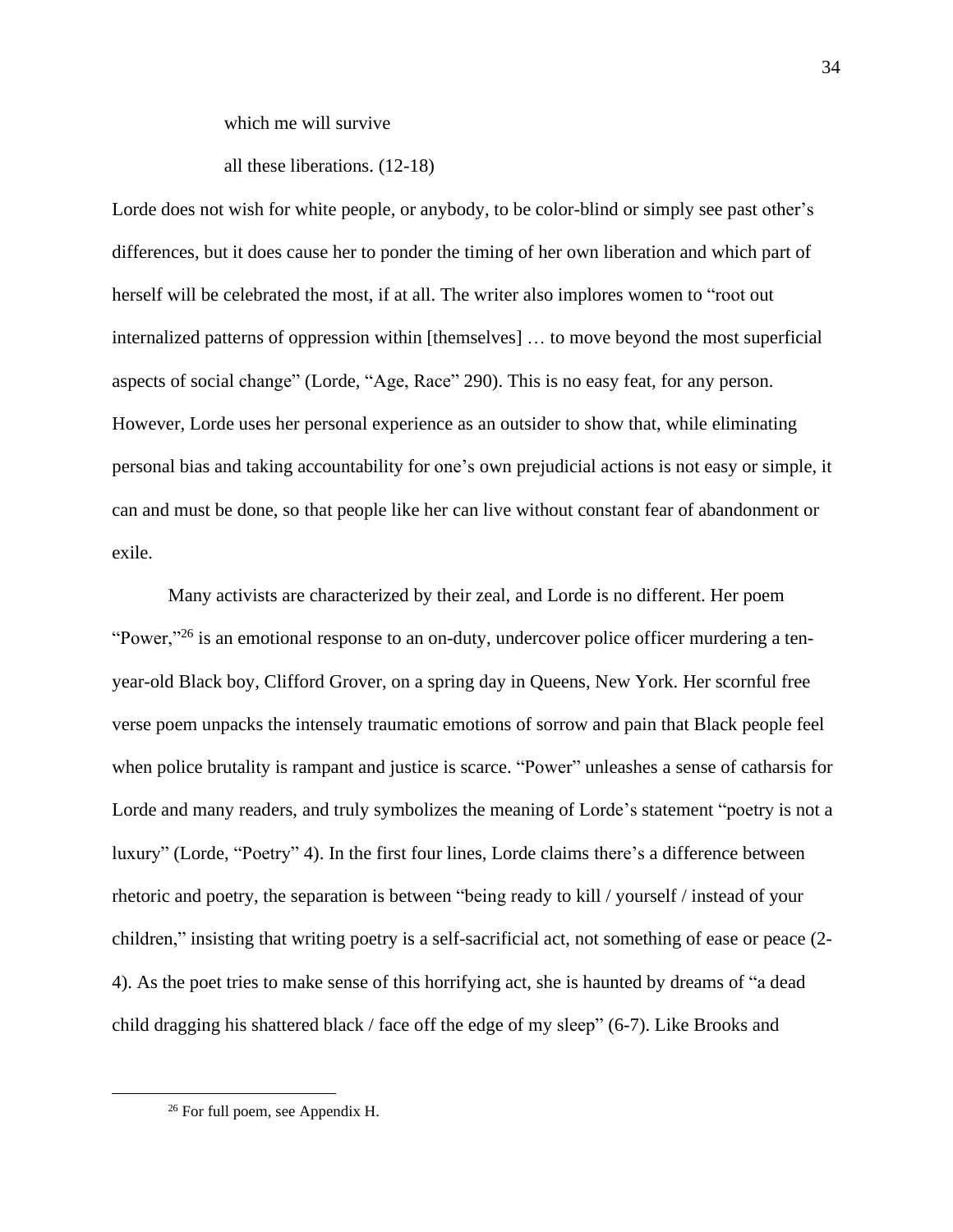which me will survive

all these liberations. (12-18)

Lorde does not wish for white people, or anybody, to be color-blind or simply see past other's differences, but it does cause her to ponder the timing of her own liberation and which part of herself will be celebrated the most, if at all. The writer also implores women to "root out internalized patterns of oppression within [themselves] … to move beyond the most superficial aspects of social change" (Lorde, "Age, Race" 290). This is no easy feat, for any person. However, Lorde uses her personal experience as an outsider to show that, while eliminating personal bias and taking accountability for one's own prejudicial actions is not easy or simple, it can and must be done, so that people like her can live without constant fear of abandonment or exile.

Many activists are characterized by their zeal, and Lorde is no different. Her poem "Power,"[26] is an emotional response to an on-duty, undercover police officer murdering a ten-year-old Black boy, Clifford Grover, on a spring day in Queens, New York. Her scornful free verse poem unpacks the intensely traumatic emotions of sorrow and pain that Black people feel when police brutality is rampant and justice is scarce. "Power" unleashes a sense of catharsis for Lorde and many readers, and truly symbolizes the meaning of Lorde's statement "poetry is not a luxury" (Lorde, "Poetry" 4). In the first four lines, Lorde claims there's a difference between rhetoric and poetry, the separation is between "being ready to kill / yourself / instead of your children," insisting that writing poetry is a self-sacrificial act, not something of ease or peace (2-4). As the poet tries to make sense of this horrifying act, she is haunted by dreams of "a dead child dragging his shattered black / face off the edge of my sleep" (6-7). Like Brooks and

[26] For full poem, see Appendix H.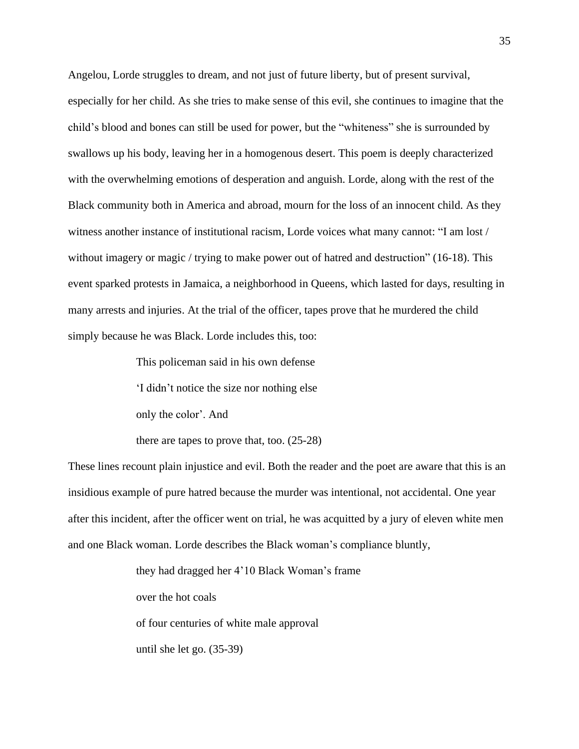Angelou, Lorde struggles to dream, and not just of future liberty, but of present survival, especially for her child. As she tries to make sense of this evil, she continues to imagine that the child's blood and bones can still be used for power, but the "whiteness" she is surrounded by swallows up his body, leaving her in a homogenous desert. This poem is deeply characterized with the overwhelming emotions of desperation and anguish. Lorde, along with the rest of the Black community both in America and abroad, mourn for the loss of an innocent child. As they witness another instance of institutional racism, Lorde voices what many cannot: "I am lost / without imagery or magic / trying to make power out of hatred and destruction" (16-18). This event sparked protests in Jamaica, a neighborhood in Queens, which lasted for days, resulting in many arrests and injuries. At the trial of the officer, tapes prove that he murdered the child simply because he was Black. Lorde includes this, too:

> This policeman said in his own defense
>
> 'I didn't notice the size nor nothing else
>
> only the color'. And
>
> there are tapes to prove that, too. (25-28)

These lines recount plain injustice and evil. Both the reader and the poet are aware that this is an insidious example of pure hatred because the murder was intentional, not accidental. One year after this incident, after the officer went on trial, he was acquitted by a jury of eleven white men and one Black woman. Lorde describes the Black woman's compliance bluntly,

> they had dragged her 4'10 Black Woman's frame
>
> over the hot coals
>
> of four centuries of white male approval
>
> until she let go. (35-39)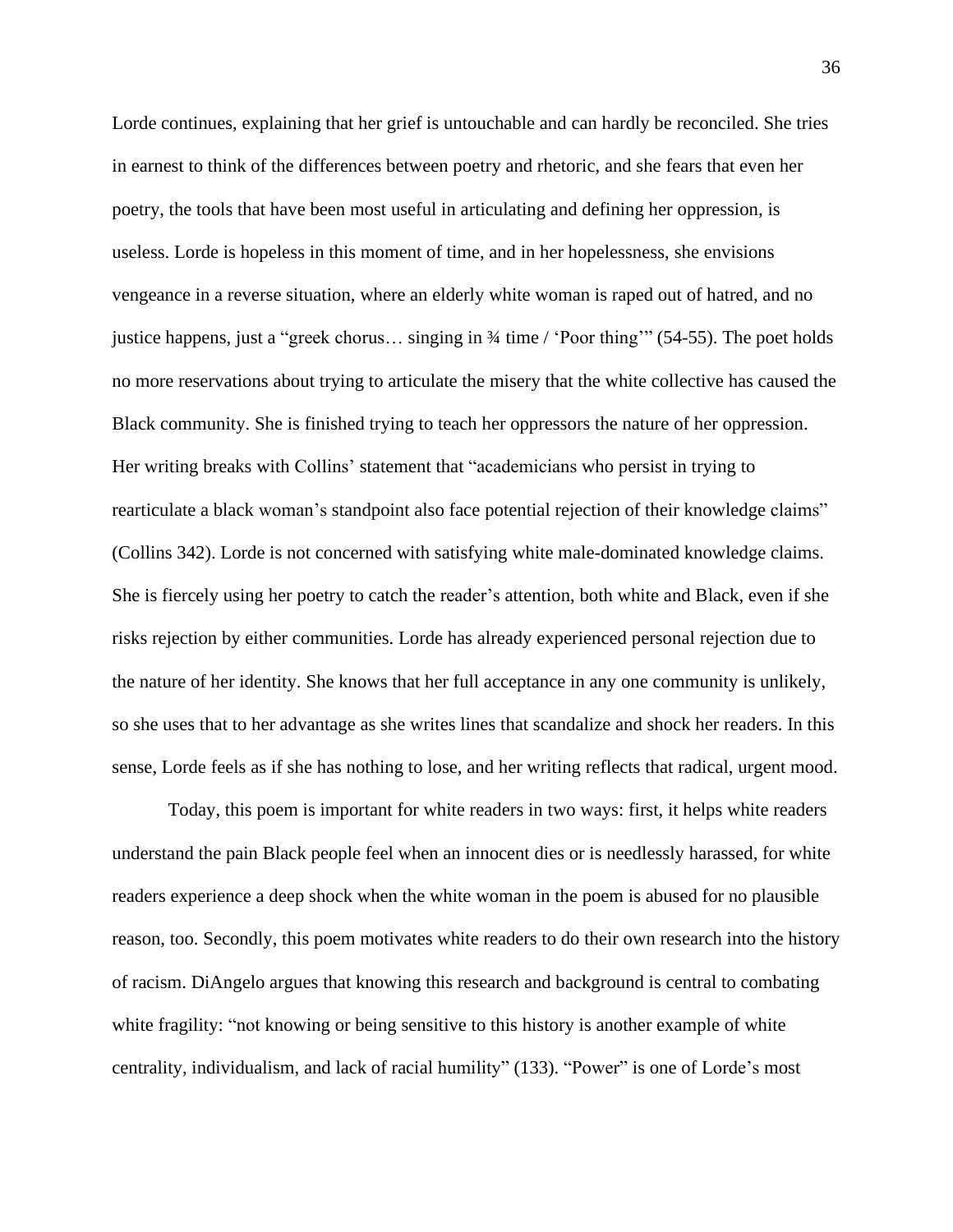Lorde continues, explaining that her grief is untouchable and can hardly be reconciled. She tries in earnest to think of the differences between poetry and rhetoric, and she fears that even her poetry, the tools that have been most useful in articulating and defining her oppression, is useless. Lorde is hopeless in this moment of time, and in her hopelessness, she envisions vengeance in a reverse situation, where an elderly white woman is raped out of hatred, and no justice happens, just a "greek chorus… singing in ¾ time / 'Poor thing'" (54-55). The poet holds no more reservations about trying to articulate the misery that the white collective has caused the Black community. She is finished trying to teach her oppressors the nature of her oppression. Her writing breaks with Collins' statement that "academicians who persist in trying to rearticulate a black woman's standpoint also face potential rejection of their knowledge claims" (Collins 342). Lorde is not concerned with satisfying white male-dominated knowledge claims. She is fiercely using her poetry to catch the reader's attention, both white and Black, even if she risks rejection by either communities. Lorde has already experienced personal rejection due to the nature of her identity. She knows that her full acceptance in any one community is unlikely, so she uses that to her advantage as she writes lines that scandalize and shock her readers. In this sense, Lorde feels as if she has nothing to lose, and her writing reflects that radical, urgent mood.

Today, this poem is important for white readers in two ways: first, it helps white readers understand the pain Black people feel when an innocent dies or is needlessly harassed, for white readers experience a deep shock when the white woman in the poem is abused for no plausible reason, too. Secondly, this poem motivates white readers to do their own research into the history of racism. DiAngelo argues that knowing this research and background is central to combating white fragility: "not knowing or being sensitive to this history is another example of white centrality, individualism, and lack of racial humility" (133). "Power" is one of Lorde's most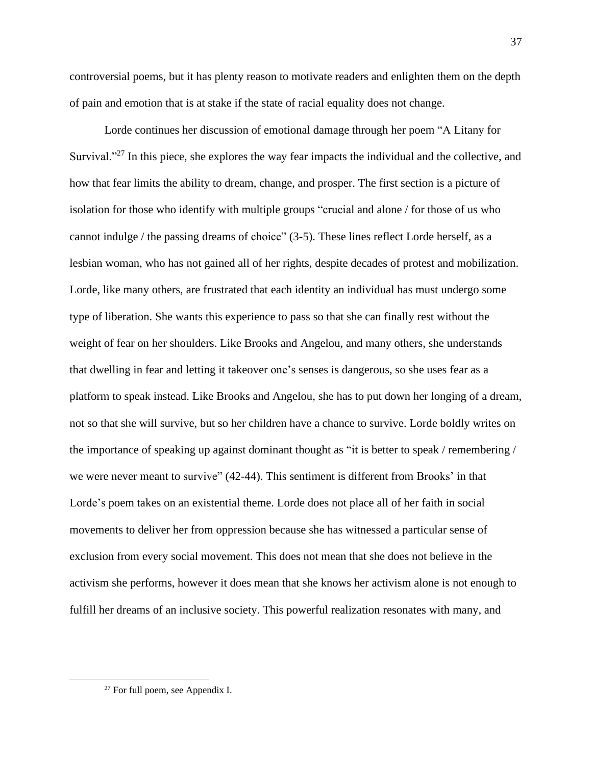controversial poems, but it has plenty reason to motivate readers and enlighten them on the depth of pain and emotion that is at stake if the state of racial equality does not change.

Lorde continues her discussion of emotional damage through her poem "A Litany for Survival."[27] In this piece, she explores the way fear impacts the individual and the collective, and how that fear limits the ability to dream, change, and prosper. The first section is a picture of isolation for those who identify with multiple groups "crucial and alone / for those of us who cannot indulge / the passing dreams of choice" (3-5). These lines reflect Lorde herself, as a lesbian woman, who has not gained all of her rights, despite decades of protest and mobilization. Lorde, like many others, are frustrated that each identity an individual has must undergo some type of liberation. She wants this experience to pass so that she can finally rest without the weight of fear on her shoulders. Like Brooks and Angelou, and many others, she understands that dwelling in fear and letting it takeover one's senses is dangerous, so she uses fear as a platform to speak instead. Like Brooks and Angelou, she has to put down her longing of a dream, not so that she will survive, but so her children have a chance to survive. Lorde boldly writes on the importance of speaking up against dominant thought as "it is better to speak / remembering / we were never meant to survive" (42-44). This sentiment is different from Brooks' in that Lorde's poem takes on an existential theme. Lorde does not place all of her faith in social movements to deliver her from oppression because she has witnessed a particular sense of exclusion from every social movement. This does not mean that she does not believe in the activism she performs, however it does mean that she knows her activism alone is not enough to fulfill her dreams of an inclusive society. This powerful realization resonates with many, and

[27] For full poem, see Appendix I.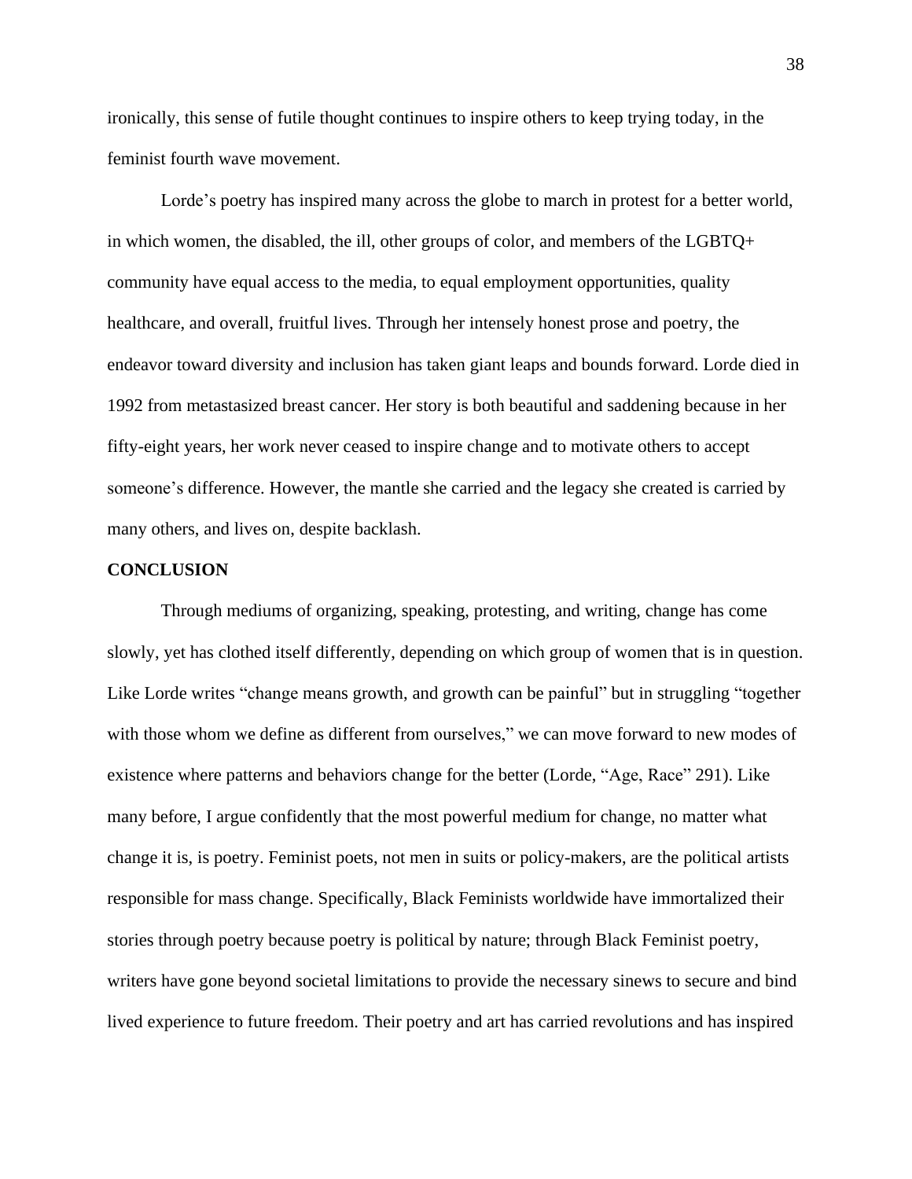ironically, this sense of futile thought continues to inspire others to keep trying today, in the feminist fourth wave movement.

Lorde's poetry has inspired many across the globe to march in protest for a better world, in which women, the disabled, the ill, other groups of color, and members of the LGBTQ+ community have equal access to the media, to equal employment opportunities, quality healthcare, and overall, fruitful lives. Through her intensely honest prose and poetry, the endeavor toward diversity and inclusion has taken giant leaps and bounds forward. Lorde died in 1992 from metastasized breast cancer. Her story is both beautiful and saddening because in her fifty-eight years, her work never ceased to inspire change and to motivate others to accept someone's difference. However, the mantle she carried and the legacy she created is carried by many others, and lives on, despite backlash.

## CONCLUSION

Through mediums of organizing, speaking, protesting, and writing, change has come slowly, yet has clothed itself differently, depending on which group of women that is in question. Like Lorde writes "change means growth, and growth can be painful" but in struggling "together with those whom we define as different from ourselves," we can move forward to new modes of existence where patterns and behaviors change for the better (Lorde, "Age, Race" 291). Like many before, I argue confidently that the most powerful medium for change, no matter what change it is, is poetry. Feminist poets, not men in suits or policy-makers, are the political artists responsible for mass change. Specifically, Black Feminists worldwide have immortalized their stories through poetry because poetry is political by nature; through Black Feminist poetry, writers have gone beyond societal limitations to provide the necessary sinews to secure and bind lived experience to future freedom. Their poetry and art has carried revolutions and has inspired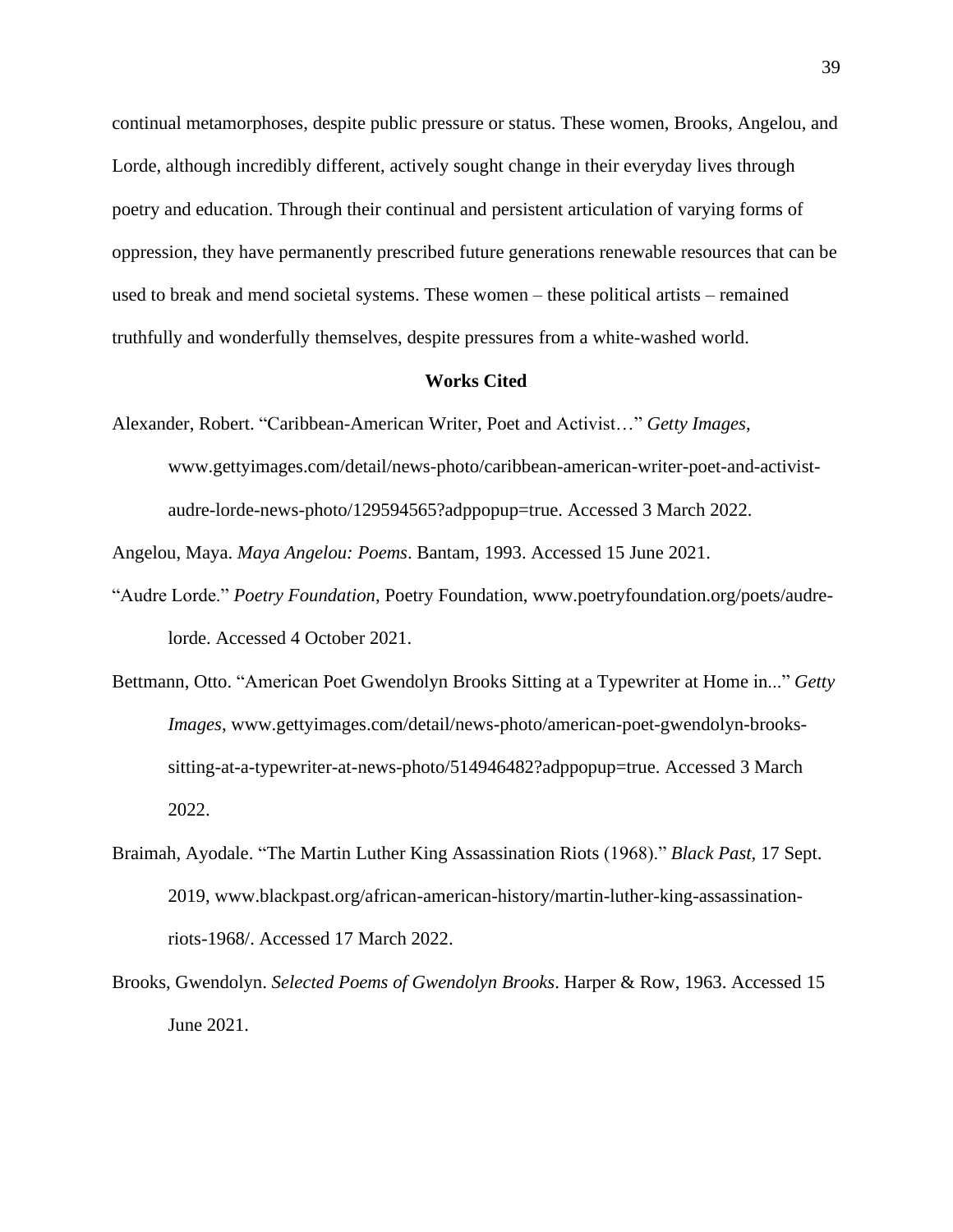continual metamorphoses, despite public pressure or status. These women, Brooks, Angelou, and Lorde, although incredibly different, actively sought change in their everyday lives through poetry and education. Through their continual and persistent articulation of varying forms of oppression, they have permanently prescribed future generations renewable resources that can be used to break and mend societal systems. These women – these political artists – remained truthfully and wonderfully themselves, despite pressures from a white-washed world.

## Works Cited

Alexander, Robert. "Caribbean-American Writer, Poet and Activist…" *Getty Images*, www.gettyimages.com/detail/news-photo/caribbean-american-writer-poet-and-activist-audre-lorde-news-photo/129594565?adppopup=true. Accessed 3 March 2022.

Angelou, Maya. *Maya Angelou: Poems*. Bantam, 1993. Accessed 15 June 2021.

"Audre Lorde." *Poetry Foundation*, Poetry Foundation, www.poetryfoundation.org/poets/audre-lorde. Accessed 4 October 2021.

Bettmann, Otto. "American Poet Gwendolyn Brooks Sitting at a Typewriter at Home in..." *Getty Images*, www.gettyimages.com/detail/news-photo/american-poet-gwendolyn-brooks-sitting-at-a-typewriter-at-news-photo/514946482?adppopup=true. Accessed 3 March 2022.

Braimah, Ayodale. "The Martin Luther King Assassination Riots (1968)." *Black Past*, 17 Sept. 2019, www.blackpast.org/african-american-history/martin-luther-king-assassination-riots-1968/. Accessed 17 March 2022.

Brooks, Gwendolyn. *Selected Poems of Gwendolyn Brooks*. Harper & Row, 1963. Accessed 15 June 2021.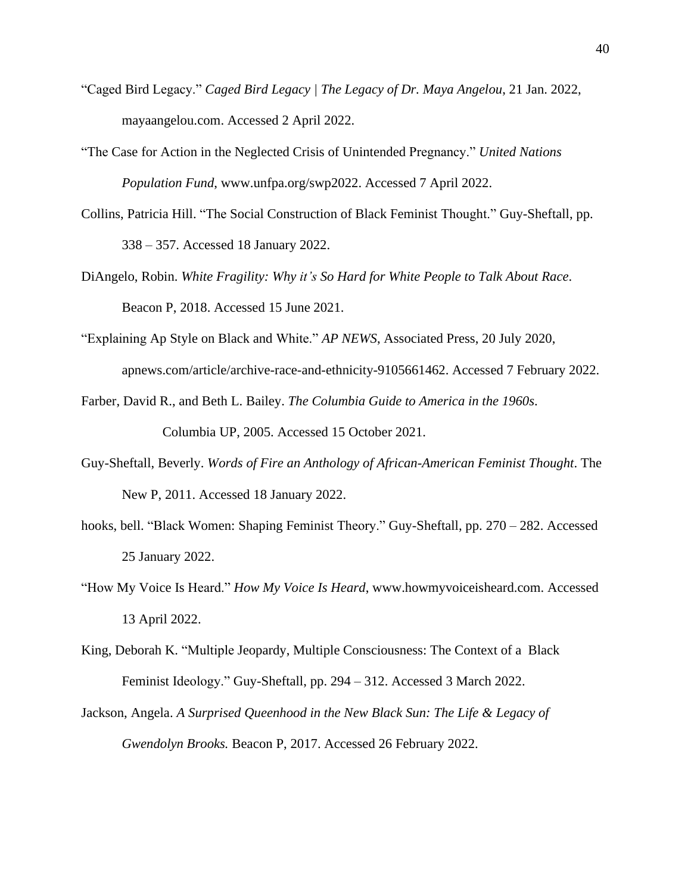"Caged Bird Legacy." *Caged Bird Legacy | The Legacy of Dr. Maya Angelou*, 21 Jan. 2022, mayaangelou.com. Accessed 2 April 2022.

"The Case for Action in the Neglected Crisis of Unintended Pregnancy." *United Nations Population Fund*, www.unfpa.org/swp2022. Accessed 7 April 2022.

Collins, Patricia Hill. "The Social Construction of Black Feminist Thought." Guy-Sheftall, pp. 338 – 357. Accessed 18 January 2022.

DiAngelo, Robin. *White Fragility: Why it's So Hard for White People to Talk About Race*. Beacon P, 2018. Accessed 15 June 2021.

"Explaining Ap Style on Black and White." *AP NEWS*, Associated Press, 20 July 2020, apnews.com/article/archive-race-and-ethnicity-9105661462. Accessed 7 February 2022.

Farber, David R., and Beth L. Bailey. *The Columbia Guide to America in the 1960s*. Columbia UP, 2005. Accessed 15 October 2021.

Guy-Sheftall, Beverly. *Words of Fire an Anthology of African-American Feminist Thought*. The New P, 2011. Accessed 18 January 2022.

hooks, bell. "Black Women: Shaping Feminist Theory." Guy-Sheftall, pp. 270 – 282. Accessed 25 January 2022.

"How My Voice Is Heard." *How My Voice Is Heard*, www.howmyvoiceisheard.com. Accessed 13 April 2022.

King, Deborah K. "Multiple Jeopardy, Multiple Consciousness: The Context of a Black Feminist Ideology." Guy-Sheftall, pp. 294 – 312. Accessed 3 March 2022.

Jackson, Angela. *A Surprised Queenhood in the New Black Sun: The Life & Legacy of Gwendolyn Brooks.* Beacon P, 2017. Accessed 26 February 2022.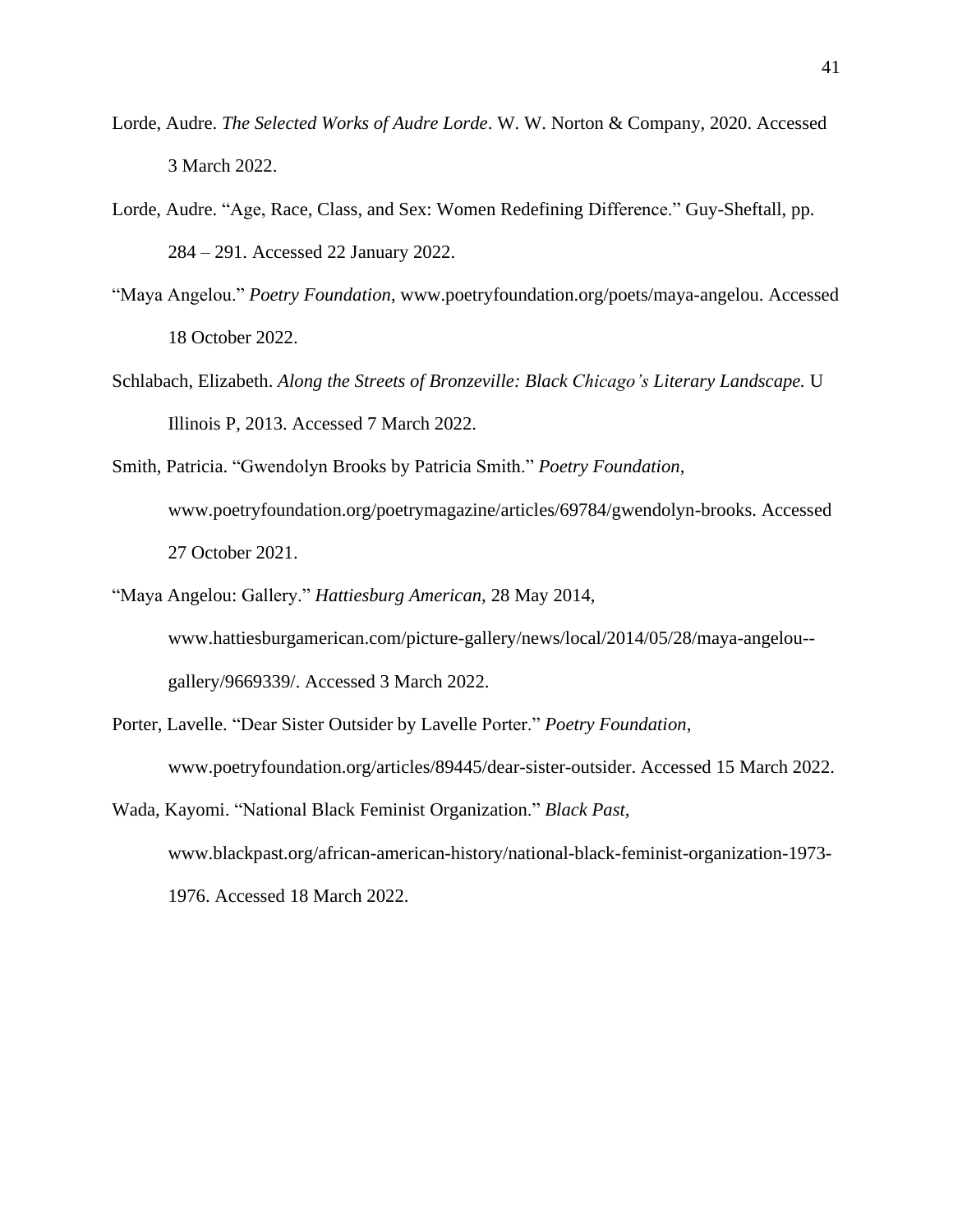Lorde, Audre. *The Selected Works of Audre Lorde*. W. W. Norton & Company, 2020. Accessed 3 March 2022.

Lorde, Audre. "Age, Race, Class, and Sex: Women Redefining Difference." Guy-Sheftall, pp. 284 – 291. Accessed 22 January 2022.

"Maya Angelou." *Poetry Foundation*, www.poetryfoundation.org/poets/maya-angelou. Accessed 18 October 2022.

Schlabach, Elizabeth. *Along the Streets of Bronzeville: Black Chicago's Literary Landscape.* U Illinois P, 2013. Accessed 7 March 2022.

Smith, Patricia. "Gwendolyn Brooks by Patricia Smith." *Poetry Foundation*, www.poetryfoundation.org/poetrymagazine/articles/69784/gwendolyn-brooks. Accessed 27 October 2021.

"Maya Angelou: Gallery." *Hattiesburg American*, 28 May 2014, www.hattiesburgamerican.com/picture-gallery/news/local/2014/05/28/maya-angelou--gallery/9669339/. Accessed 3 March 2022.

Porter, Lavelle. "Dear Sister Outsider by Lavelle Porter." *Poetry Foundation*, www.poetryfoundation.org/articles/89445/dear-sister-outsider. Accessed 15 March 2022.

Wada, Kayomi. "National Black Feminist Organization." *Black Past*, www.blackpast.org/african-american-history/national-black-feminist-organization-1973-1976. Accessed 18 March 2022.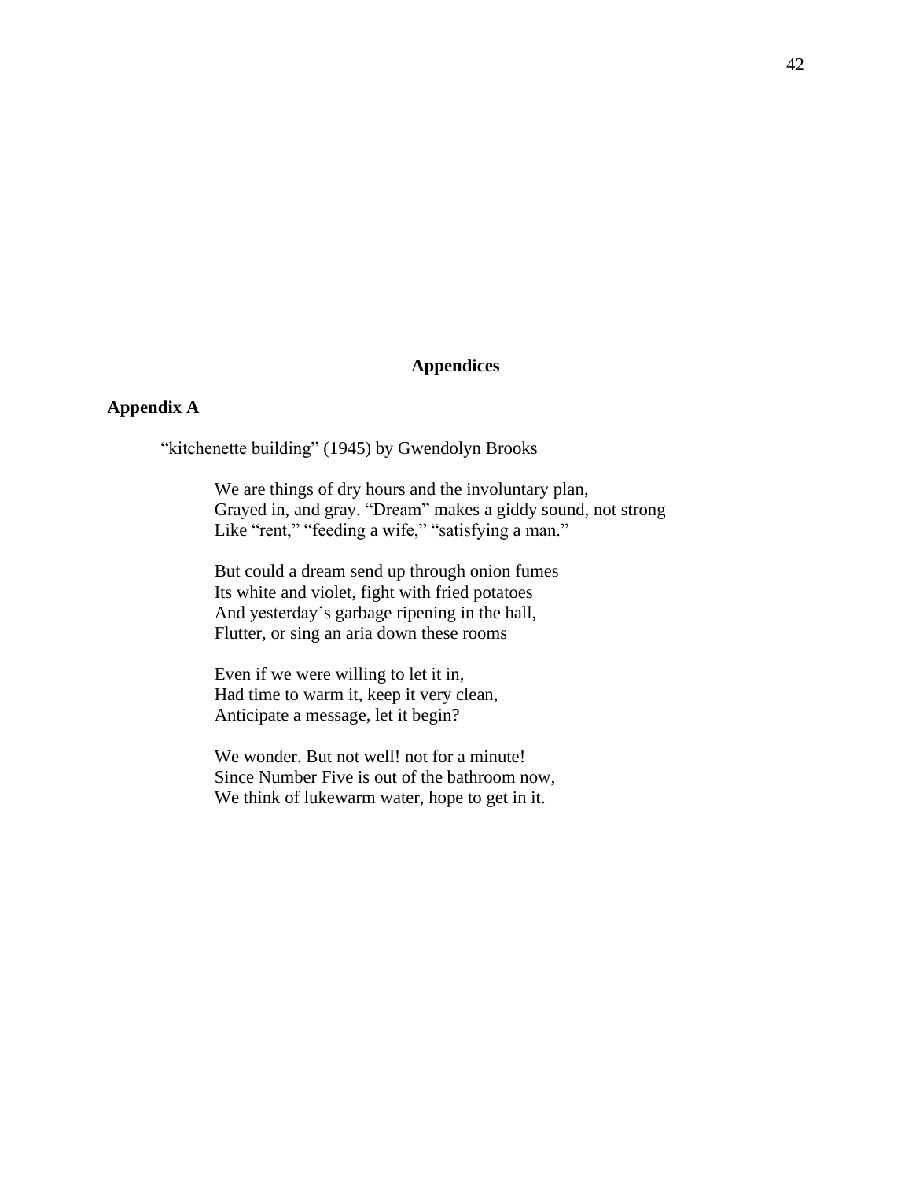# Appendices

## Appendix A

"kitchenette building" (1945) by Gwendolyn Brooks

> We are things of dry hours and the involuntary plan,
> Grayed in, and gray. "Dream" makes a giddy sound, not strong
> Like "rent," "feeding a wife," "satisfying a man."
>
> But could a dream send up through onion fumes
> Its white and violet, fight with fried potatoes
> And yesterday's garbage ripening in the hall,
> Flutter, or sing an aria down these rooms
>
> Even if we were willing to let it in,
> Had time to warm it, keep it very clean,
> Anticipate a message, let it begin?
>
> We wonder. But not well! not for a minute!
> Since Number Five is out of the bathroom now,
> We think of lukewarm water, hope to get in it.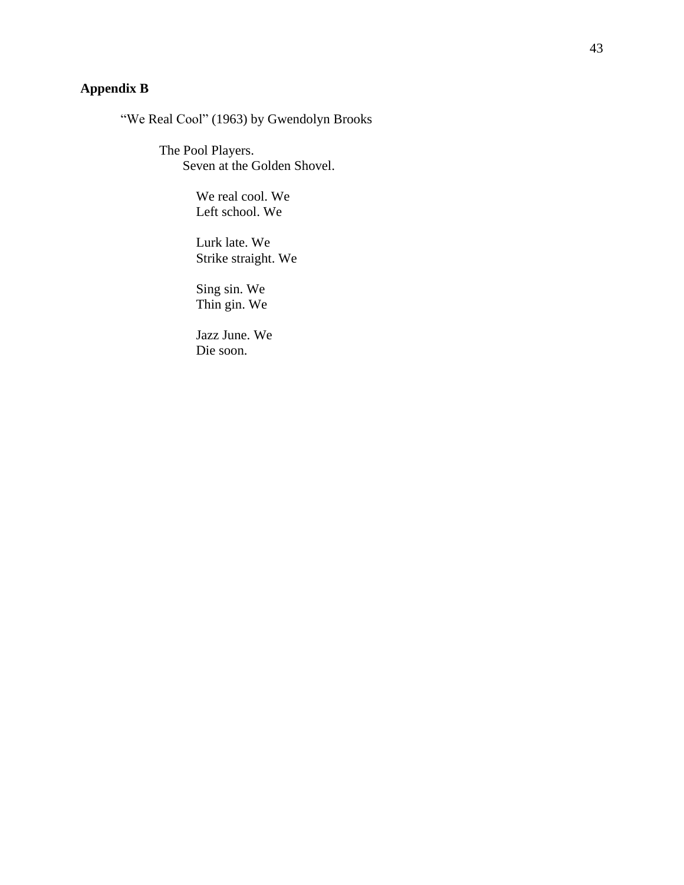## Appendix B

"We Real Cool" (1963) by Gwendolyn Brooks

The Pool Players.  
Seven at the Golden Shovel.

We real cool. We  
Left school. We

Lurk late. We  
Strike straight. We

Sing sin. We  
Thin gin. We

Jazz June. We  
Die soon.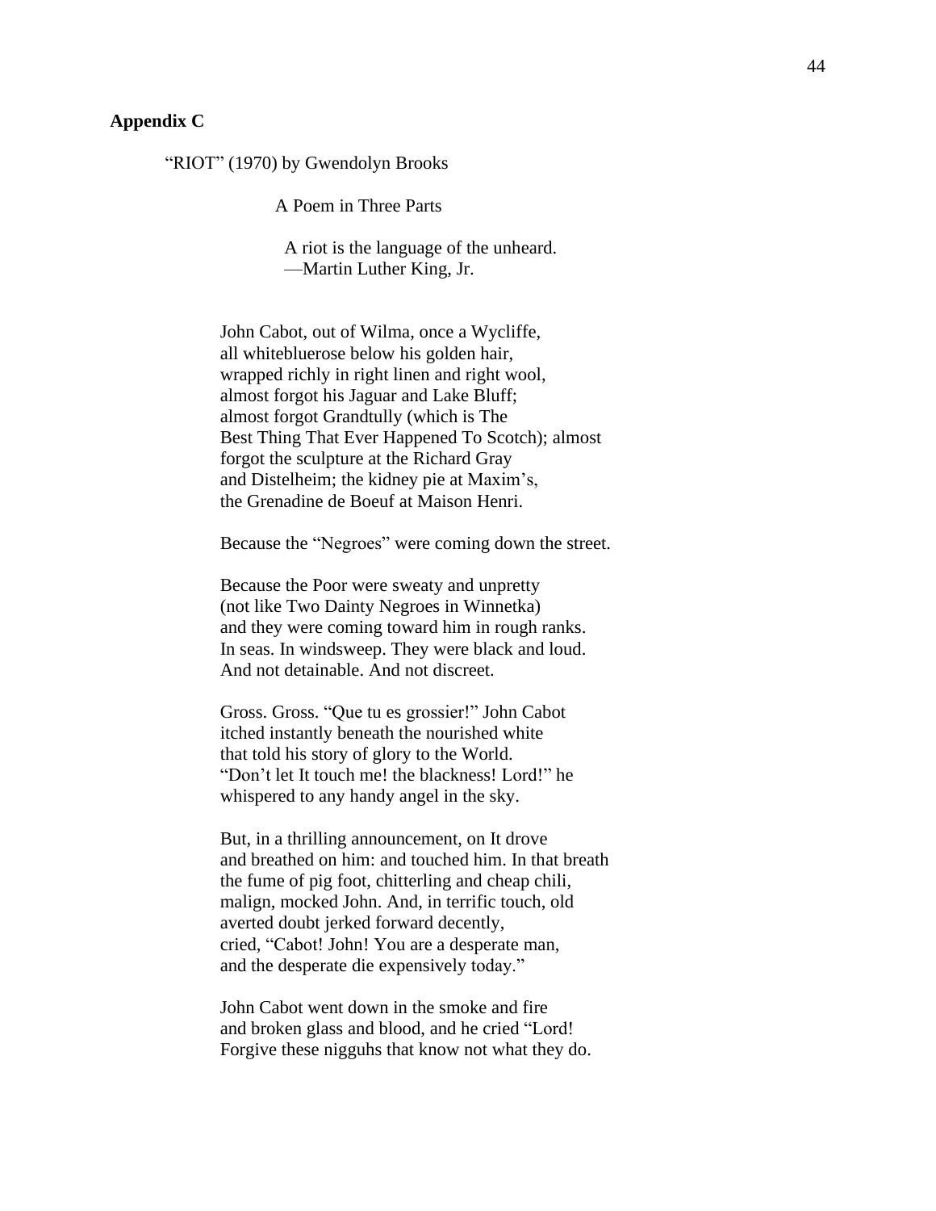**Appendix C**

"RIOT" (1970) by Gwendolyn Brooks

A Poem in Three Parts

A riot is the language of the unheard.
—Martin Luther King, Jr.

John Cabot, out of Wilma, once a Wycliffe,
all whitebluerose below his golden hair,
wrapped richly in right linen and right wool,
almost forgot his Jaguar and Lake Bluff;
almost forgot Grandtully (which is The
Best Thing That Ever Happened To Scotch); almost
forgot the sculpture at the Richard Gray
and Distelheim; the kidney pie at Maxim's,
the Grenadine de Boeuf at Maison Henri.

Because the "Negroes" were coming down the street.

Because the Poor were sweaty and unpretty
(not like Two Dainty Negroes in Winnetka)
and they were coming toward him in rough ranks.
In seas. In windsweep. They were black and loud.
And not detainable. And not discreet.

Gross. Gross. "Que tu es grossier!" John Cabot
itched instantly beneath the nourished white
that told his story of glory to the World.
"Don't let It touch me! the blackness! Lord!" he
whispered to any handy angel in the sky.

But, in a thrilling announcement, on It drove
and breathed on him: and touched him. In that breath
the fume of pig foot, chitterling and cheap chili,
malign, mocked John. And, in terrific touch, old
averted doubt jerked forward decently,
cried, "Cabot! John! You are a desperate man,
and the desperate die expensively today."

John Cabot went down in the smoke and fire
and broken glass and blood, and he cried "Lord!
Forgive these nigguhs that know not what they do.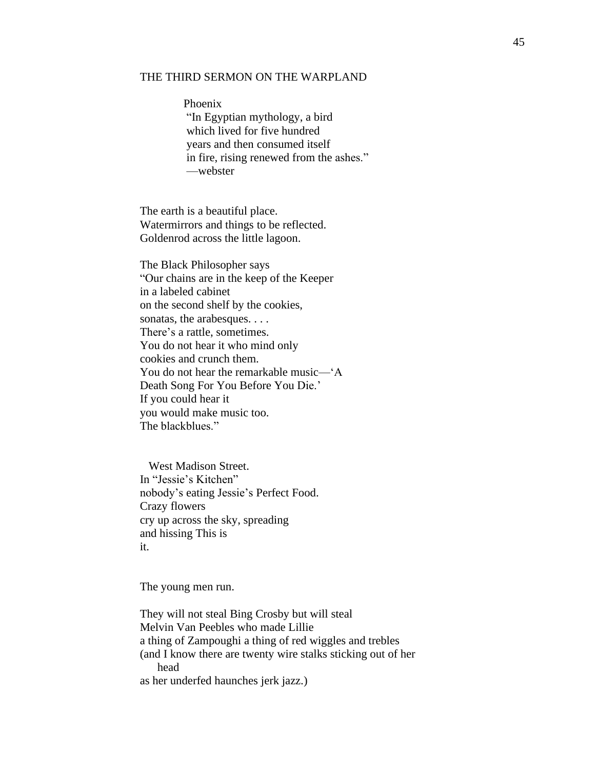# THE THIRD SERMON ON THE WARPLAND

> Phoenix
> "In Egyptian mythology, a bird
> which lived for five hundred
> years and then consumed itself
> in fire, rising renewed from the ashes."
> —webster

The earth is a beautiful place.
Watermirrors and things to be reflected.
Goldenrod across the little lagoon.

The Black Philosopher says
"Our chains are in the keep of the Keeper
in a labeled cabinet
on the second shelf by the cookies,
sonatas, the arabesques. . . .
There's a rattle, sometimes.
You do not hear it who mind only
cookies and crunch them.
You do not hear the remarkable music—'A
Death Song For You Before You Die.'
If you could hear it
you would make music too.
The blackblues."

West Madison Street.
In "Jessie's Kitchen"
nobody's eating Jessie's Perfect Food.
Crazy flowers
cry up across the sky, spreading
and hissing This is
it.

The young men run.

They will not steal Bing Crosby but will steal
Melvin Van Peebles who made Lillie
a thing of Zampoughi a thing of red wiggles and trebles
(and I know there are twenty wire stalks sticking out of her
head
as her underfed haunches jerk jazz.)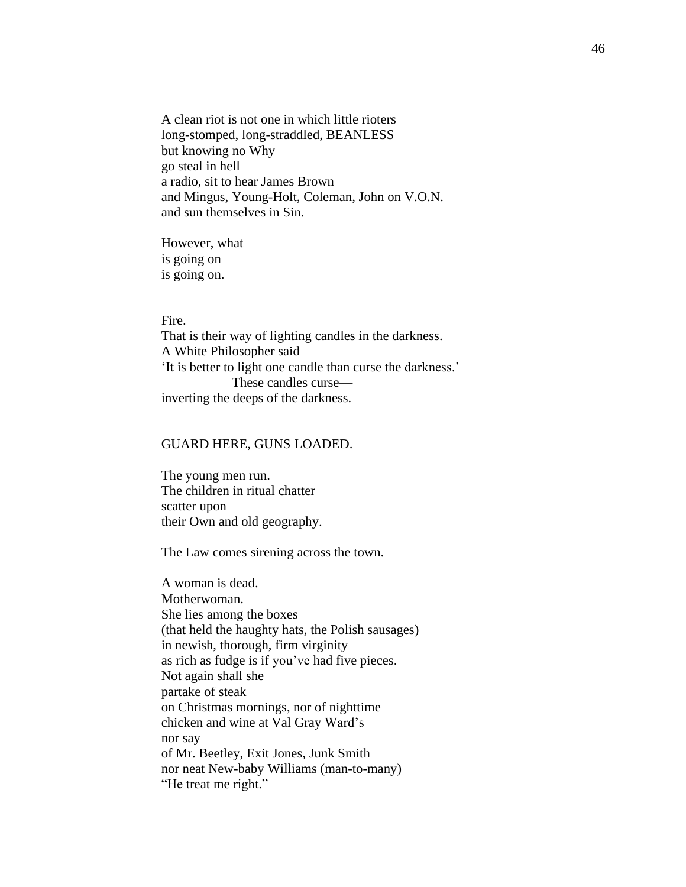A clean riot is not one in which little rioters  
long-stomped, long-straddled, BEANLESS  
but knowing no Why  
go steal in hell  
a radio, sit to hear James Brown  
and Mingus, Young-Holt, Coleman, John on V.O.N.  
and sun themselves in Sin.

However, what  
is going on  
is going on.

Fire.  
That is their way of lighting candles in the darkness.  
A White Philosopher said  
'It is better to light one candle than curse the darkness.'  
            These candles curse—  
inverting the deeps of the darkness.

GUARD HERE, GUNS LOADED.

The young men run.  
The children in ritual chatter  
scatter upon  
their Own and old geography.

The Law comes sirening across the town.

A woman is dead.  
Motherwoman.  
She lies among the boxes  
(that held the haughty hats, the Polish sausages)  
in newish, thorough, firm virginity  
as rich as fudge is if you've had five pieces.  
Not again shall she  
partake of steak  
on Christmas mornings, nor of nighttime  
chicken and wine at Val Gray Ward's  
nor say  
of Mr. Beetley, Exit Jones, Junk Smith  
nor neat New-baby Williams (man-to-many)  
"He treat me right."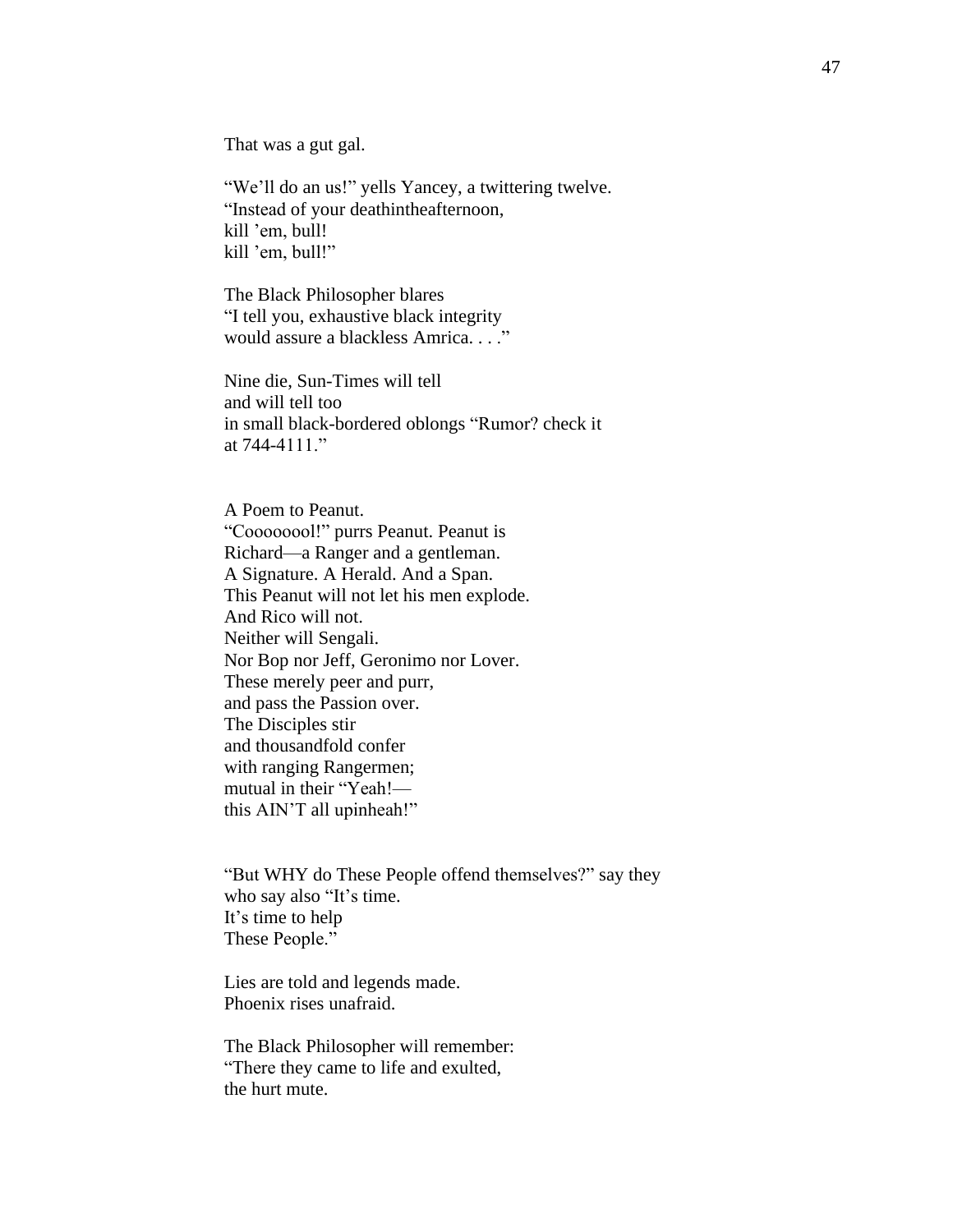That was a gut gal.

“We’ll do an us!” yells Yancey, a twittering twelve.
“Instead of your deathintheafternoon,
kill ’em, bull!
kill ’em, bull!”

The Black Philosopher blares
“I tell you, exhaustive black integrity
would assure a blackless Amrica. . . .”

Nine die, Sun-Times will tell
and will tell too
in small black-bordered oblongs “Rumor? check it
at 744-4111.”

A Poem to Peanut.
“Coooooool!” purrs Peanut. Peanut is
Richard—a Ranger and a gentleman.
A Signature. A Herald. And a Span.
This Peanut will not let his men explode.
And Rico will not.
Neither will Sengali.
Nor Bop nor Jeff, Geronimo nor Lover.
These merely peer and purr,
and pass the Passion over.
The Disciples stir
and thousandfold confer
with ranging Rangermen;
mutual in their “Yeah!—
this AIN’T all upinheah!”

“But WHY do These People offend themselves?” say they
who say also “It’s time.
It’s time to help
These People.”

Lies are told and legends made.
Phoenix rises unafraid.

The Black Philosopher will remember:
“There they came to life and exulted,
the hurt mute.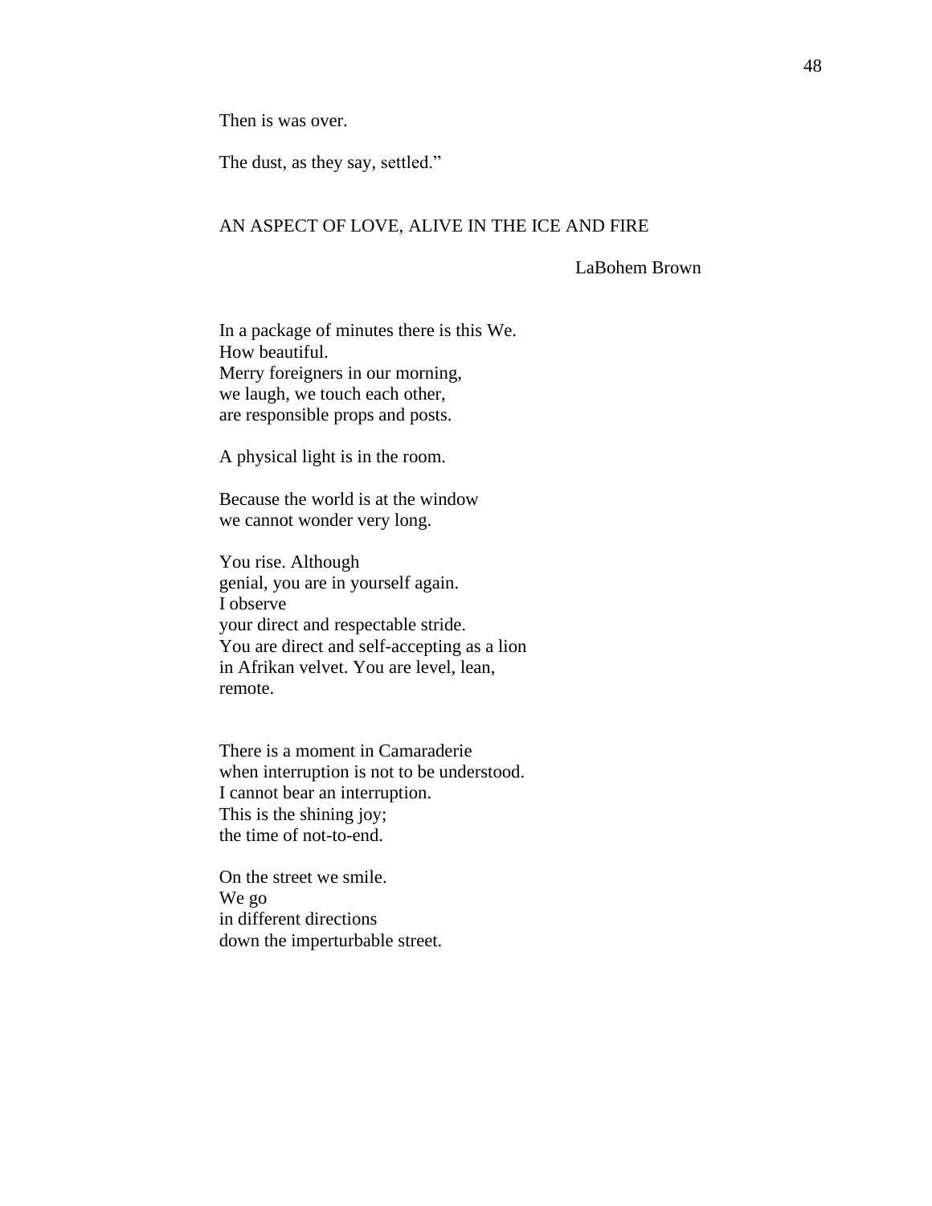Then is was over.

The dust, as they say, settled."

## AN ASPECT OF LOVE, ALIVE IN THE ICE AND FIRE

LaBohem Brown

In a package of minutes there is this We.  
How beautiful.  
Merry foreigners in our morning,  
we laugh, we touch each other,  
are responsible props and posts.

A physical light is in the room.

Because the world is at the window  
we cannot wonder very long.

You rise. Although  
genial, you are in yourself again.  
I observe  
your direct and respectable stride.  
You are direct and self-accepting as a lion  
in Afrikan velvet. You are level, lean,  
remote.

There is a moment in Camaraderie  
when interruption is not to be understood.  
I cannot bear an interruption.  
This is the shining joy;  
the time of not-to-end.

On the street we smile.  
We go  
in different directions  
down the imperturbable street.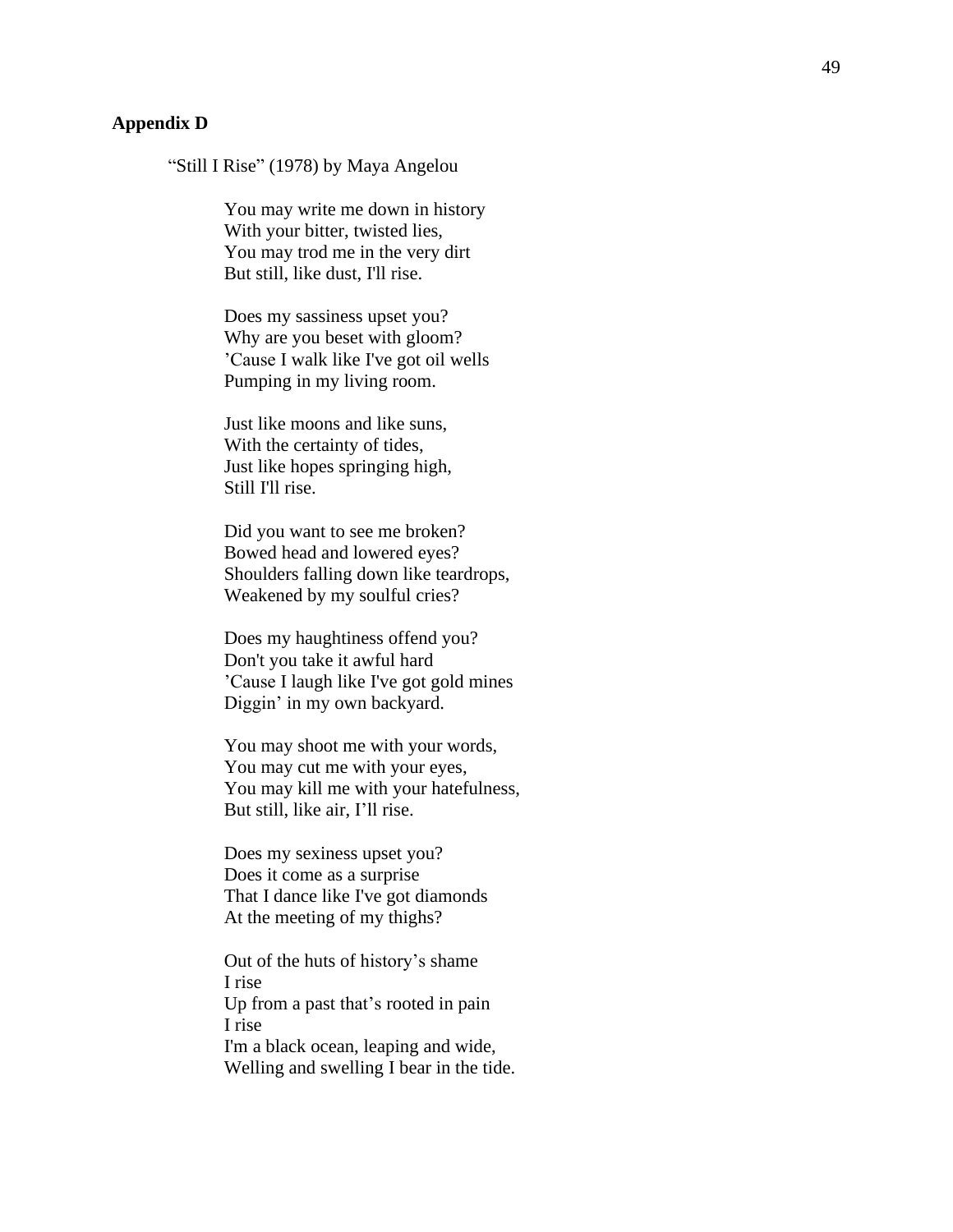**Appendix D**

"Still I Rise" (1978) by Maya Angelou

You may write me down in history
With your bitter, twisted lies,
You may trod me in the very dirt
But still, like dust, I'll rise.

Does my sassiness upset you?
Why are you beset with gloom?
'Cause I walk like I've got oil wells
Pumping in my living room.

Just like moons and like suns,
With the certainty of tides,
Just like hopes springing high,
Still I'll rise.

Did you want to see me broken?
Bowed head and lowered eyes?
Shoulders falling down like teardrops,
Weakened by my soulful cries?

Does my haughtiness offend you?
Don't you take it awful hard
'Cause I laugh like I've got gold mines
Diggin' in my own backyard.

You may shoot me with your words,
You may cut me with your eyes,
You may kill me with your hatefulness,
But still, like air, I'll rise.

Does my sexiness upset you?
Does it come as a surprise
That I dance like I've got diamonds
At the meeting of my thighs?

Out of the huts of history's shame
I rise
Up from a past that's rooted in pain
I rise
I'm a black ocean, leaping and wide,
Welling and swelling I bear in the tide.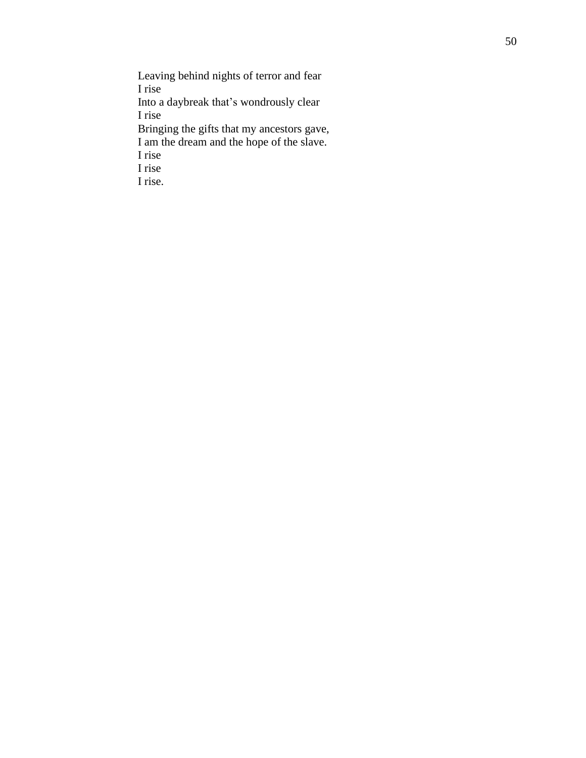Leaving behind nights of terror and fear  
I rise  
Into a daybreak that's wondrously clear  
I rise  
Bringing the gifts that my ancestors gave,  
I am the dream and the hope of the slave.  
I rise  
I rise  
I rise.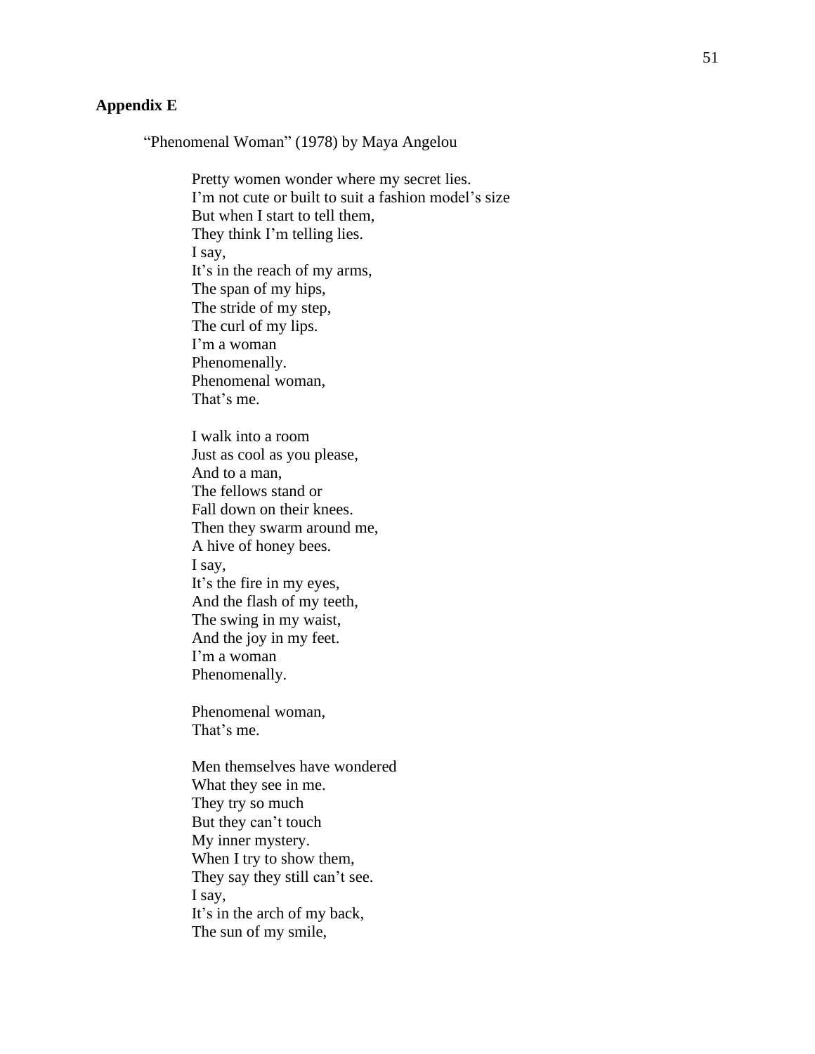**Appendix E**

"Phenomenal Woman" (1978) by Maya Angelou

Pretty women wonder where my secret lies.
I'm not cute or built to suit a fashion model's size
But when I start to tell them,
They think I'm telling lies.
I say,
It's in the reach of my arms,
The span of my hips,
The stride of my step,
The curl of my lips.
I'm a woman
Phenomenally.
Phenomenal woman,
That's me.

I walk into a room
Just as cool as you please,
And to a man,
The fellows stand or
Fall down on their knees.
Then they swarm around me,
A hive of honey bees.
I say,
It's the fire in my eyes,
And the flash of my teeth,
The swing in my waist,
And the joy in my feet.
I'm a woman
Phenomenally.

Phenomenal woman,
That's me.

Men themselves have wondered
What they see in me.
They try so much
But they can't touch
My inner mystery.
When I try to show them,
They say they still can't see.
I say,
It's in the arch of my back,
The sun of my smile,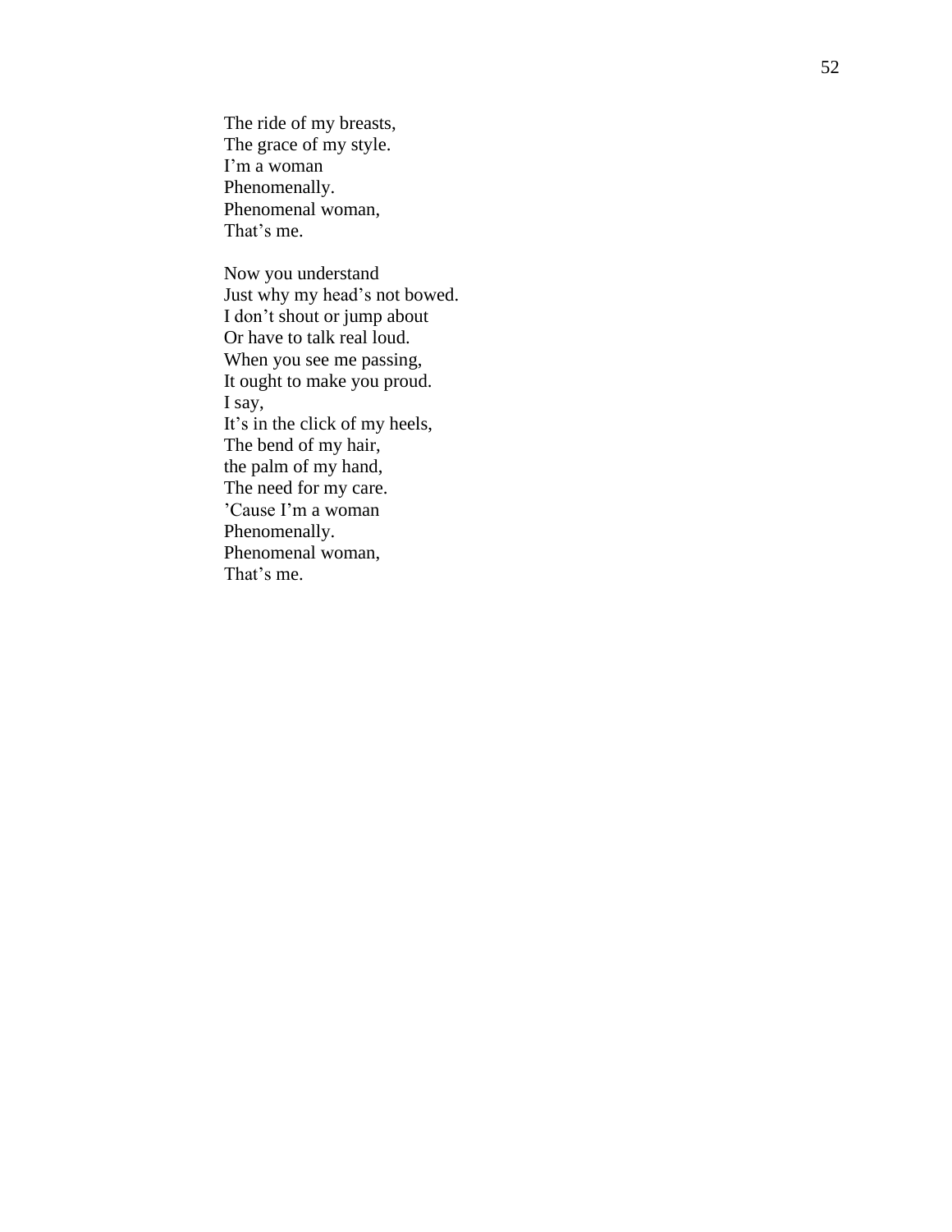The ride of my breasts,  
The grace of my style.  
I'm a woman  
Phenomenally.  
Phenomenal woman,  
That's me.

Now you understand  
Just why my head's not bowed.  
I don't shout or jump about  
Or have to talk real loud.  
When you see me passing,  
It ought to make you proud.  
I say,  
It's in the click of my heels,  
The bend of my hair,  
the palm of my hand,  
The need for my care.  
'Cause I'm a woman  
Phenomenally.  
Phenomenal woman,  
That's me.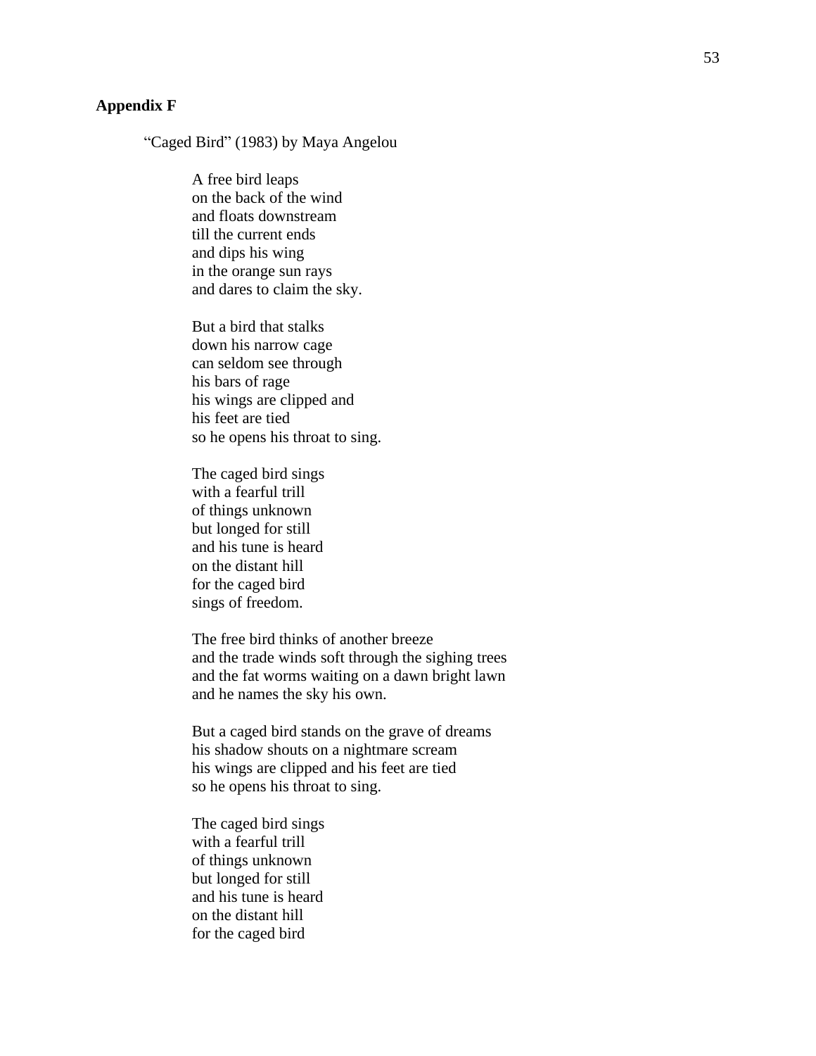**Appendix F**

"Caged Bird" (1983) by Maya Angelou

A free bird leaps  
on the back of the wind  
and floats downstream  
till the current ends  
and dips his wing  
in the orange sun rays  
and dares to claim the sky.

But a bird that stalks  
down his narrow cage  
can seldom see through  
his bars of rage  
his wings are clipped and  
his feet are tied  
so he opens his throat to sing.

The caged bird sings  
with a fearful trill  
of things unknown  
but longed for still  
and his tune is heard  
on the distant hill  
for the caged bird  
sings of freedom.

The free bird thinks of another breeze  
and the trade winds soft through the sighing trees  
and the fat worms waiting on a dawn bright lawn  
and he names the sky his own.

But a caged bird stands on the grave of dreams  
his shadow shouts on a nightmare scream  
his wings are clipped and his feet are tied  
so he opens his throat to sing.

The caged bird sings  
with a fearful trill  
of things unknown  
but longed for still  
and his tune is heard  
on the distant hill  
for the caged bird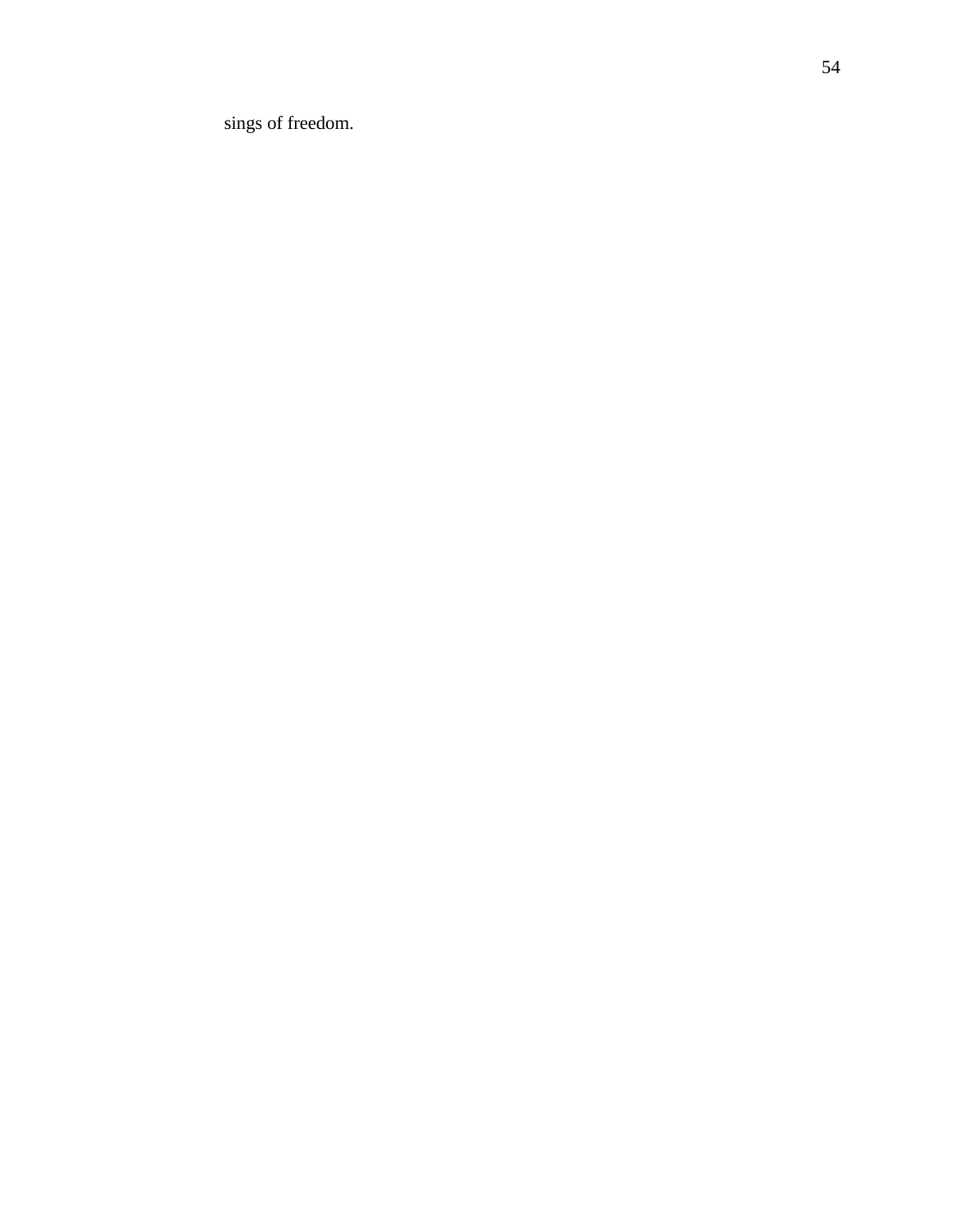sings of freedom.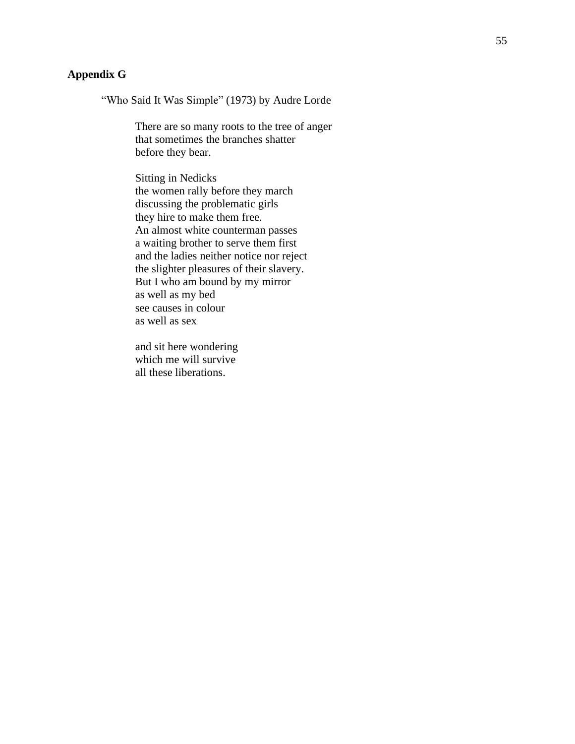## Appendix G

"Who Said It Was Simple" (1973) by Audre Lorde

There are so many roots to the tree of anger  
that sometimes the branches shatter  
before they bear.

Sitting in Nedicks  
the women rally before they march  
discussing the problematic girls  
they hire to make them free.  
An almost white counterman passes  
a waiting brother to serve them first  
and the ladies neither notice nor reject  
the slighter pleasures of their slavery.  
But I who am bound by my mirror  
as well as my bed  
see causes in colour  
as well as sex

and sit here wondering  
which me will survive  
all these liberations.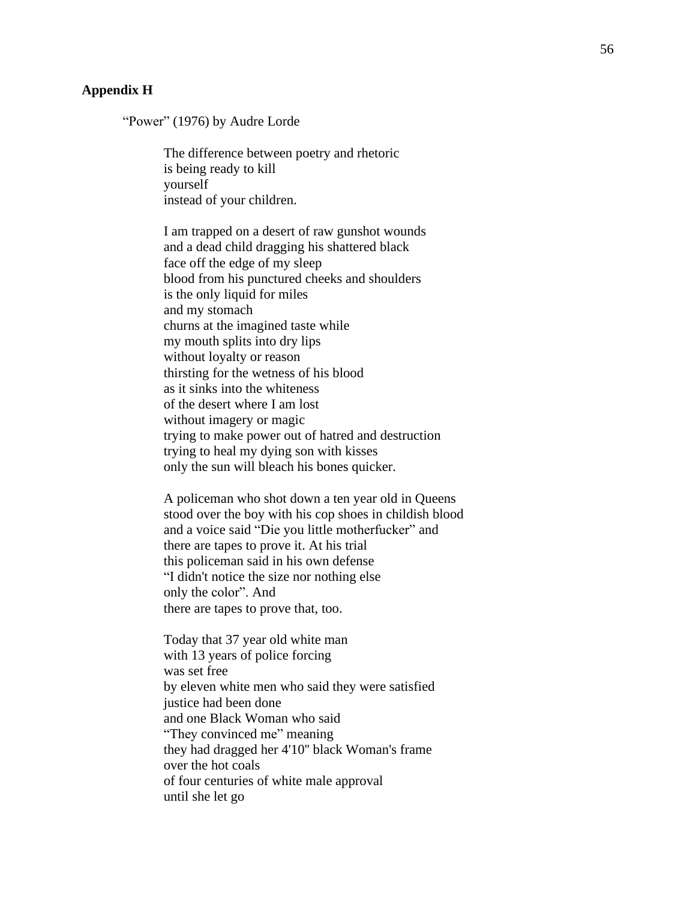## Appendix H

"Power" (1976) by Audre Lorde

The difference between poetry and rhetoric  
is being ready to kill  
yourself  
instead of your children.

I am trapped on a desert of raw gunshot wounds  
and a dead child dragging his shattered black  
face off the edge of my sleep  
blood from his punctured cheeks and shoulders  
is the only liquid for miles  
and my stomach  
churns at the imagined taste while  
my mouth splits into dry lips  
without loyalty or reason  
thirsting for the wetness of his blood  
as it sinks into the whiteness  
of the desert where I am lost  
without imagery or magic  
trying to make power out of hatred and destruction  
trying to heal my dying son with kisses  
only the sun will bleach his bones quicker.

A policeman who shot down a ten year old in Queens  
stood over the boy with his cop shoes in childish blood  
and a voice said "Die you little motherfucker" and  
there are tapes to prove it. At his trial  
this policeman said in his own defense  
"I didn't notice the size nor nothing else  
only the color". And  
there are tapes to prove that, too.

Today that 37 year old white man  
with 13 years of police forcing  
was set free  
by eleven white men who said they were satisfied  
justice had been done  
and one Black Woman who said  
"They convinced me" meaning  
they had dragged her 4'10'' black Woman's frame  
over the hot coals  
of four centuries of white male approval  
until she let go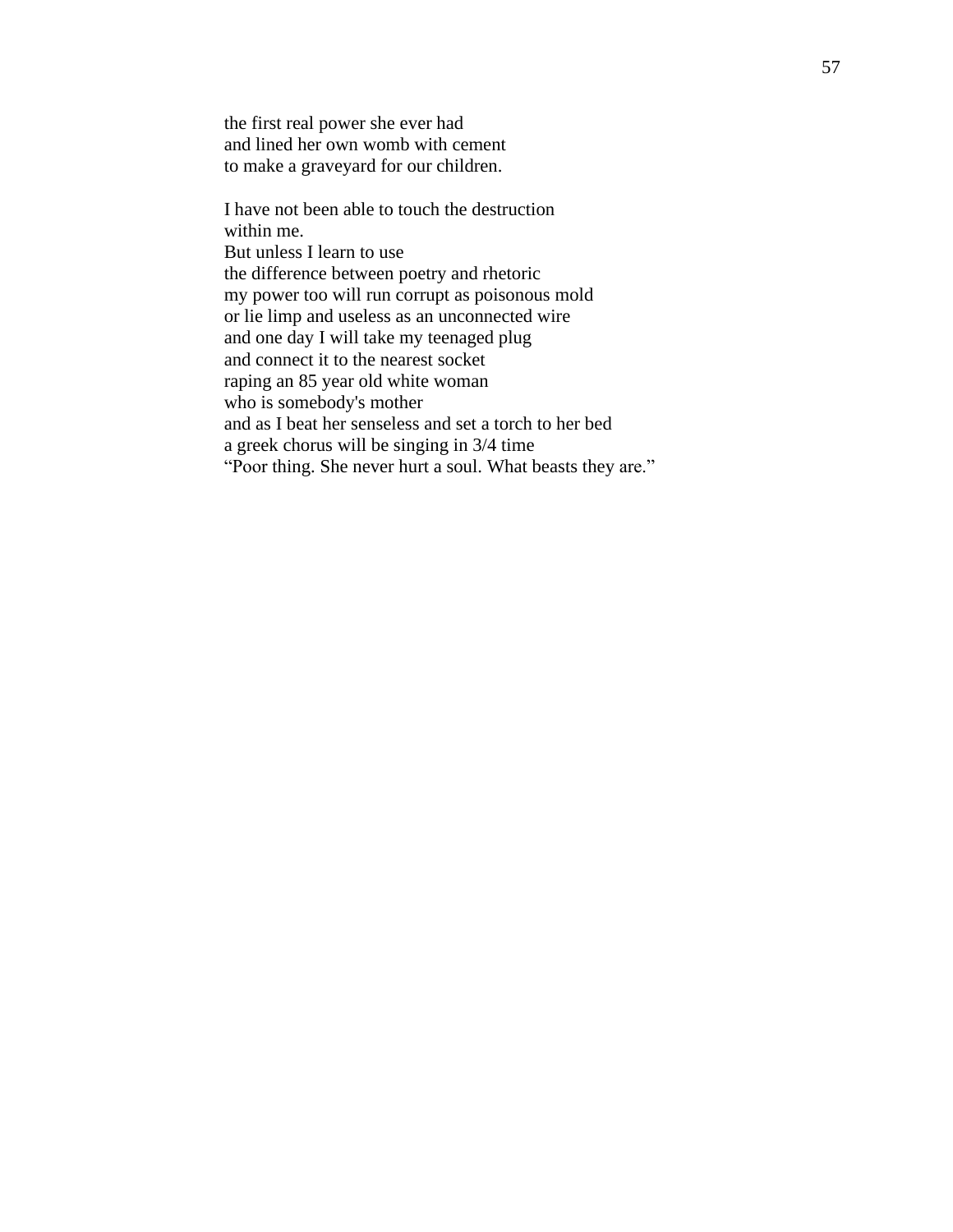the first real power she ever had
and lined her own womb with cement
to make a graveyard for our children.

I have not been able to touch the destruction
within me.
But unless I learn to use
the difference between poetry and rhetoric
my power too will run corrupt as poisonous mold
or lie limp and useless as an unconnected wire
and one day I will take my teenaged plug
and connect it to the nearest socket
raping an 85 year old white woman
who is somebody's mother
and as I beat her senseless and set a torch to her bed
a greek chorus will be singing in 3/4 time
"Poor thing. She never hurt a soul. What beasts they are."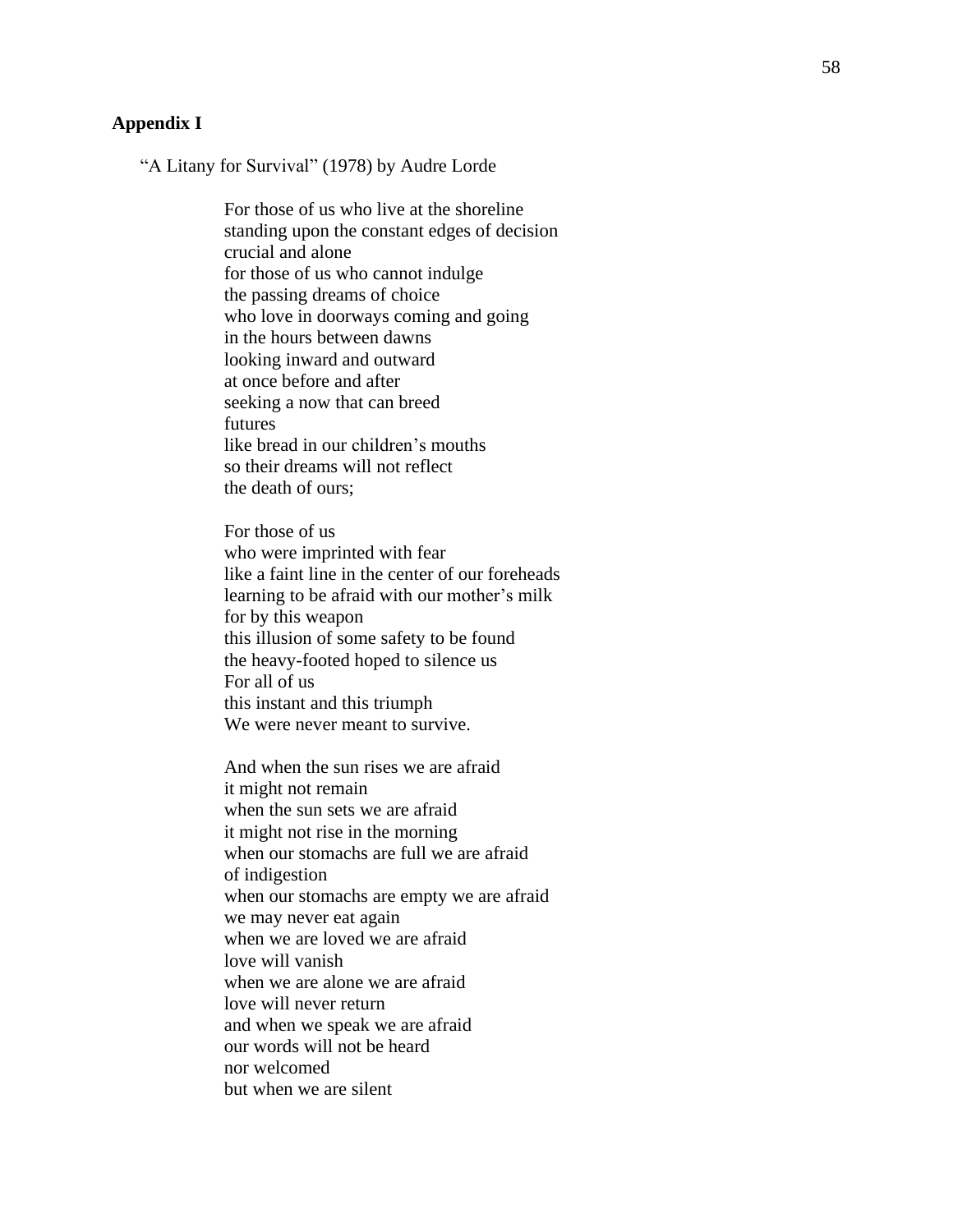**Appendix I**

"A Litany for Survival" (1978) by Audre Lorde

For those of us who live at the shoreline  
standing upon the constant edges of decision  
crucial and alone  
for those of us who cannot indulge  
the passing dreams of choice  
who love in doorways coming and going  
in the hours between dawns  
looking inward and outward  
at once before and after  
seeking a now that can breed  
futures  
like bread in our children's mouths  
so their dreams will not reflect  
the death of ours;

For those of us  
who were imprinted with fear  
like a faint line in the center of our foreheads  
learning to be afraid with our mother's milk  
for by this weapon  
this illusion of some safety to be found  
the heavy-footed hoped to silence us  
For all of us  
this instant and this triumph  
We were never meant to survive.

And when the sun rises we are afraid  
it might not remain  
when the sun sets we are afraid  
it might not rise in the morning  
when our stomachs are full we are afraid  
of indigestion  
when our stomachs are empty we are afraid  
we may never eat again  
when we are loved we are afraid  
love will vanish  
when we are alone we are afraid  
love will never return  
and when we speak we are afraid  
our words will not be heard  
nor welcomed  
but when we are silent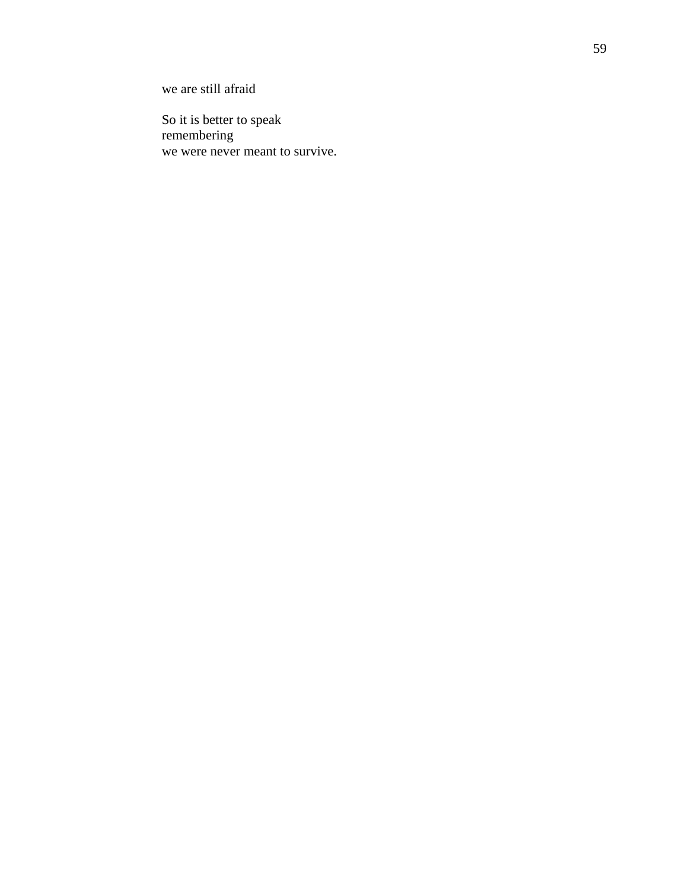we are still afraid

So it is better to speak  
remembering  
we were never meant to survive.